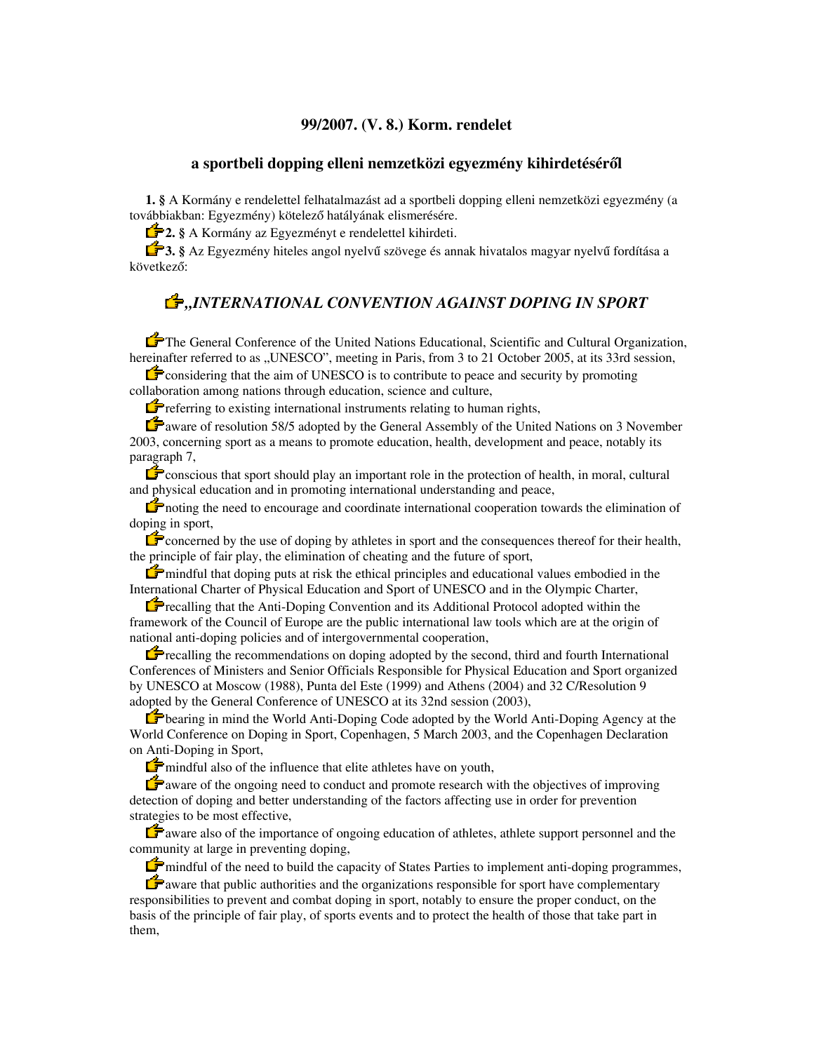# 99/2007. (V. 8.) Korm. rendelet

## a sportbeli dopping elleni nemzetközi egyezmény kihirdetéséről

**1. §** A Kormány e rendelettel felhatalmazást ad a sportbeli dopping elleni nemzetközi egyezmény (a továbbiakban: Egyezmény) kötelező hatályának elismerésére.

**2. §** A Kormány az Egyezményt e rendelettel kihirdeti.

**3. §** Az Egyezmény hiteles angol nyelvű szövege és annak hivatalos magyar nyelvű fordítása a következő:

## *„INTERNATIONAL CONVENTION AGAINST DOPING IN SPORT*

The General Conference of the United Nations Educational, Scientific and Cultural Organization, hereinafter referred to as „UNESCO", meeting in Paris, from 3 to 21 October 2005, at its 33rd session,

considering that the aim of UNESCO is to contribute to peace and security by promoting collaboration among nations through education, science and culture,

referring to existing international instruments relating to human rights,

aware of resolution 58/5 adopted by the General Assembly of the United Nations on 3 November 2003, concerning sport as a means to promote education, health, development and peace, notably its paragraph 7,

conscious that sport should play an important role in the protection of health, in moral, cultural and physical education and in promoting international understanding and peace,

noting the need to encourage and coordinate international cooperation towards the elimination of doping in sport,

concerned by the use of doping by athletes in sport and the consequences thereof for their health, the principle of fair play, the elimination of cheating and the future of sport,

mindful that doping puts at risk the ethical principles and educational values embodied in the International Charter of Physical Education and Sport of UNESCO and in the Olympic Charter,

recalling that the Anti-Doping Convention and its Additional Protocol adopted within the framework of the Council of Europe are the public international law tools which are at the origin of national anti-doping policies and of intergovernmental cooperation,

recalling the recommendations on doping adopted by the second, third and fourth International Conferences of Ministers and Senior Officials Responsible for Physical Education and Sport organized by UNESCO at Moscow (1988), Punta del Este (1999) and Athens (2004) and 32 C/Resolution 9 adopted by the General Conference of UNESCO at its 32nd session (2003),

bearing in mind the World Anti-Doping Code adopted by the World Anti-Doping Agency at the World Conference on Doping in Sport, Copenhagen, 5 March 2003, and the Copenhagen Declaration on Anti-Doping in Sport,

mindful also of the influence that elite athletes have on youth,

aware of the ongoing need to conduct and promote research with the objectives of improving detection of doping and better understanding of the factors affecting use in order for prevention strategies to be most effective,

aware also of the importance of ongoing education of athletes, athlete support personnel and the community at large in preventing doping,

mindful of the need to build the capacity of States Parties to implement anti-doping programmes,

aware that public authorities and the organizations responsible for sport have complementary responsibilities to prevent and combat doping in sport, notably to ensure the proper conduct, on the basis of the principle of fair play, of sports events and to protect the health of those that take part in them,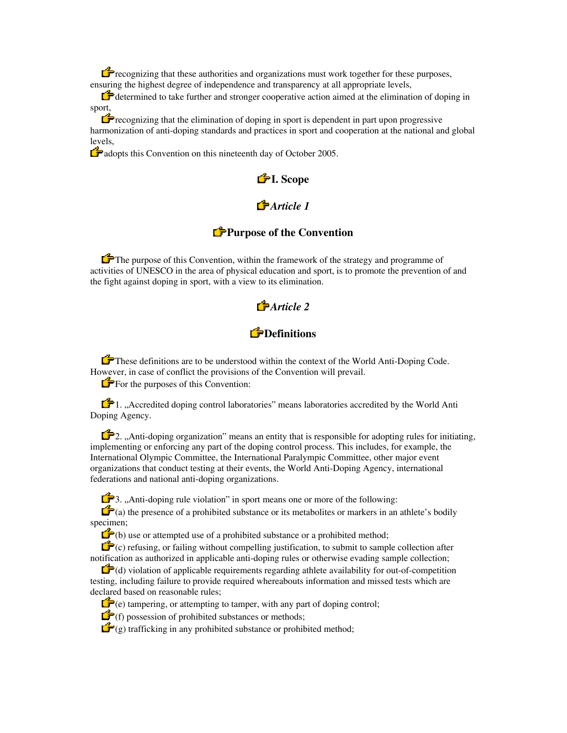recognizing that these authorities and organizations must work together for these purposes, ensuring the highest degree of independence and transparency at all appropriate levels,

determined to take further and stronger cooperative action aimed at the elimination of doping in sport,

recognizing that the elimination of doping in sport is dependent in part upon progressive harmonization of anti-doping standards and practices in sport and cooperation at the national and global levels,

adopts this Convention on this nineteenth day of October 2005.

## I. Scope

### *Article 1*

### Purpose of the Convention

The purpose of this Convention, within the framework of the strategy and programme of activities of UNESCO in the area of physical education and sport, is to promote the prevention of and the fight against doping in sport, with a view to its elimination.

### *Article 2*

### Definitions

These definitions are to be understood within the context of the World Anti-Doping Code. However, in case of conflict the provisions of the Convention will prevail.

For the purposes of this Convention:

1. „Accredited doping control laboratories" means laboratories accredited by the World Anti Doping Agency.

2. „Anti-doping organization" means an entity that is responsible for adopting rules for initiating, implementing or enforcing any part of the doping control process. This includes, for example, the International Olympic Committee, the International Paralympic Committee, other major event organizations that conduct testing at their events, the World Anti-Doping Agency, international federations and national anti-doping organizations.

3. „Anti-doping rule violation" in sport means one or more of the following:

(a) the presence of a prohibited substance or its metabolites or markers in an athlete's bodily specimen;

(b) use or attempted use of a prohibited substance or a prohibited method;

(c) refusing, or failing without compelling justification, to submit to sample collection after notification as authorized in applicable anti-doping rules or otherwise evading sample collection;

(d) violation of applicable requirements regarding athlete availability for out-of-competition testing, including failure to provide required whereabouts information and missed tests which are declared based on reasonable rules;

(e) tampering, or attempting to tamper, with any part of doping control;

(f) possession of prohibited substances or methods;

(g) trafficking in any prohibited substance or prohibited method;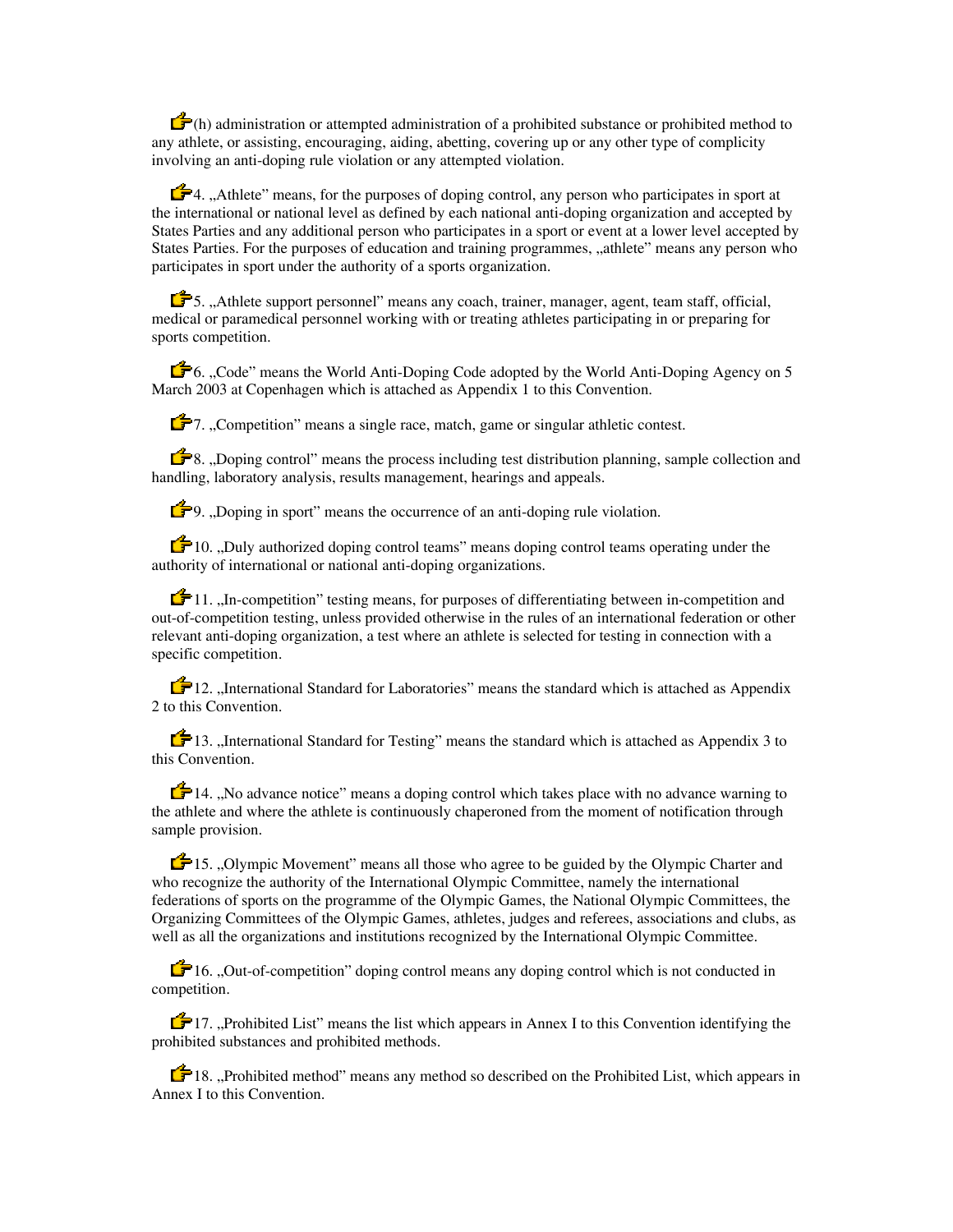(h) administration or attempted administration of a prohibited substance or prohibited method to any athlete, or assisting, encouraging, aiding, abetting, covering up or any other type of complicity involving an anti-doping rule violation or any attempted violation.

4. „Athlete" means, for the purposes of doping control, any person who participates in sport at the international or national level as defined by each national anti-doping organization and accepted by States Parties and any additional person who participates in a sport or event at a lower level accepted by States Parties. For the purposes of education and training programmes, „athlete" means any person who participates in sport under the authority of a sports organization.

5. „Athlete support personnel" means any coach, trainer, manager, agent, team staff, official, medical or paramedical personnel working with or treating athletes participating in or preparing for sports competition.

6. „Code" means the World Anti-Doping Code adopted by the World Anti-Doping Agency on 5 March 2003 at Copenhagen which is attached as Appendix 1 to this Convention.

7. „Competition" means a single race, match, game or singular athletic contest.

8. „Doping control" means the process including test distribution planning, sample collection and handling, laboratory analysis, results management, hearings and appeals.

9. „Doping in sport" means the occurrence of an anti-doping rule violation.

10. „Duly authorized doping control teams" means doping control teams operating under the authority of international or national anti-doping organizations.

11. „In-competition" testing means, for purposes of differentiating between in-competition and out-of-competition testing, unless provided otherwise in the rules of an international federation or other relevant anti-doping organization, a test where an athlete is selected for testing in connection with a specific competition.

12. „International Standard for Laboratories" means the standard which is attached as Appendix 2 to this Convention.

13. „International Standard for Testing" means the standard which is attached as Appendix 3 to this Convention.

14. „No advance notice" means a doping control which takes place with no advance warning to the athlete and where the athlete is continuously chaperoned from the moment of notification through sample provision.

15. „Olympic Movement" means all those who agree to be guided by the Olympic Charter and who recognize the authority of the International Olympic Committee, namely the international federations of sports on the programme of the Olympic Games, the National Olympic Committees, the Organizing Committees of the Olympic Games, athletes, judges and referees, associations and clubs, as well as all the organizations and institutions recognized by the International Olympic Committee.

16. „Out-of-competition" doping control means any doping control which is not conducted in competition.

17. „Prohibited List" means the list which appears in Annex I to this Convention identifying the prohibited substances and prohibited methods.

18. „Prohibited method" means any method so described on the Prohibited List, which appears in Annex I to this Convention.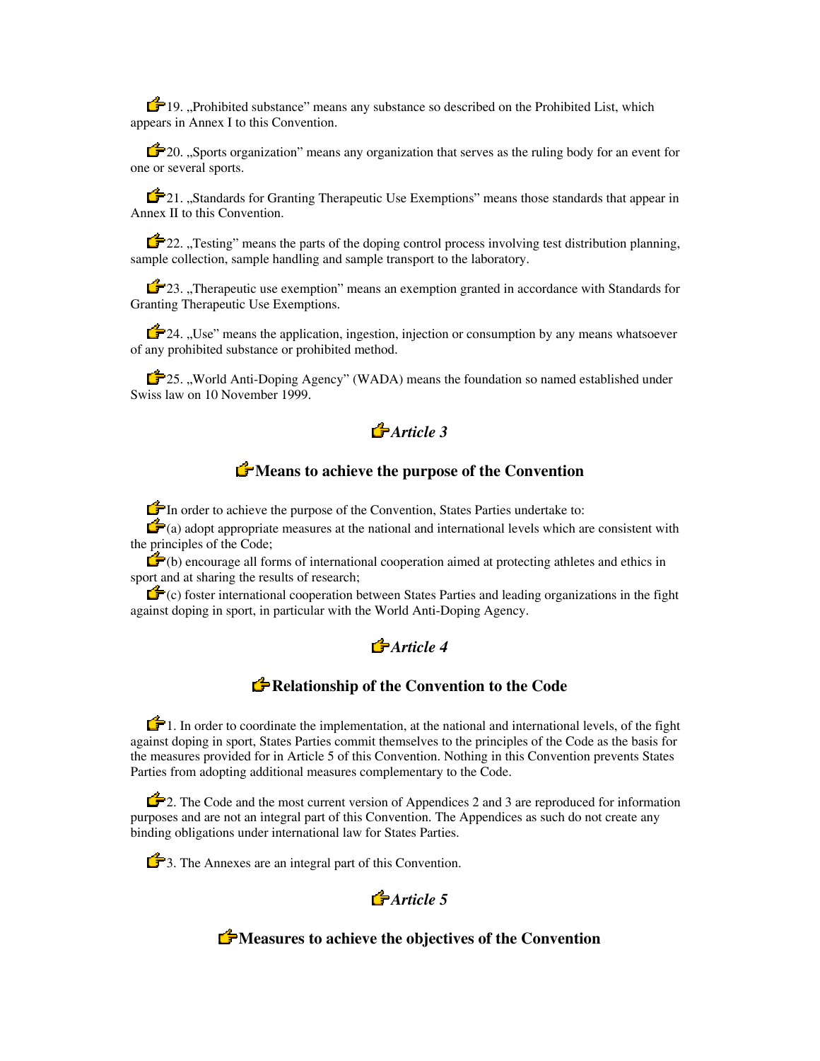19. „Prohibited substance" means any substance so described on the Prohibited List, which appears in Annex I to this Convention.

20. „Sports organization" means any organization that serves as the ruling body for an event for one or several sports.

21. „Standards for Granting Therapeutic Use Exemptions" means those standards that appear in Annex II to this Convention.

22. „Testing" means the parts of the doping control process involving test distribution planning, sample collection, sample handling and sample transport to the laboratory.

23. „Therapeutic use exemption" means an exemption granted in accordance with Standards for Granting Therapeutic Use Exemptions.

24. „Use" means the application, ingestion, injection or consumption by any means whatsoever of any prohibited substance or prohibited method.

25. „World Anti-Doping Agency" (WADA) means the foundation so named established under Swiss law on 10 November 1999.

## *Article 3*

## Means to achieve the purpose of the Convention

In order to achieve the purpose of the Convention, States Parties undertake to:

(a) adopt appropriate measures at the national and international levels which are consistent with the principles of the Code;

(b) encourage all forms of international cooperation aimed at protecting athletes and ethics in sport and at sharing the results of research;

(c) foster international cooperation between States Parties and leading organizations in the fight against doping in sport, in particular with the World Anti-Doping Agency.

## *Article 4*

## Relationship of the Convention to the Code

1. In order to coordinate the implementation, at the national and international levels, of the fight against doping in sport, States Parties commit themselves to the principles of the Code as the basis for the measures provided for in Article 5 of this Convention. Nothing in this Convention prevents States Parties from adopting additional measures complementary to the Code.

2. The Code and the most current version of Appendices 2 and 3 are reproduced for information purposes and are not an integral part of this Convention. The Appendices as such do not create any binding obligations under international law for States Parties.

3. The Annexes are an integral part of this Convention.

## *Article 5*

## Measures to achieve the objectives of the Convention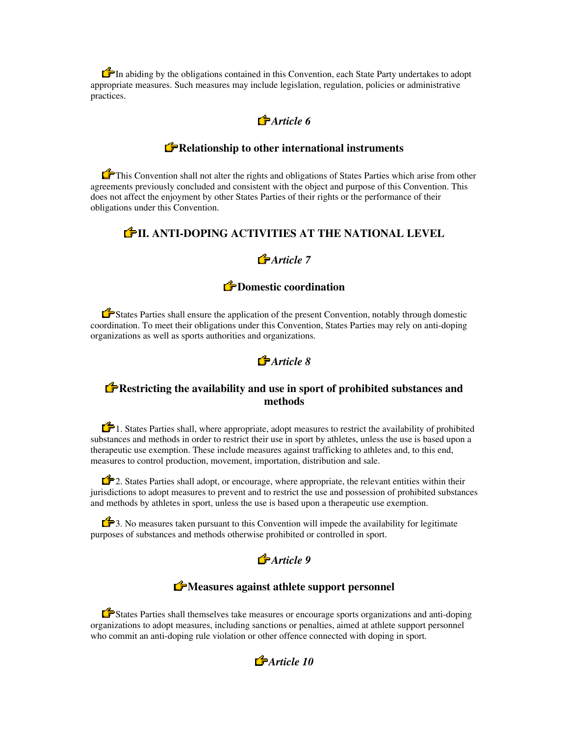In abiding by the obligations contained in this Convention, each State Party undertakes to adopt appropriate measures. Such measures may include legislation, regulation, policies or administrative practices.

### *Article 6*

### Relationship to other international instruments

This Convention shall not alter the rights and obligations of States Parties which arise from other agreements previously concluded and consistent with the object and purpose of this Convention. This does not affect the enjoyment by other States Parties of their rights or the performance of their obligations under this Convention.

## II. ANTI-DOPING ACTIVITIES AT THE NATIONAL LEVEL

### *Article 7*

### Domestic coordination

States Parties shall ensure the application of the present Convention, notably through domestic coordination. To meet their obligations under this Convention, States Parties may rely on anti-doping organizations as well as sports authorities and organizations.

### *Article 8*

### Restricting the availability and use in sport of prohibited substances and methods

1. States Parties shall, where appropriate, adopt measures to restrict the availability of prohibited substances and methods in order to restrict their use in sport by athletes, unless the use is based upon a therapeutic use exemption. These include measures against trafficking to athletes and, to this end, measures to control production, movement, importation, distribution and sale.

2. States Parties shall adopt, or encourage, where appropriate, the relevant entities within their jurisdictions to adopt measures to prevent and to restrict the use and possession of prohibited substances and methods by athletes in sport, unless the use is based upon a therapeutic use exemption.

3. No measures taken pursuant to this Convention will impede the availability for legitimate purposes of substances and methods otherwise prohibited or controlled in sport.

### *Article 9*

### Measures against athlete support personnel

States Parties shall themselves take measures or encourage sports organizations and anti-doping organizations to adopt measures, including sanctions or penalties, aimed at athlete support personnel who commit an anti-doping rule violation or other offence connected with doping in sport.

### *Article 10*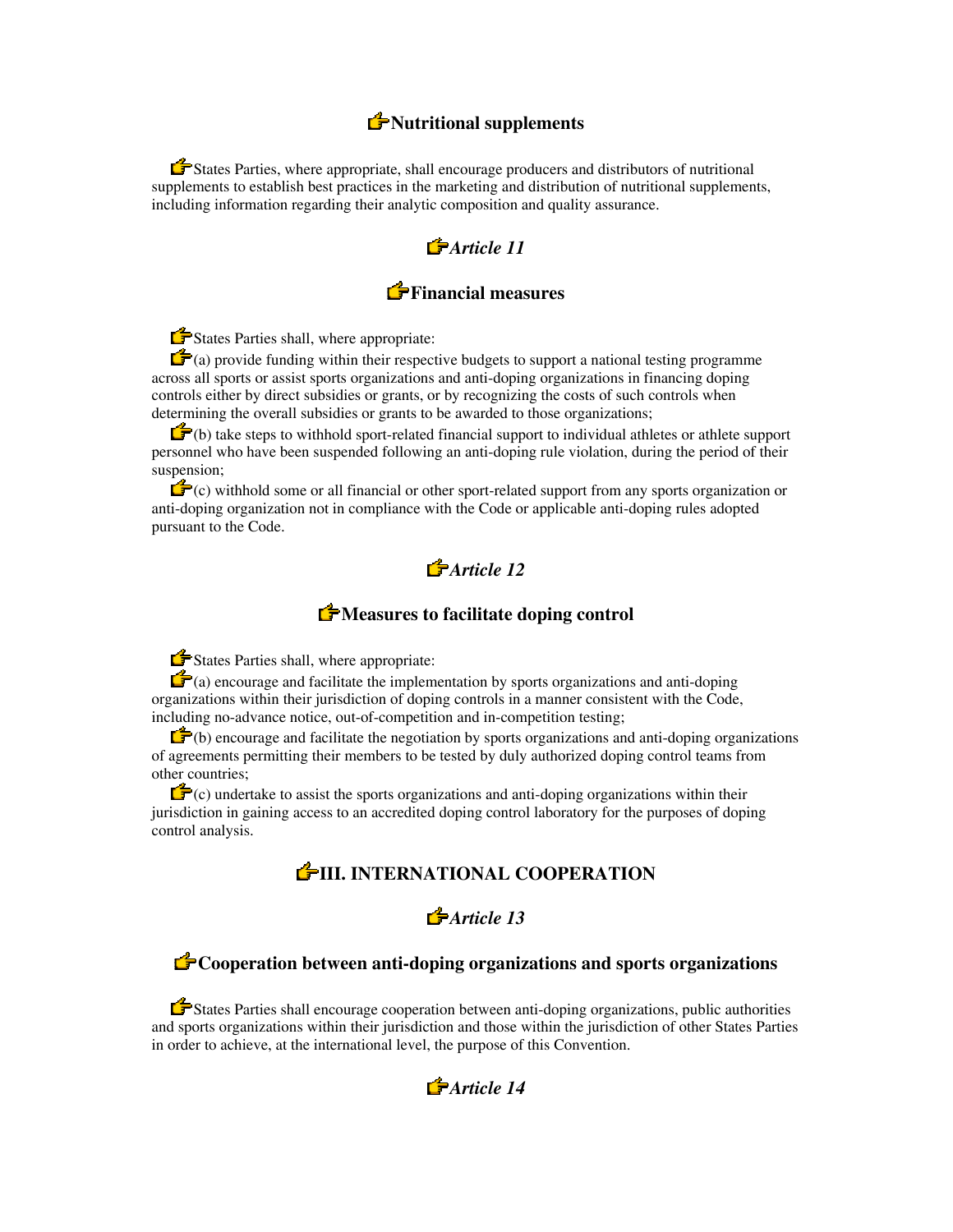## Nutritional supplements

States Parties, where appropriate, shall encourage producers and distributors of nutritional supplements to establish best practices in the marketing and distribution of nutritional supplements, including information regarding their analytic composition and quality assurance.

### *Article 11*

## Financial measures

States Parties shall, where appropriate:

(a) provide funding within their respective budgets to support a national testing programme across all sports or assist sports organizations and anti-doping organizations in financing doping controls either by direct subsidies or grants, or by recognizing the costs of such controls when determining the overall subsidies or grants to be awarded to those organizations;

(b) take steps to withhold sport-related financial support to individual athletes or athlete support personnel who have been suspended following an anti-doping rule violation, during the period of their suspension;

(c) withhold some or all financial or other sport-related support from any sports organization or anti-doping organization not in compliance with the Code or applicable anti-doping rules adopted pursuant to the Code.

### *Article 12*

## Measures to facilitate doping control

States Parties shall, where appropriate:

(a) encourage and facilitate the implementation by sports organizations and anti-doping organizations within their jurisdiction of doping controls in a manner consistent with the Code, including no-advance notice, out-of-competition and in-competition testing;

(b) encourage and facilitate the negotiation by sports organizations and anti-doping organizations of agreements permitting their members to be tested by duly authorized doping control teams from other countries;

(c) undertake to assist the sports organizations and anti-doping organizations within their jurisdiction in gaining access to an accredited doping control laboratory for the purposes of doping control analysis.

# III. INTERNATIONAL COOPERATION

### *Article 13*

## Cooperation between anti-doping organizations and sports organizations

States Parties shall encourage cooperation between anti-doping organizations, public authorities and sports organizations within their jurisdiction and those within the jurisdiction of other States Parties in order to achieve, at the international level, the purpose of this Convention.

### *Article 14*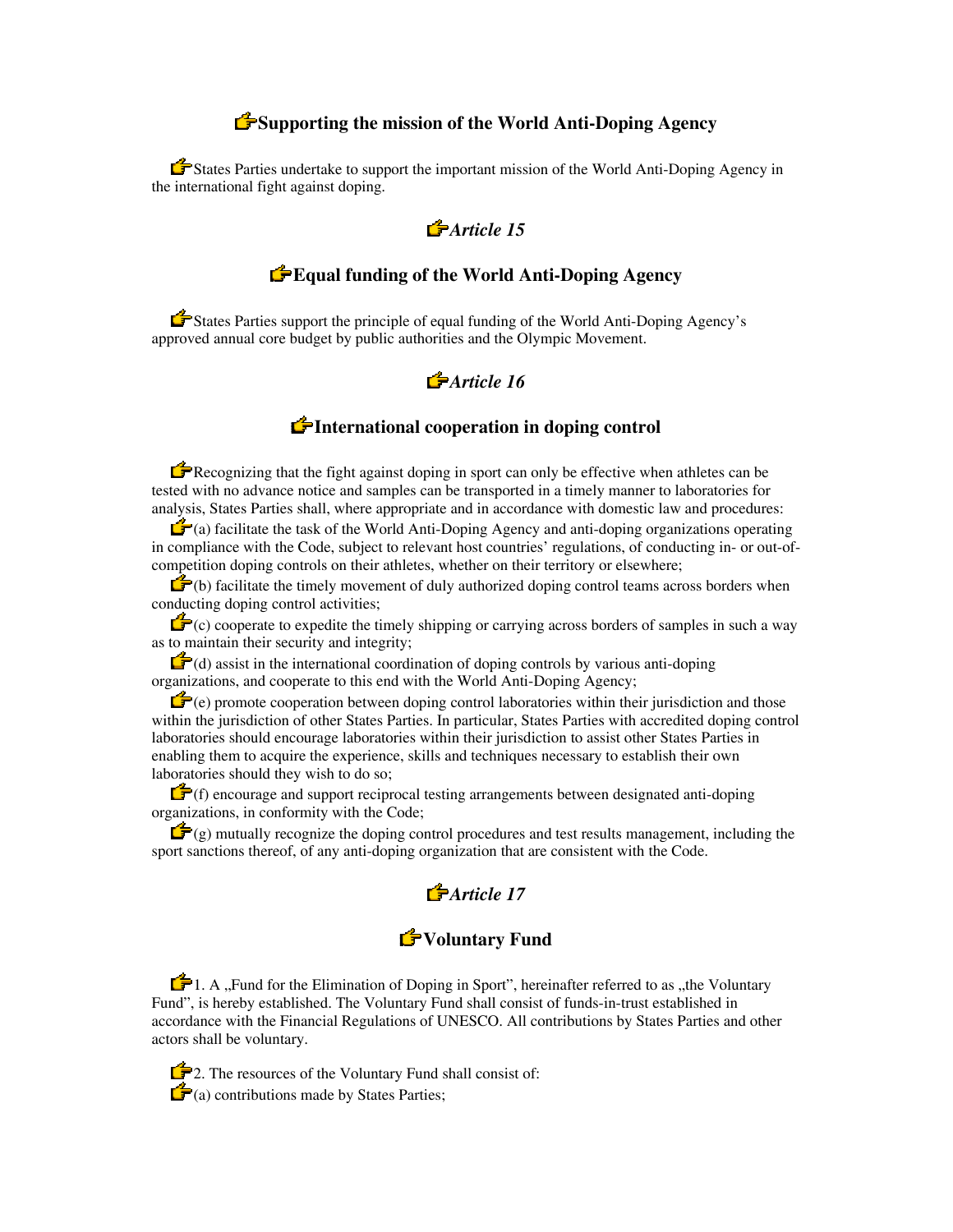## Supporting the mission of the World Anti-Doping Agency

States Parties undertake to support the important mission of the World Anti-Doping Agency in the international fight against doping.

## *Article 15*

## Equal funding of the World Anti-Doping Agency

States Parties support the principle of equal funding of the World Anti-Doping Agency's approved annual core budget by public authorities and the Olympic Movement.

## *Article 16*

## International cooperation in doping control

Recognizing that the fight against doping in sport can only be effective when athletes can be tested with no advance notice and samples can be transported in a timely manner to laboratories for analysis, States Parties shall, where appropriate and in accordance with domestic law and procedures:

(a) facilitate the task of the World Anti-Doping Agency and anti-doping organizations operating in compliance with the Code, subject to relevant host countries' regulations, of conducting in- or out-of-competition doping controls on their athletes, whether on their territory or elsewhere;

(b) facilitate the timely movement of duly authorized doping control teams across borders when conducting doping control activities;

(c) cooperate to expedite the timely shipping or carrying across borders of samples in such a way as to maintain their security and integrity;

(d) assist in the international coordination of doping controls by various anti-doping organizations, and cooperate to this end with the World Anti-Doping Agency;

(e) promote cooperation between doping control laboratories within their jurisdiction and those within the jurisdiction of other States Parties. In particular, States Parties with accredited doping control laboratories should encourage laboratories within their jurisdiction to assist other States Parties in enabling them to acquire the experience, skills and techniques necessary to establish their own laboratories should they wish to do so;

(f) encourage and support reciprocal testing arrangements between designated anti-doping organizations, in conformity with the Code;

(g) mutually recognize the doping control procedures and test results management, including the sport sanctions thereof, of any anti-doping organization that are consistent with the Code.

## *Article 17*

## Voluntary Fund

1. A „Fund for the Elimination of Doping in Sport", hereinafter referred to as „the Voluntary Fund", is hereby established. The Voluntary Fund shall consist of funds-in-trust established in accordance with the Financial Regulations of UNESCO. All contributions by States Parties and other actors shall be voluntary.

2. The resources of the Voluntary Fund shall consist of:

(a) contributions made by States Parties;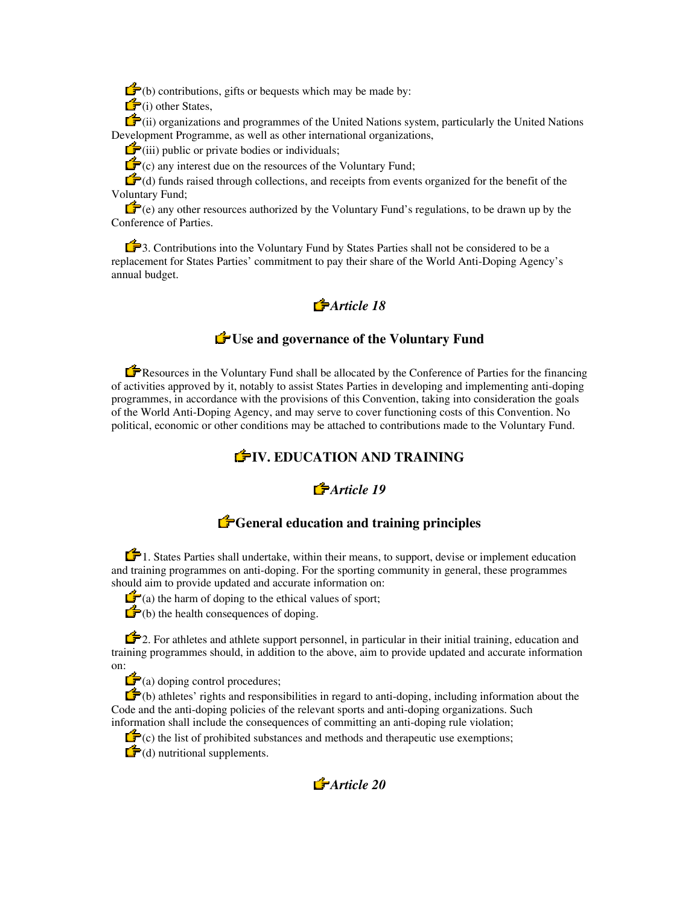(b) contributions, gifts or bequests which may be made by:

(i) other States,

(ii) organizations and programmes of the United Nations system, particularly the United Nations Development Programme, as well as other international organizations,

(iii) public or private bodies or individuals;

(c) any interest due on the resources of the Voluntary Fund;

(d) funds raised through collections, and receipts from events organized for the benefit of the Voluntary Fund;

(e) any other resources authorized by the Voluntary Fund's regulations, to be drawn up by the Conference of Parties.

3. Contributions into the Voluntary Fund by States Parties shall not be considered to be a replacement for States Parties' commitment to pay their share of the World Anti-Doping Agency's annual budget.

### *Article 18*

### Use and governance of the Voluntary Fund

Resources in the Voluntary Fund shall be allocated by the Conference of Parties for the financing of activities approved by it, notably to assist States Parties in developing and implementing anti-doping programmes, in accordance with the provisions of this Convention, taking into consideration the goals of the World Anti-Doping Agency, and may serve to cover functioning costs of this Convention. No political, economic or other conditions may be attached to contributions made to the Voluntary Fund.

## IV. EDUCATION AND TRAINING

### *Article 19*

### General education and training principles

1. States Parties shall undertake, within their means, to support, devise or implement education and training programmes on anti-doping. For the sporting community in general, these programmes should aim to provide updated and accurate information on:

(a) the harm of doping to the ethical values of sport;

(b) the health consequences of doping.

2. For athletes and athlete support personnel, in particular in their initial training, education and training programmes should, in addition to the above, aim to provide updated and accurate information on:

(a) doping control procedures;

(b) athletes' rights and responsibilities in regard to anti-doping, including information about the Code and the anti-doping policies of the relevant sports and anti-doping organizations. Such information shall include the consequences of committing an anti-doping rule violation;

(c) the list of prohibited substances and methods and therapeutic use exemptions;

(d) nutritional supplements.

### *Article 20*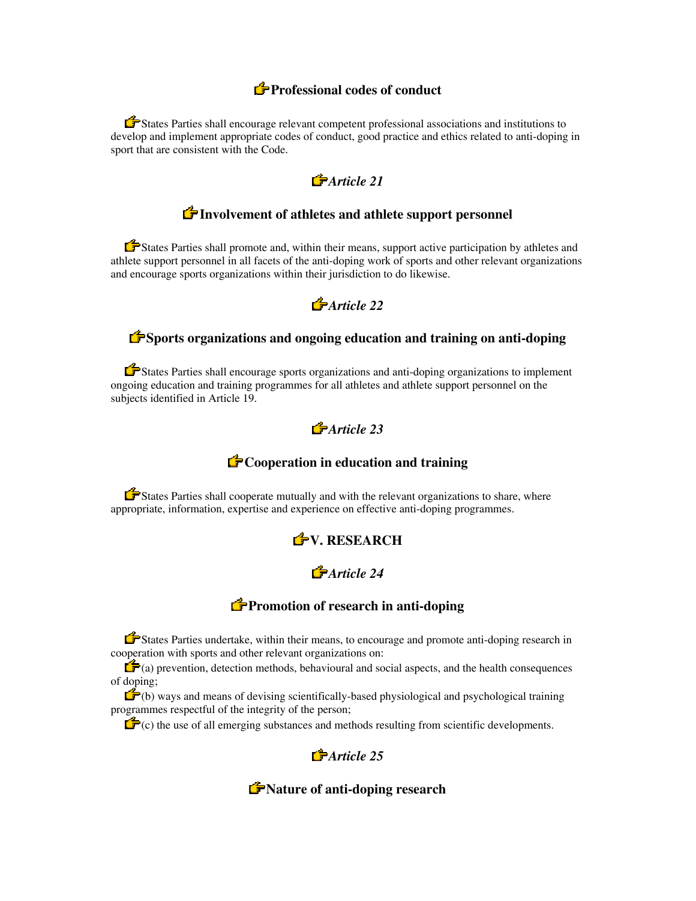## Professional codes of conduct

States Parties shall encourage relevant competent professional associations and institutions to develop and implement appropriate codes of conduct, good practice and ethics related to anti-doping in sport that are consistent with the Code.

### *Article 21*

## Involvement of athletes and athlete support personnel

States Parties shall promote and, within their means, support active participation by athletes and athlete support personnel in all facets of the anti-doping work of sports and other relevant organizations and encourage sports organizations within their jurisdiction to do likewise.

### *Article 22*

## Sports organizations and ongoing education and training on anti-doping

States Parties shall encourage sports organizations and anti-doping organizations to implement ongoing education and training programmes for all athletes and athlete support personnel on the subjects identified in Article 19.

### *Article 23*

## Cooperation in education and training

States Parties shall cooperate mutually and with the relevant organizations to share, where appropriate, information, expertise and experience on effective anti-doping programmes.

# V. RESEARCH

### *Article 24*

## Promotion of research in anti-doping

States Parties undertake, within their means, to encourage and promote anti-doping research in cooperation with sports and other relevant organizations on:

(a) prevention, detection methods, behavioural and social aspects, and the health consequences of doping;

(b) ways and means of devising scientifically-based physiological and psychological training programmes respectful of the integrity of the person;

(c) the use of all emerging substances and methods resulting from scientific developments.

### *Article 25*

## Nature of anti-doping research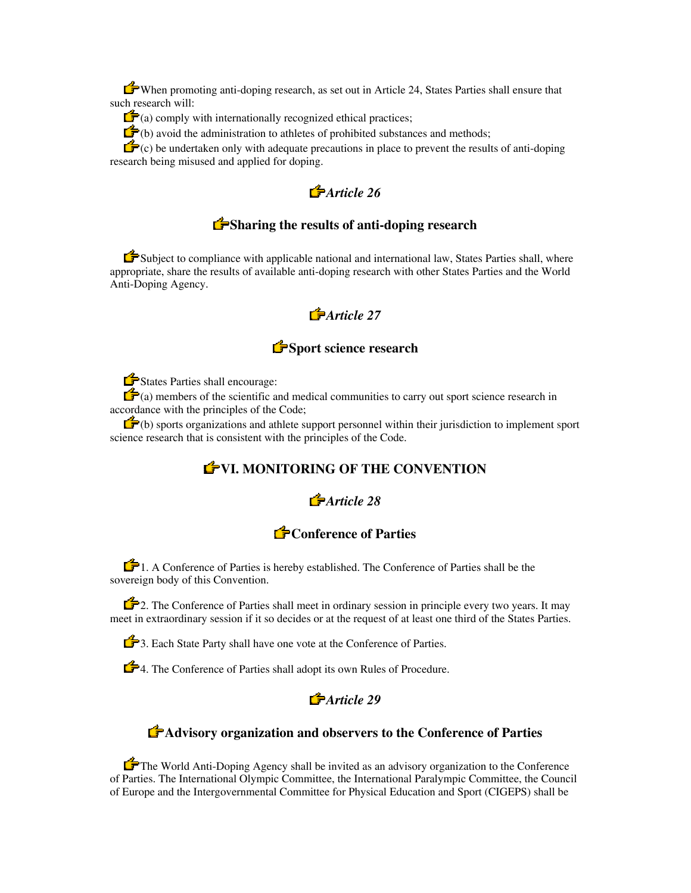When promoting anti-doping research, as set out in Article 24, States Parties shall ensure that such research will:

(a) comply with internationally recognized ethical practices;

(b) avoid the administration to athletes of prohibited substances and methods;

(c) be undertaken only with adequate precautions in place to prevent the results of anti-doping research being misused and applied for doping.

### *Article 26*

### Sharing the results of anti-doping research

Subject to compliance with applicable national and international law, States Parties shall, where appropriate, share the results of available anti-doping research with other States Parties and the World Anti-Doping Agency.

### *Article 27*

### Sport science research

States Parties shall encourage:

(a) members of the scientific and medical communities to carry out sport science research in accordance with the principles of the Code;

(b) sports organizations and athlete support personnel within their jurisdiction to implement sport science research that is consistent with the principles of the Code.

## VI. MONITORING OF THE CONVENTION

### *Article 28*

### Conference of Parties

1. A Conference of Parties is hereby established. The Conference of Parties shall be the sovereign body of this Convention.

2. The Conference of Parties shall meet in ordinary session in principle every two years. It may meet in extraordinary session if it so decides or at the request of at least one third of the States Parties.

3. Each State Party shall have one vote at the Conference of Parties.

4. The Conference of Parties shall adopt its own Rules of Procedure.

### *Article 29*

### Advisory organization and observers to the Conference of Parties

The World Anti-Doping Agency shall be invited as an advisory organization to the Conference of Parties. The International Olympic Committee, the International Paralympic Committee, the Council of Europe and the Intergovernmental Committee for Physical Education and Sport (CIGEPS) shall be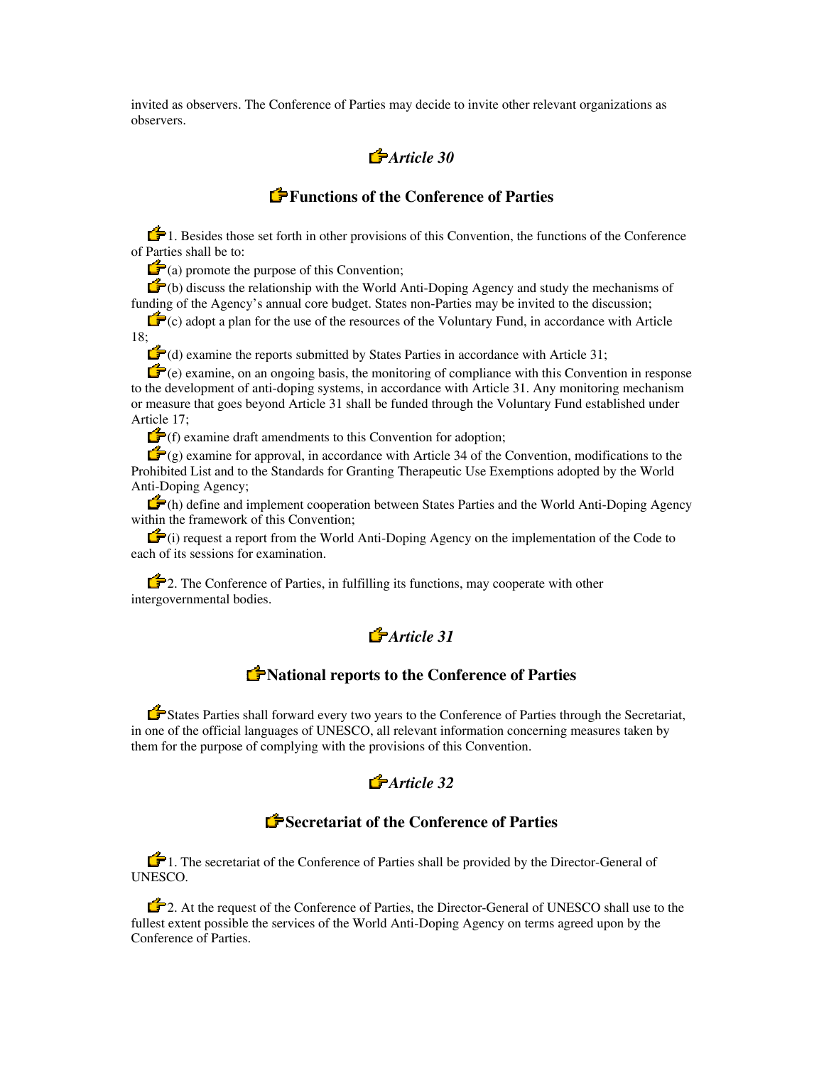invited as observers. The Conference of Parties may decide to invite other relevant organizations as observers.

## *Article 30*

## Functions of the Conference of Parties

1. Besides those set forth in other provisions of this Convention, the functions of the Conference of Parties shall be to:

(a) promote the purpose of this Convention;

(b) discuss the relationship with the World Anti-Doping Agency and study the mechanisms of funding of the Agency's annual core budget. States non-Parties may be invited to the discussion;

(c) adopt a plan for the use of the resources of the Voluntary Fund, in accordance with Article 18;

(d) examine the reports submitted by States Parties in accordance with Article 31;

(e) examine, on an ongoing basis, the monitoring of compliance with this Convention in response to the development of anti-doping systems, in accordance with Article 31. Any monitoring mechanism or measure that goes beyond Article 31 shall be funded through the Voluntary Fund established under Article 17;

(f) examine draft amendments to this Convention for adoption;

(g) examine for approval, in accordance with Article 34 of the Convention, modifications to the Prohibited List and to the Standards for Granting Therapeutic Use Exemptions adopted by the World Anti-Doping Agency;

(h) define and implement cooperation between States Parties and the World Anti-Doping Agency within the framework of this Convention;

(i) request a report from the World Anti-Doping Agency on the implementation of the Code to each of its sessions for examination.

2. The Conference of Parties, in fulfilling its functions, may cooperate with other intergovernmental bodies.

## *Article 31*

## National reports to the Conference of Parties

States Parties shall forward every two years to the Conference of Parties through the Secretariat, in one of the official languages of UNESCO, all relevant information concerning measures taken by them for the purpose of complying with the provisions of this Convention.

## *Article 32*

## Secretariat of the Conference of Parties

1. The secretariat of the Conference of Parties shall be provided by the Director-General of UNESCO.

2. At the request of the Conference of Parties, the Director-General of UNESCO shall use to the fullest extent possible the services of the World Anti-Doping Agency on terms agreed upon by the Conference of Parties.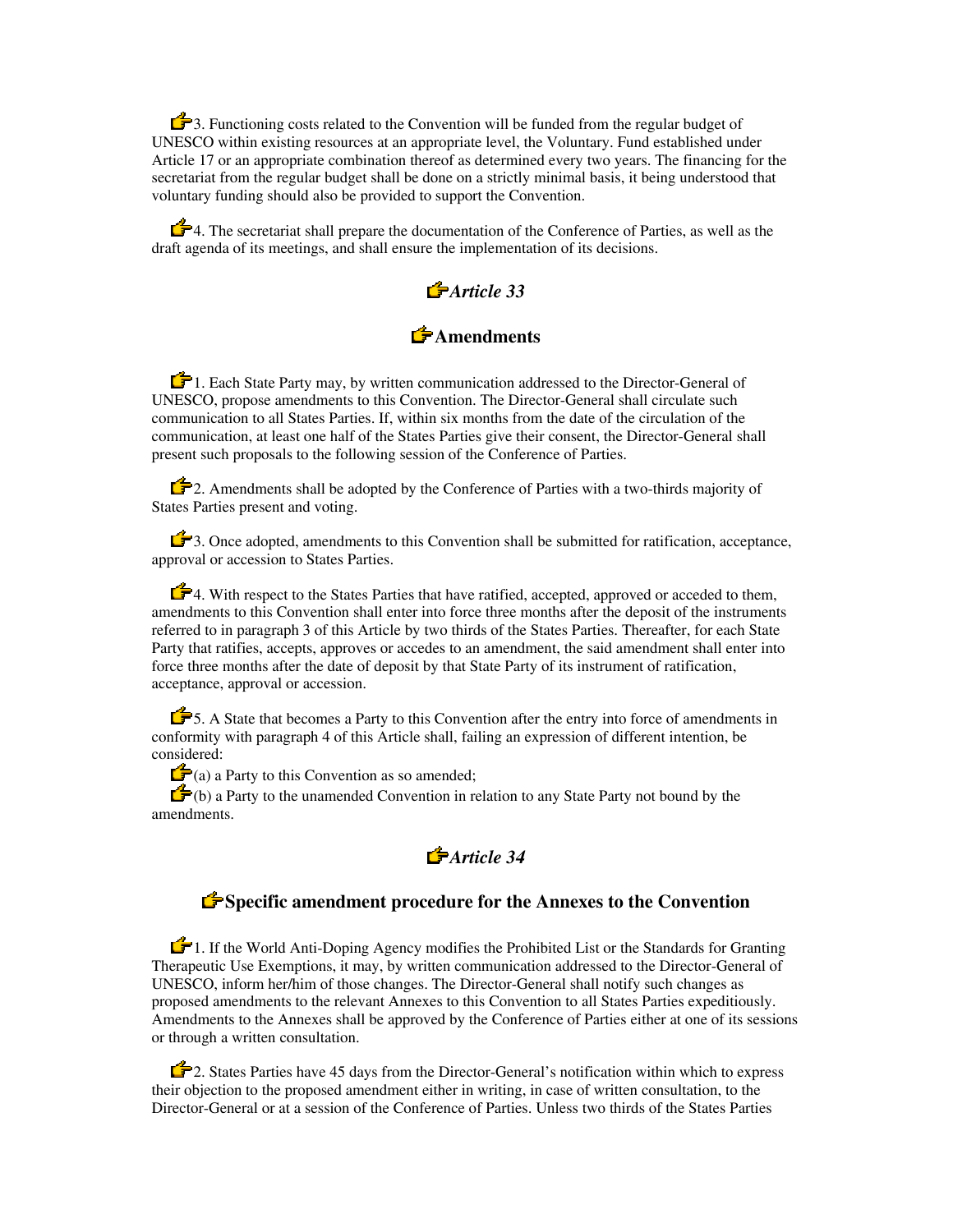3. Functioning costs related to the Convention will be funded from the regular budget of UNESCO within existing resources at an appropriate level, the Voluntary. Fund established under Article 17 or an appropriate combination thereof as determined every two years. The financing for the secretariat from the regular budget shall be done on a strictly minimal basis, it being understood that voluntary funding should also be provided to support the Convention.

4. The secretariat shall prepare the documentation of the Conference of Parties, as well as the draft agenda of its meetings, and shall ensure the implementation of its decisions.

## *Article 33*

## Amendments

1. Each State Party may, by written communication addressed to the Director-General of UNESCO, propose amendments to this Convention. The Director-General shall circulate such communication to all States Parties. If, within six months from the date of the circulation of the communication, at least one half of the States Parties give their consent, the Director-General shall present such proposals to the following session of the Conference of Parties.

2. Amendments shall be adopted by the Conference of Parties with a two-thirds majority of States Parties present and voting.

3. Once adopted, amendments to this Convention shall be submitted for ratification, acceptance, approval or accession to States Parties.

4. With respect to the States Parties that have ratified, accepted, approved or acceded to them, amendments to this Convention shall enter into force three months after the deposit of the instruments referred to in paragraph 3 of this Article by two thirds of the States Parties. Thereafter, for each State Party that ratifies, accepts, approves or accedes to an amendment, the said amendment shall enter into force three months after the date of deposit by that State Party of its instrument of ratification, acceptance, approval or accession.

5. A State that becomes a Party to this Convention after the entry into force of amendments in conformity with paragraph 4 of this Article shall, failing an expression of different intention, be considered:

(a) a Party to this Convention as so amended;

(b) a Party to the unamended Convention in relation to any State Party not bound by the amendments.

## *Article 34*

## Specific amendment procedure for the Annexes to the Convention

1. If the World Anti-Doping Agency modifies the Prohibited List or the Standards for Granting Therapeutic Use Exemptions, it may, by written communication addressed to the Director-General of UNESCO, inform her/him of those changes. The Director-General shall notify such changes as proposed amendments to the relevant Annexes to this Convention to all States Parties expeditiously. Amendments to the Annexes shall be approved by the Conference of Parties either at one of its sessions or through a written consultation.

2. States Parties have 45 days from the Director-General's notification within which to express their objection to the proposed amendment either in writing, in case of written consultation, to the Director-General or at a session of the Conference of Parties. Unless two thirds of the States Parties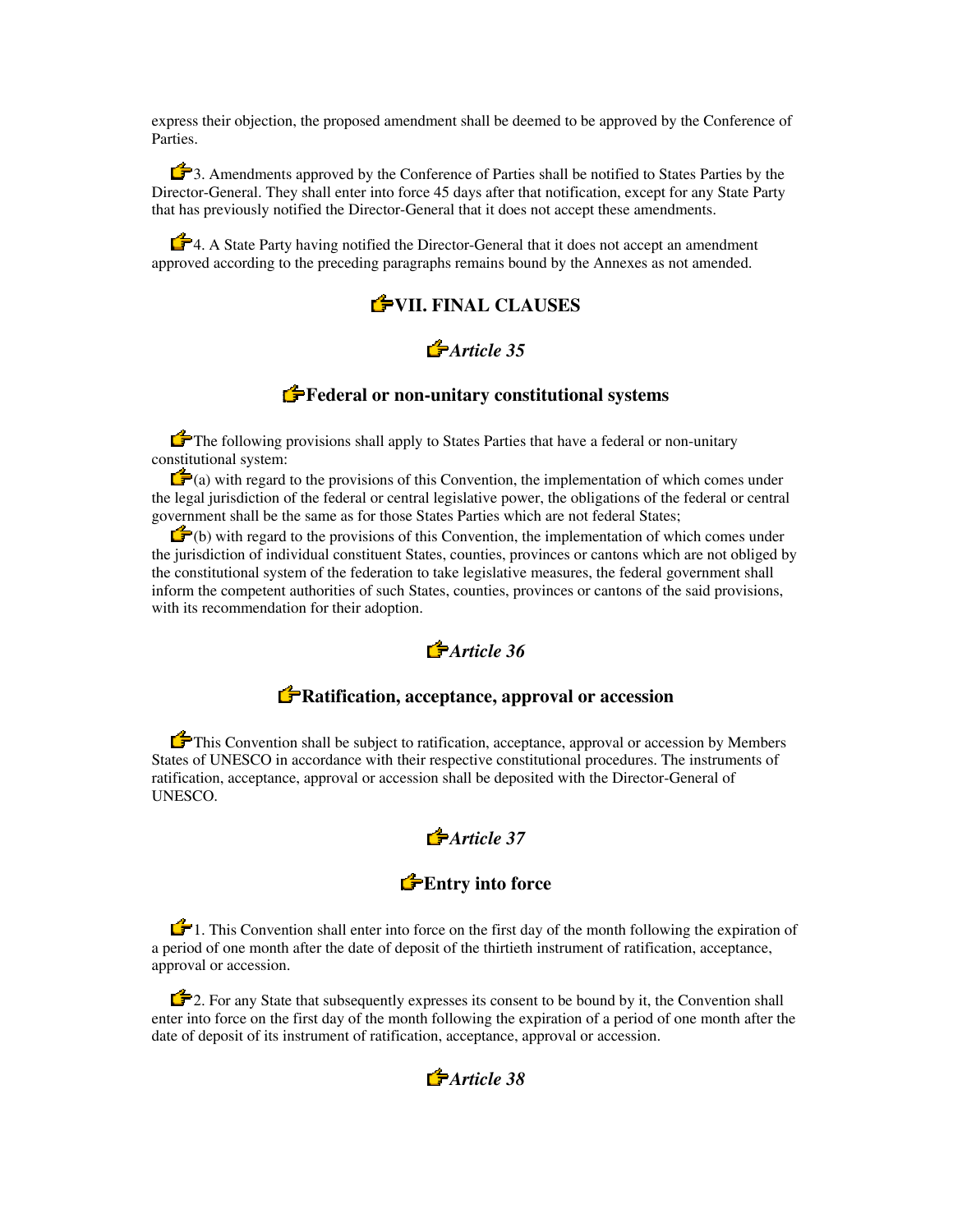express their objection, the proposed amendment shall be deemed to be approved by the Conference of Parties.

3. Amendments approved by the Conference of Parties shall be notified to States Parties by the Director-General. They shall enter into force 45 days after that notification, except for any State Party that has previously notified the Director-General that it does not accept these amendments.

4. A State Party having notified the Director-General that it does not accept an amendment approved according to the preceding paragraphs remains bound by the Annexes as not amended.

## VII. FINAL CLAUSES

### *Article 35*

### Federal or non-unitary constitutional systems

The following provisions shall apply to States Parties that have a federal or non-unitary constitutional system:

(a) with regard to the provisions of this Convention, the implementation of which comes under the legal jurisdiction of the federal or central legislative power, the obligations of the federal or central government shall be the same as for those States Parties which are not federal States;

(b) with regard to the provisions of this Convention, the implementation of which comes under the jurisdiction of individual constituent States, counties, provinces or cantons which are not obliged by the constitutional system of the federation to take legislative measures, the federal government shall inform the competent authorities of such States, counties, provinces or cantons of the said provisions, with its recommendation for their adoption.

### *Article 36*

### Ratification, acceptance, approval or accession

This Convention shall be subject to ratification, acceptance, approval or accession by Members States of UNESCO in accordance with their respective constitutional procedures. The instruments of ratification, acceptance, approval or accession shall be deposited with the Director-General of UNESCO.

### *Article 37*

### Entry into force

1. This Convention shall enter into force on the first day of the month following the expiration of a period of one month after the date of deposit of the thirtieth instrument of ratification, acceptance, approval or accession.

2. For any State that subsequently expresses its consent to be bound by it, the Convention shall enter into force on the first day of the month following the expiration of a period of one month after the date of deposit of its instrument of ratification, acceptance, approval or accession.

### *Article 38*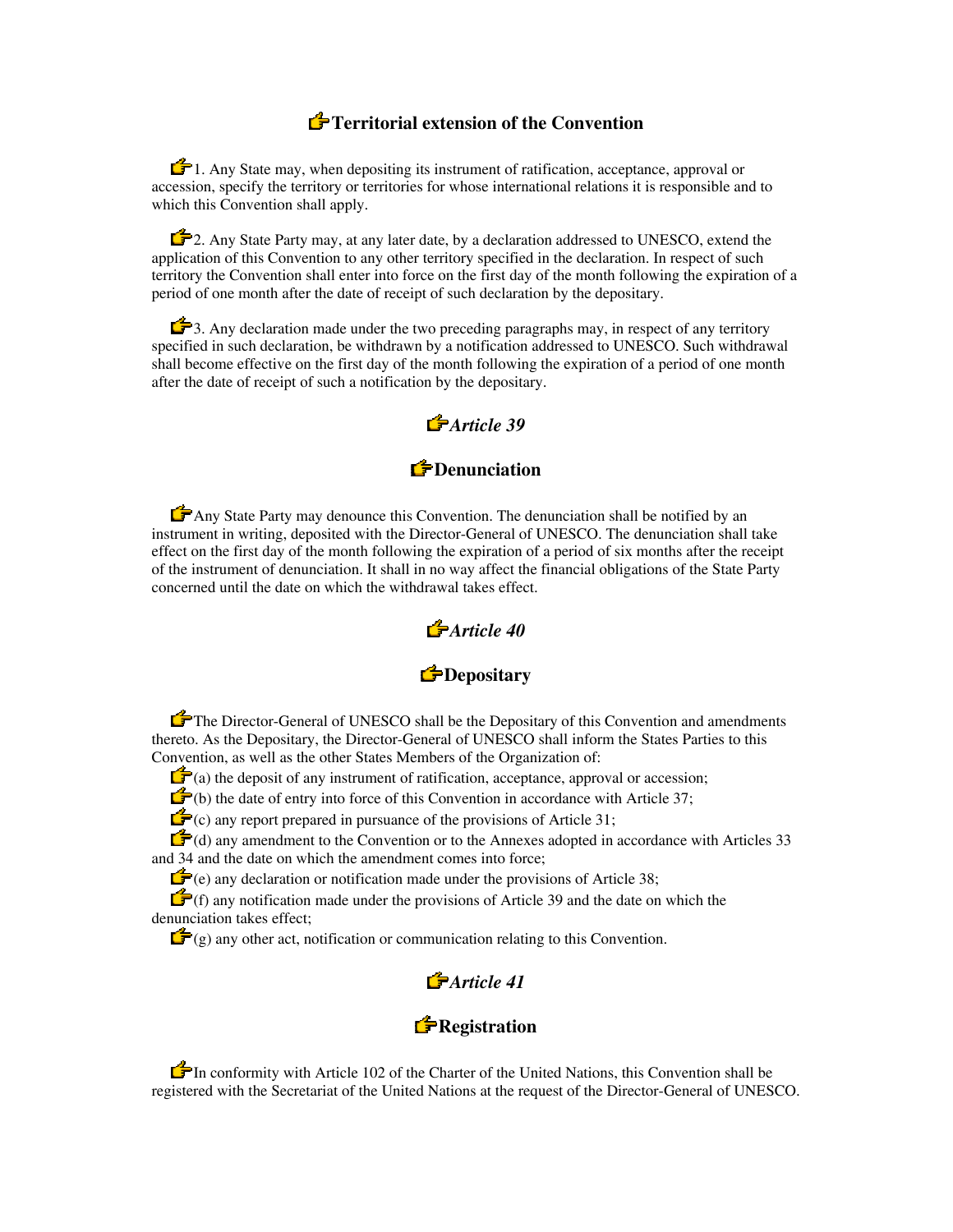## Territorial extension of the Convention

1. Any State may, when depositing its instrument of ratification, acceptance, approval or accession, specify the territory or territories for whose international relations it is responsible and to which this Convention shall apply.

2. Any State Party may, at any later date, by a declaration addressed to UNESCO, extend the application of this Convention to any other territory specified in the declaration. In respect of such territory the Convention shall enter into force on the first day of the month following the expiration of a period of one month after the date of receipt of such declaration by the depositary.

3. Any declaration made under the two preceding paragraphs may, in respect of any territory specified in such declaration, be withdrawn by a notification addressed to UNESCO. Such withdrawal shall become effective on the first day of the month following the expiration of a period of one month after the date of receipt of such a notification by the depositary.

### *Article 39*

## Denunciation

Any State Party may denounce this Convention. The denunciation shall be notified by an instrument in writing, deposited with the Director-General of UNESCO. The denunciation shall take effect on the first day of the month following the expiration of a period of six months after the receipt of the instrument of denunciation. It shall in no way affect the financial obligations of the State Party concerned until the date on which the withdrawal takes effect.

### *Article 40*

## Depositary

The Director-General of UNESCO shall be the Depositary of this Convention and amendments thereto. As the Depositary, the Director-General of UNESCO shall inform the States Parties to this Convention, as well as the other States Members of the Organization of:

(a) the deposit of any instrument of ratification, acceptance, approval or accession;

(b) the date of entry into force of this Convention in accordance with Article 37;

(c) any report prepared in pursuance of the provisions of Article 31;

(d) any amendment to the Convention or to the Annexes adopted in accordance with Articles 33 and 34 and the date on which the amendment comes into force;

(e) any declaration or notification made under the provisions of Article 38;

(f) any notification made under the provisions of Article 39 and the date on which the denunciation takes effect;

(g) any other act, notification or communication relating to this Convention.

### *Article 41*

## Registration

In conformity with Article 102 of the Charter of the United Nations, this Convention shall be registered with the Secretariat of the United Nations at the request of the Director-General of UNESCO.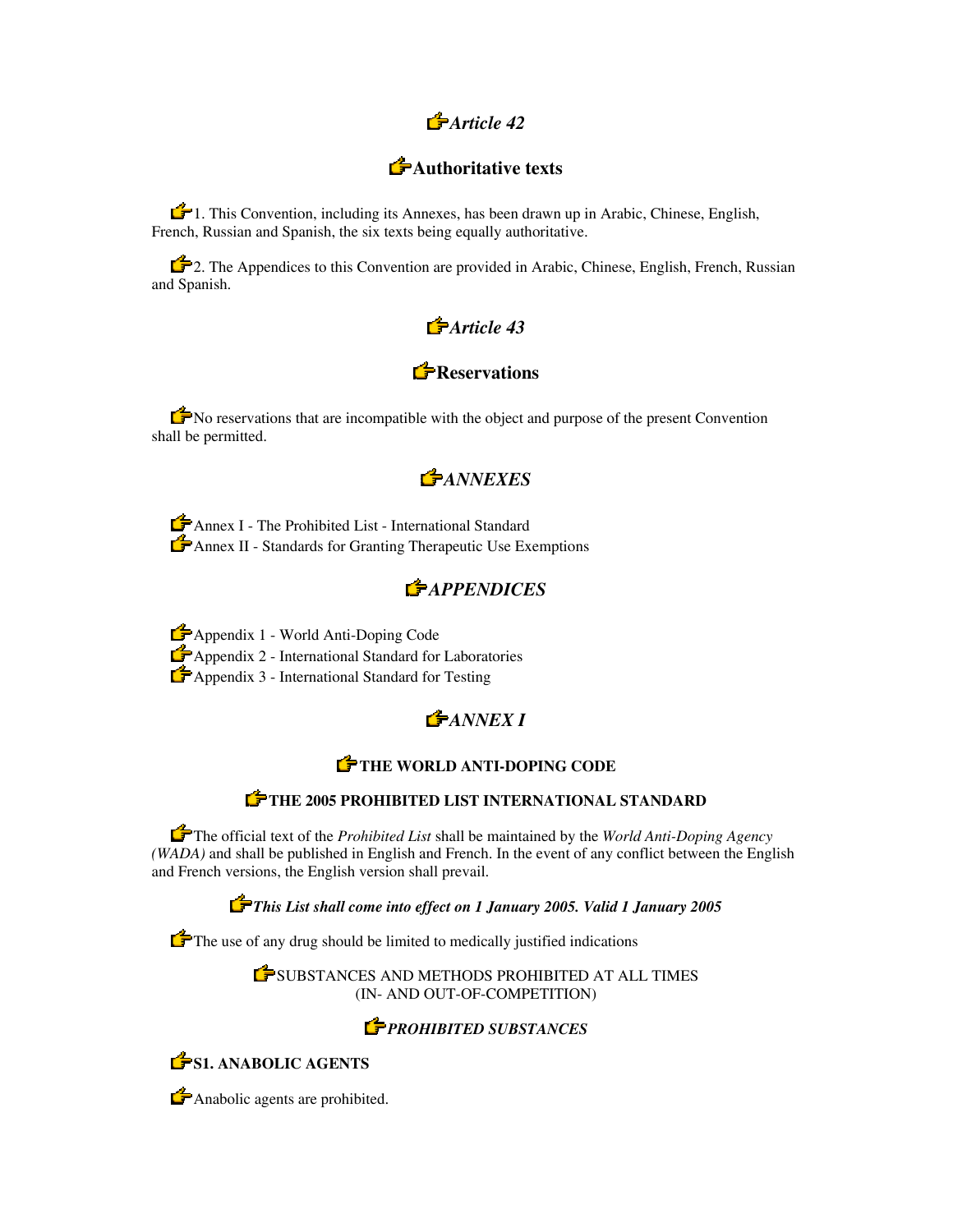### *Article 42*

## Authoritative texts

1. This Convention, including its Annexes, has been drawn up in Arabic, Chinese, English, French, Russian and Spanish, the six texts being equally authoritative.

2. The Appendices to this Convention are provided in Arabic, Chinese, English, French, Russian and Spanish.

### *Article 43*

## Reservations

No reservations that are incompatible with the object and purpose of the present Convention shall be permitted.

## *ANNEXES*

Annex I - The Prohibited List - International Standard
Annex II - Standards for Granting Therapeutic Use Exemptions

## *APPENDICES*

Appendix 1 - World Anti-Doping Code
Appendix 2 - International Standard for Laboratories
Appendix 3 - International Standard for Testing

## *ANNEX I*

### THE WORLD ANTI-DOPING CODE

### THE 2005 PROHIBITED LIST INTERNATIONAL STANDARD

The official text of the *Prohibited List* shall be maintained by the *World Anti-Doping Agency (WADA)* and shall be published in English and French. In the event of any conflict between the English and French versions, the English version shall prevail.

***This List shall come into effect on 1 January 2005. Valid 1 January 2005***

The use of any drug should be limited to medically justified indications

SUBSTANCES AND METHODS PROHIBITED AT ALL TIMES
(IN- AND OUT-OF-COMPETITION)

### *PROHIBITED SUBSTANCES*

**S1. ANABOLIC AGENTS**

Anabolic agents are prohibited.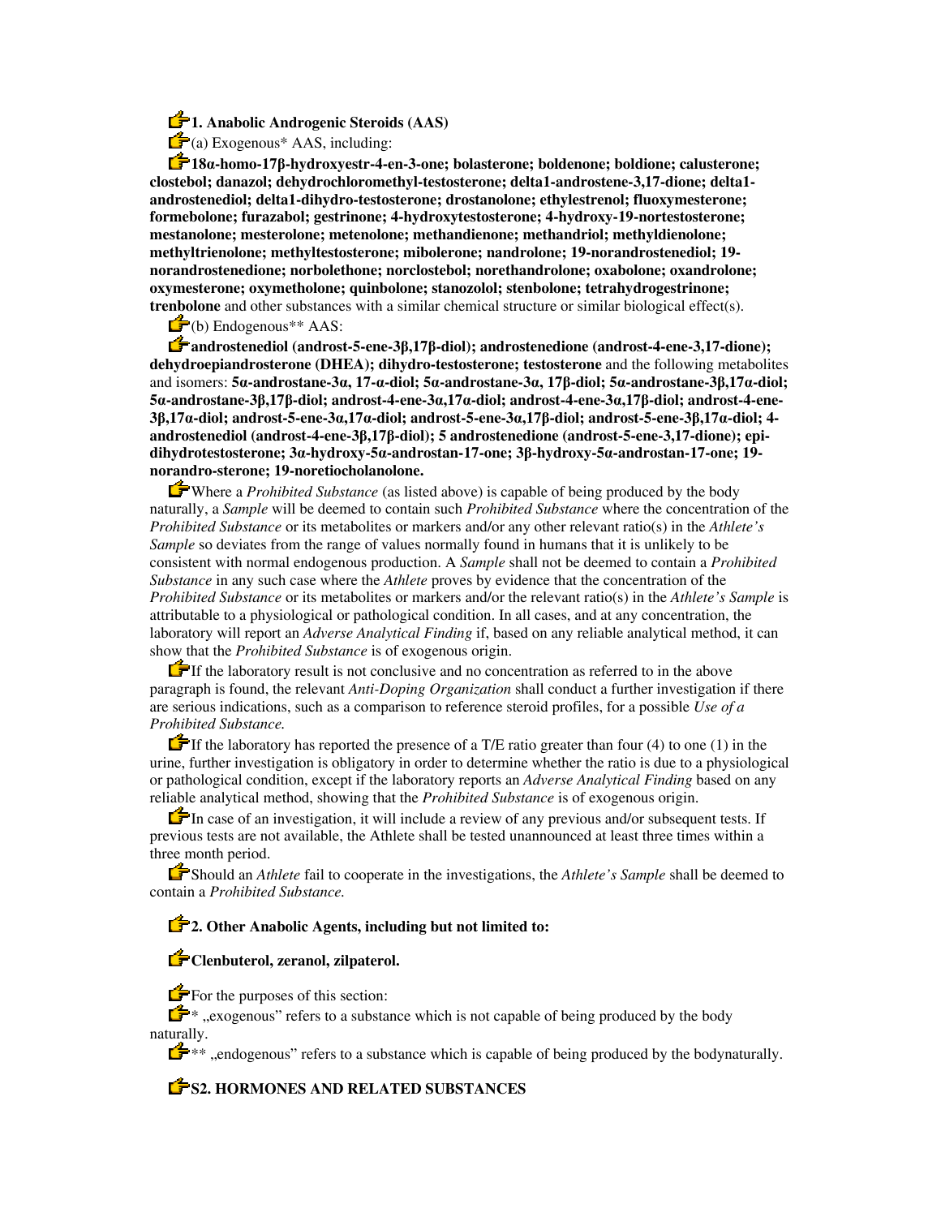**1. Anabolic Androgenic Steroids (AAS)**

(a) Exogenous* AAS, including:

**18α-homo-17β-hydroxyestr-4-en-3-one; bolasterone; boldenone; boldione; calusterone; clostebol; danazol; dehydrochloromethyl-testosterone; delta1-androstene-3,17-dione; delta1-androstenediol; delta1-dihydro-testosterone; drostanolone; ethylestrenol; fluoxymesterone; formebolone; furazabol; gestrinone; 4-hydroxytestosterone; 4-hydroxy-19-nortestosterone; mestanolone; mesterolone; metenolone; methandienone; methandriol; methyldienolone; methyltrienolone; methyltestosterone; mibolerone; nandrolone; 19-norandrostenediol; 19-norandrostenedione; norbolethone; norclostebol; norethandrolone; oxabolone; oxandrolone; oxymesterone; oxymetholone; quinbolone; stanozolol; stenbolone; tetrahydrogestrinone; trenbolone** and other substances with a similar chemical structure or similar biological effect(s).

(b) Endogenous** AAS:

**androstenediol (androst-5-ene-3β,17β-diol); androstenedione (androst-4-ene-3,17-dione); dehydroepiandrosterone (DHEA); dihydro-testosterone; testosterone** and the following metabolites and isomers: **5α-androstane-3α, 17-α-diol; 5α-androstane-3α, 17β-diol; 5α-androstane-3β,17α-diol; 5α-androstane-3β,17β-diol; androst-4-ene-3α,17α-diol; androst-4-ene-3α,17β-diol; androst-4-ene-3β,17α-diol; androst-5-ene-3α,17α-diol; androst-5-ene-3α,17β-diol; androst-5-ene-3β,17α-diol; 4-androstenediol (androst-4-ene-3β,17β-diol); 5 androstenedione (androst-5-ene-3,17-dione); epi-dihydrotestosterone; 3α-hydroxy-5α-androstan-17-one; 3β-hydroxy-5α-androstan-17-one; 19-norandro-sterone; 19-noretiocholanolone.**

Where a *Prohibited Substance* (as listed above) is capable of being produced by the body naturally, a *Sample* will be deemed to contain such *Prohibited Substance* where the concentration of the *Prohibited Substance* or its metabolites or markers and/or any other relevant ratio(s) in the *Athlete's Sample* so deviates from the range of values normally found in humans that it is unlikely to be consistent with normal endogenous production. A *Sample* shall not be deemed to contain a *Prohibited Substance* in any such case where the *Athlete* proves by evidence that the concentration of the *Prohibited Substance* or its metabolites or markers and/or the relevant ratio(s) in the *Athlete's Sample* is attributable to a physiological or pathological condition. In all cases, and at any concentration, the laboratory will report an *Adverse Analytical Finding* if, based on any reliable analytical method, it can show that the *Prohibited Substance* is of exogenous origin.

If the laboratory result is not conclusive and no concentration as referred to in the above paragraph is found, the relevant *Anti-Doping Organization* shall conduct a further investigation if there are serious indications, such as a comparison to reference steroid profiles, for a possible *Use of a Prohibited Substance.*

If the laboratory has reported the presence of a T/E ratio greater than four (4) to one (1) in the urine, further investigation is obligatory in order to determine whether the ratio is due to a physiological or pathological condition, except if the laboratory reports an *Adverse Analytical Finding* based on any reliable analytical method, showing that the *Prohibited Substance* is of exogenous origin.

In case of an investigation, it will include a review of any previous and/or subsequent tests. If previous tests are not available, the Athlete shall be tested unannounced at least three times within a three month period.

Should an *Athlete* fail to cooperate in the investigations, the *Athlete's Sample* shall be deemed to contain a *Prohibited Substance.*

**2. Other Anabolic Agents, including but not limited to:**

**Clenbuterol, zeranol, zilpaterol.**

For the purposes of this section:

* „exogenous" refers to a substance which is not capable of being produced by the body naturally.

** „endogenous" refers to a substance which is capable of being produced by the bodynaturally.

**S2. HORMONES AND RELATED SUBSTANCES**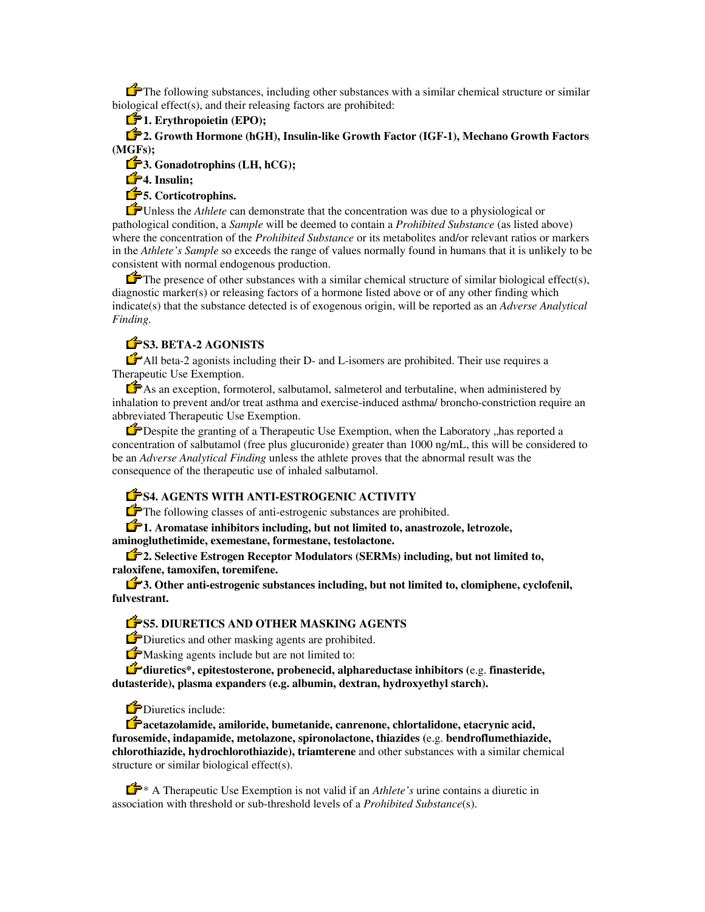The following substances, including other substances with a similar chemical structure or similar biological effect(s), and their releasing factors are prohibited:

**1. Erythropoietin (EPO);**

**2. Growth Hormone (hGH), Insulin-like Growth Factor (IGF-1), Mechano Growth Factors (MGFs);**

**3. Gonadotrophins (LH, hCG);**

**4. Insulin;**

**5. Corticotrophins.**

Unless the *Athlete* can demonstrate that the concentration was due to a physiological or pathological condition, a *Sample* will be deemed to contain a *Prohibited Substance* (as listed above) where the concentration of the *Prohibited Substance* or its metabolites and/or relevant ratios or markers in the *Athlete's Sample* so exceeds the range of values normally found in humans that it is unlikely to be consistent with normal endogenous production.

The presence of other substances with a similar chemical structure of similar biological effect(s), diagnostic marker(s) or releasing factors of a hormone listed above or of any other finding which indicate(s) that the substance detected is of exogenous origin, will be reported as an *Adverse Analytical Finding.*

## S3. BETA-2 AGONISTS

All beta-2 agonists including their D- and L-isomers are prohibited. Their use requires a Therapeutic Use Exemption.

As an exception, formoterol, salbutamol, salmeterol and terbutaline, when administered by inhalation to prevent and/or treat asthma and exercise-induced asthma/ broncho-constriction require an abbreviated Therapeutic Use Exemption.

Despite the granting of a Therapeutic Use Exemption, when the Laboratory „has reported a concentration of salbutamol (free plus glucuronide) greater than 1000 ng/mL, this will be considered to be an *Adverse Analytical Finding* unless the athlete proves that the abnormal result was the consequence of the therapeutic use of inhaled salbutamol.

## S4. AGENTS WITH ANTI-ESTROGENIC ACTIVITY

The following classes of anti-estrogenic substances are prohibited.

**1. Aromatase inhibitors including, but not limited to, anastrozole, letrozole, aminogluthetimide, exemestane, formestane, testolactone.**

**2. Selective Estrogen Receptor Modulators (SERMs) including, but not limited to, raloxifene, tamoxifen, toremifene.**

**3. Other anti-estrogenic substances including, but not limited to, clomiphene, cyclofenil, fulvestrant.**

## S5. DIURETICS AND OTHER MASKING AGENTS

Diuretics and other masking agents are prohibited.

Masking agents include but are not limited to:

**diuretics*, epitestosterone, probenecid, alphareductase inhibitors** (e.g. **finasteride, dutasteride), plasma expanders (e.g. albumin, dextran, hydroxyethyl starch).**

Diuretics include:

**acetazolamide, amiloride, bumetanide, canrenone, chlortalidone, etacrynic acid, furosemide, indapamide, metolazone, spironolactone, thiazides (**e.g. **bendroflumethiazide, chlorothiazide, hydrochlorothiazide), triamterene** and other substances with a similar chemical structure or similar biological effect(s).

\* A Therapeutic Use Exemption is not valid if an *Athlete's* urine contains a diuretic in association with threshold or sub-threshold levels of a *Prohibited Substance*(s).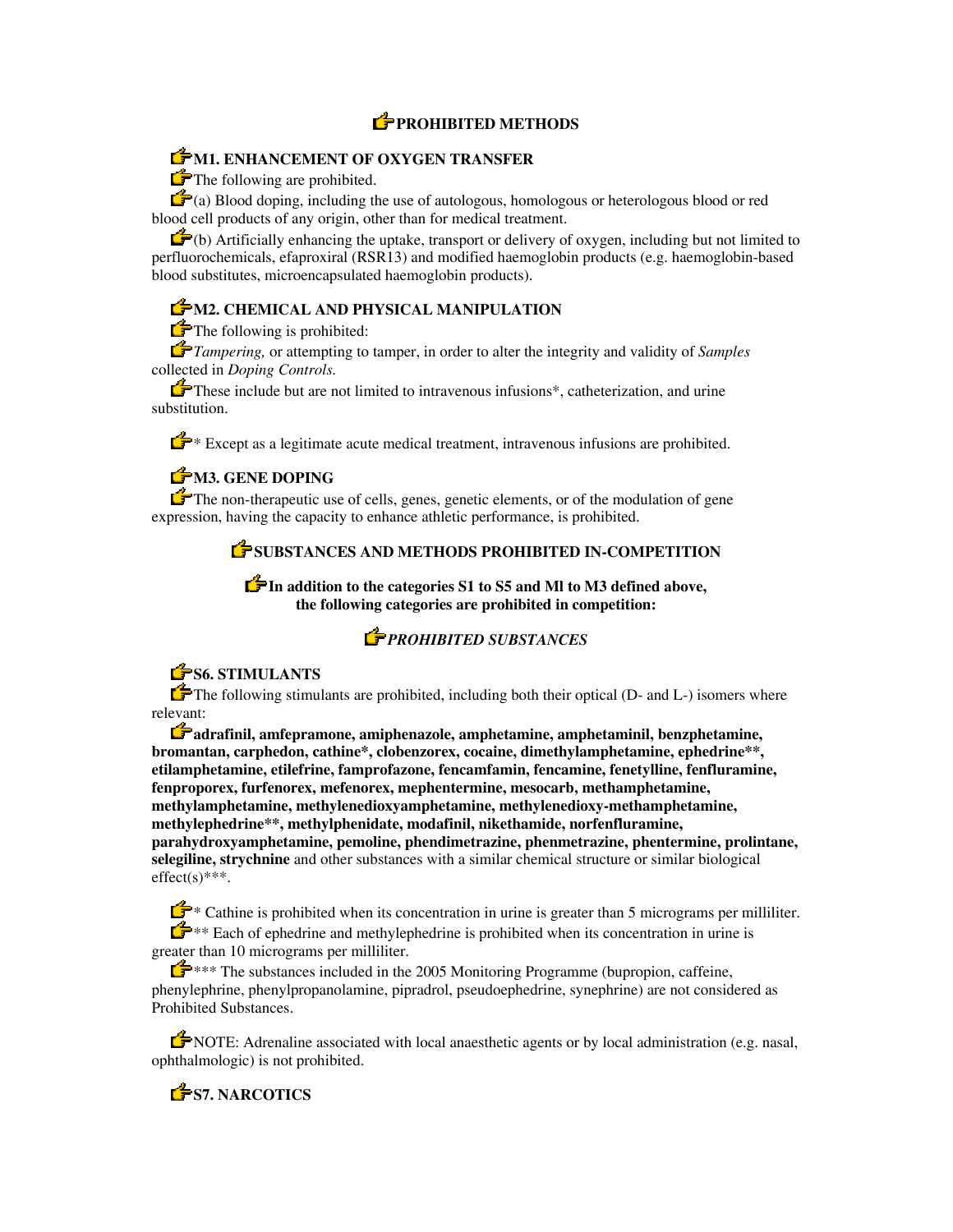## PROHIBITED METHODS

### M1. ENHANCEMENT OF OXYGEN TRANSFER

The following are prohibited.

(a) Blood doping, including the use of autologous, homologous or heterologous blood or red blood cell products of any origin, other than for medical treatment.

(b) Artificially enhancing the uptake, transport or delivery of oxygen, including but not limited to perfluorochemicals, efaproxiral (RSR13) and modified haemoglobin products (e.g. haemoglobin-based blood substitutes, microencapsulated haemoglobin products).

### M2. CHEMICAL AND PHYSICAL MANIPULATION

The following is prohibited:

*Tampering,* or attempting to tamper, in order to alter the integrity and validity of *Samples* collected in *Doping Controls.*

These include but are not limited to intravenous infusions*, catheterization, and urine substitution.

* Except as a legitimate acute medical treatment, intravenous infusions are prohibited.

### M3. GENE DOPING

The non-therapeutic use of cells, genes, genetic elements, or of the modulation of gene expression, having the capacity to enhance athletic performance, is prohibited.

## SUBSTANCES AND METHODS PROHIBITED IN-COMPETITION

**In addition to the categories S1 to S5 and Ml to M3 defined above, the following categories are prohibited in competition:**

### *PROHIBITED SUBSTANCES*

### S6. STIMULANTS

The following stimulants are prohibited, including both their optical (D- and L-) isomers where relevant:

**adrafinil, amfepramone, amiphenazole, amphetamine, amphetaminil, benzphetamine, bromantan, carphedon, cathine*, clobenzorex, cocaine, dimethylamphetamine, ephedrine**, etilamphetamine, etilefrine, famprofazone, fencamfamin, fencamine, fenetylline, fenfluramine, fenproporex, furfenorex, mefenorex, mephentermine, mesocarb, methamphetamine, methylamphetamine, methylenedioxyamphetamine, methylenedioxy-methamphetamine, methylephedrine**, methylphenidate, modafinil, nikethamide, norfenfluramine, parahydroxyamphetamine, pemoline, phendimetrazine, phenmetrazine, phentermine, prolintane, selegiline, strychnine** and other substances with a similar chemical structure or similar biological effect(s)***.

* Cathine is prohibited when its concentration in urine is greater than 5 micrograms per milliliter.

** Each of ephedrine and methylephedrine is prohibited when its concentration in urine is greater than 10 micrograms per milliliter.

*** The substances included in the 2005 Monitoring Programme (bupropion, caffeine, phenylephrine, phenylpropanolamine, pipradrol, pseudoephedrine, synephrine) are not considered as Prohibited Substances.

NOTE: Adrenaline associated with local anaesthetic agents or by local administration (e.g. nasal, ophthalmologic) is not prohibited.

### S7. NARCOTICS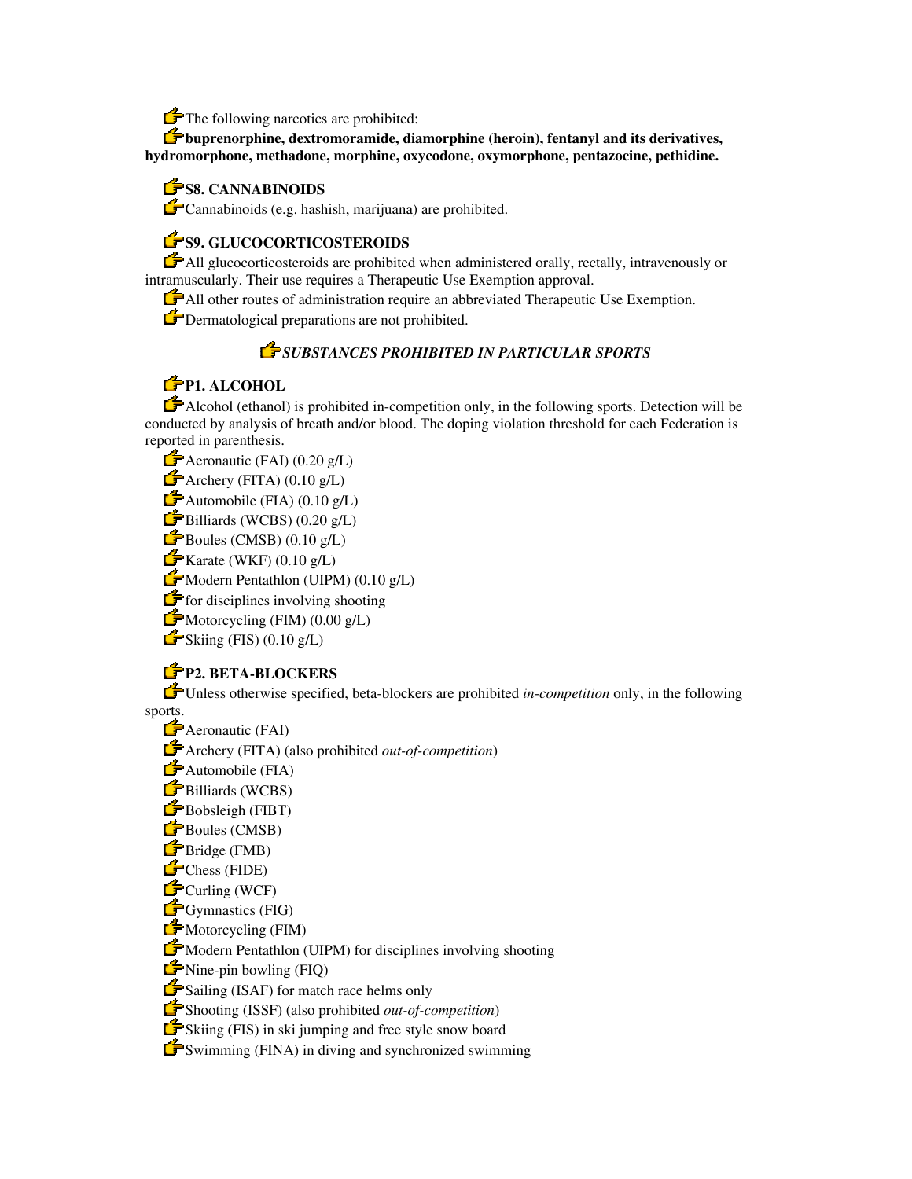The following narcotics are prohibited:

**buprenorphine, dextromoramide, diamorphine (heroin), fentanyl and its derivatives, hydromorphone, methadone, morphine, oxycodone, oxymorphone, pentazocine, pethidine.**

## S8. CANNABINOIDS

Cannabinoids (e.g. hashish, marijuana) are prohibited.

## S9. GLUCOCORTICOSTEROIDS

All glucocorticosteroids are prohibited when administered orally, rectally, intravenously or intramuscularly. Their use requires a Therapeutic Use Exemption approval.

All other routes of administration require an abbreviated Therapeutic Use Exemption.

Dermatological preparations are not prohibited.

## *SUBSTANCES PROHIBITED IN PARTICULAR SPORTS*

## P1. ALCOHOL

Alcohol (ethanol) is prohibited in-competition only, in the following sports. Detection will be conducted by analysis of breath and/or blood. The doping violation threshold for each Federation is reported in parenthesis.

- Aeronautic (FAI) (0.20 g/L)
- Archery (FITA) (0.10 g/L)
- Automobile (FIA) (0.10 g/L)
- Billiards (WCBS) (0.20 g/L)
- Boules (CMSB) (0.10 g/L)
- Karate (WKF) (0.10 g/L)
- Modern Pentathlon (UIPM) (0.10 g/L)
- for disciplines involving shooting
- Motorcycling (FIM) (0.00 g/L)
- Skiing (FIS) (0.10 g/L)

## P2. BETA-BLOCKERS

Unless otherwise specified, beta-blockers are prohibited *in-competition* only, in the following sports.

- Aeronautic (FAI)
- Archery (FITA) (also prohibited *out-of-competition*)
- Automobile (FIA)
- Billiards (WCBS)
- Bobsleigh (FIBT)
- Boules (CMSB)
- Bridge (FMB)
- Chess (FIDE)
- Curling (WCF)
- Gymnastics (FIG)
- Motorcycling (FIM)
- Modern Pentathlon (UIPM) for disciplines involving shooting
- Nine-pin bowling (FIQ)
- Sailing (ISAF) for match race helms only
- Shooting (ISSF) (also prohibited *out-of-competition*)
- Skiing (FIS) in ski jumping and free style snow board
- Swimming (FINA) in diving and synchronized swimming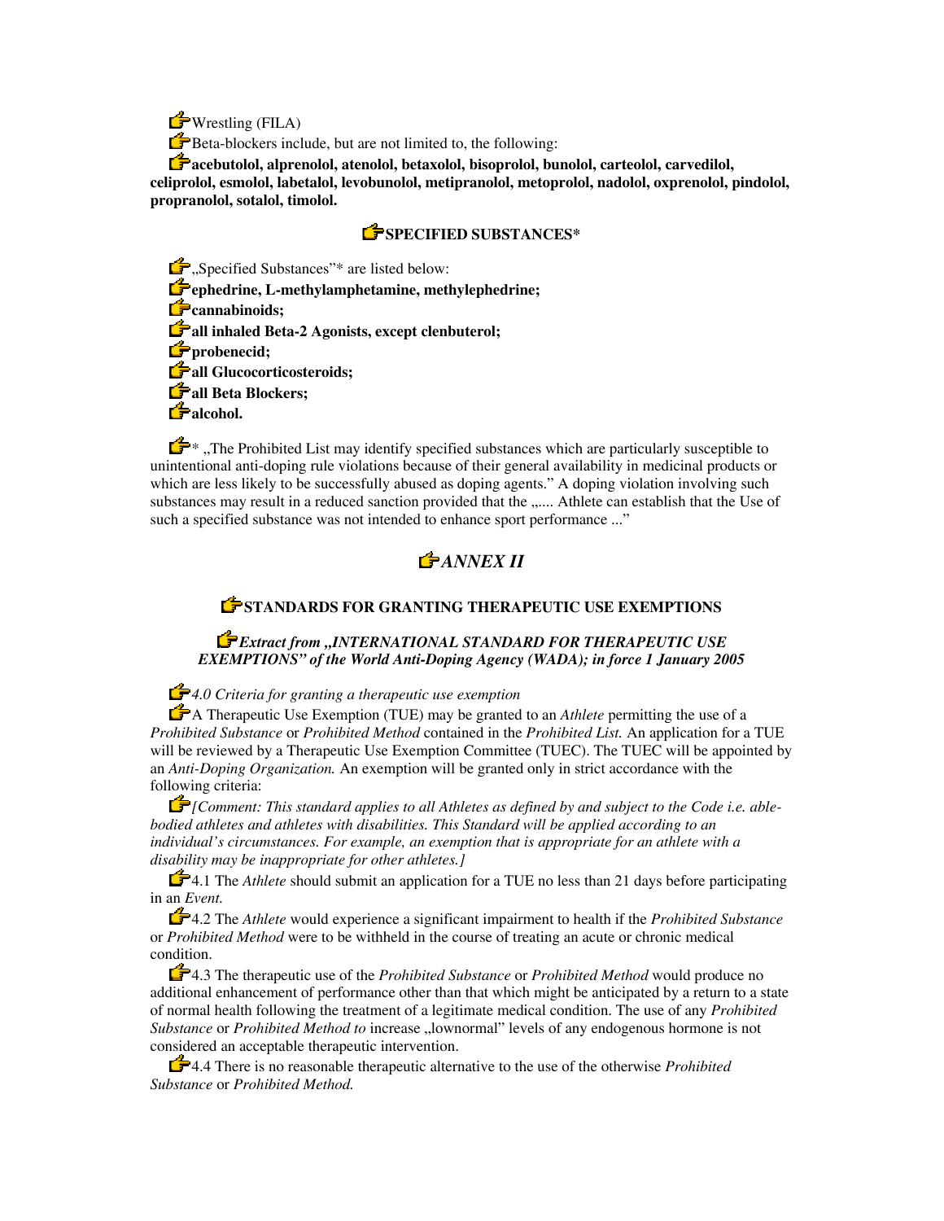Wrestling (FILA)

Beta-blockers include, but are not limited to, the following:

**acebutolol, alprenolol, atenolol, betaxolol, bisoprolol, bunolol, carteolol, carvedilol, celiprolol, esmolol, labetalol, levobunolol, metipranolol, metoprolol, nadolol, oxprenolol, pindolol, propranolol, sotalol, timolol.**

### SPECIFIED SUBSTANCES*

„Specified Substances"* are listed below:

**ephedrine, L-methylamphetamine, methylephedrine;**

**cannabinoids;**

**all inhaled Beta-2 Agonists, except clenbuterol;**

**probenecid;**

**all Glucocorticosteroids;**

**all Beta Blockers;**

**alcohol.**

* „The Prohibited List may identify specified substances which are particularly susceptible to unintentional anti-doping rule violations because of their general availability in medicinal products or which are less likely to be successfully abused as doping agents." A doping violation involving such substances may result in a reduced sanction provided that the „.... Athlete can establish that the Use of such a specified substance was not intended to enhance sport performance ..."

## *ANNEX II*

### STANDARDS FOR GRANTING THERAPEUTIC USE EXEMPTIONS

***Extract from „INTERNATIONAL STANDARD FOR THERAPEUTIC USE EXEMPTIONS" of the World Anti-Doping Agency (WADA); in force 1 January 2005***

*4.0 Criteria for granting a therapeutic use exemption*

A Therapeutic Use Exemption (TUE) may be granted to an *Athlete* permitting the use of a *Prohibited Substance* or *Prohibited Method* contained in the *Prohibited List.* An application for a TUE will be reviewed by a Therapeutic Use Exemption Committee (TUEC). The TUEC will be appointed by an *Anti-Doping Organization.* An exemption will be granted only in strict accordance with the following criteria:

*[Comment: This standard applies to all Athletes as defined by and subject to the Code i.e. able-bodied athletes and athletes with disabilities. This Standard will be applied according to an individual's circumstances. For example, an exemption that is appropriate for an athlete with a disability may be inappropriate for other athletes.]*

4.1 The *Athlete* should submit an application for a TUE no less than 21 days before participating in an *Event.*

4.2 The *Athlete* would experience a significant impairment to health if the *Prohibited Substance* or *Prohibited Method* were to be withheld in the course of treating an acute or chronic medical condition.

4.3 The therapeutic use of the *Prohibited Substance* or *Prohibited Method* would produce no additional enhancement of performance other than that which might be anticipated by a return to a state of normal health following the treatment of a legitimate medical condition. The use of any *Prohibited Substance* or *Prohibited Method to* increase „lownormal" levels of any endogenous hormone is not considered an acceptable therapeutic intervention.

4.4 There is no reasonable therapeutic alternative to the use of the otherwise *Prohibited Substance* or *Prohibited Method.*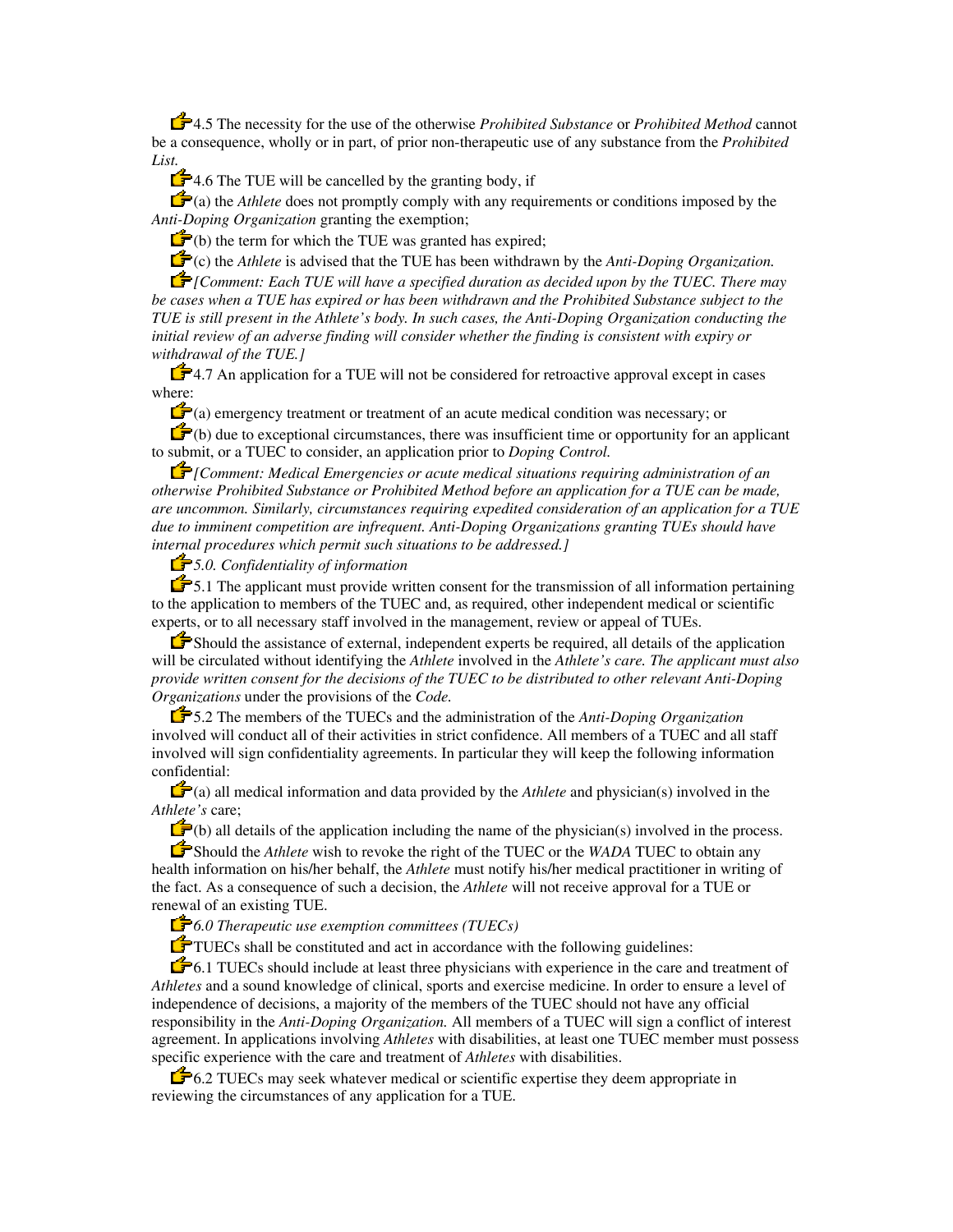4.5 The necessity for the use of the otherwise *Prohibited Substance* or *Prohibited Method* cannot be a consequence, wholly or in part, of prior non-therapeutic use of any substance from the *Prohibited List.*

4.6 The TUE will be cancelled by the granting body, if

(a) the *Athlete* does not promptly comply with any requirements or conditions imposed by the *Anti-Doping Organization* granting the exemption;

(b) the term for which the TUE was granted has expired;

(c) the *Athlete* is advised that the TUE has been withdrawn by the *Anti-Doping Organization.*

*[Comment: Each TUE will have a specified duration as decided upon by the TUEC. There may be cases when a TUE has expired or has been withdrawn and the Prohibited Substance subject to the TUE is still present in the Athlete's body. In such cases, the Anti-Doping Organization conducting the initial review of an adverse finding will consider whether the finding is consistent with expiry or withdrawal of the TUE.]*

4.7 An application for a TUE will not be considered for retroactive approval except in cases where:

(a) emergency treatment or treatment of an acute medical condition was necessary; or

(b) due to exceptional circumstances, there was insufficient time or opportunity for an applicant to submit, or a TUEC to consider, an application prior to *Doping Control.*

*[Comment: Medical Emergencies or acute medical situations requiring administration of an otherwise Prohibited Substance or Prohibited Method before an application for a TUE can be made, are uncommon. Similarly, circumstances requiring expedited consideration of an application for a TUE due to imminent competition are infrequent. Anti-Doping Organizations granting TUEs should have internal procedures which permit such situations to be addressed.]*

*5.0. Confidentiality of information*

5.1 The applicant must provide written consent for the transmission of all information pertaining to the application to members of the TUEC and, as required, other independent medical or scientific experts, or to all necessary staff involved in the management, review or appeal of TUEs.

Should the assistance of external, independent experts be required, all details of the application will be circulated without identifying the *Athlete* involved in the *Athlete's care. The applicant must also provide written consent for the decisions of the TUEC to be distributed to other relevant Anti-Doping Organizations* under the provisions of the *Code.*

5.2 The members of the TUECs and the administration of the *Anti-Doping Organization* involved will conduct all of their activities in strict confidence. All members of a TUEC and all staff involved will sign confidentiality agreements. In particular they will keep the following information confidential:

(a) all medical information and data provided by the *Athlete* and physician(s) involved in the *Athlete's* care;

(b) all details of the application including the name of the physician(s) involved in the process.

Should the *Athlete* wish to revoke the right of the TUEC or the *WADA* TUEC to obtain any health information on his/her behalf, the *Athlete* must notify his/her medical practitioner in writing of the fact. As a consequence of such a decision, the *Athlete* will not receive approval for a TUE or renewal of an existing TUE.

*6.0 Therapeutic use exemption committees (TUECs)*

TUECs shall be constituted and act in accordance with the following guidelines:

6.1 TUECs should include at least three physicians with experience in the care and treatment of *Athletes* and a sound knowledge of clinical, sports and exercise medicine. In order to ensure a level of independence of decisions, a majority of the members of the TUEC should not have any official responsibility in the *Anti-Doping Organization.* All members of a TUEC will sign a conflict of interest agreement. In applications involving *Athletes* with disabilities, at least one TUEC member must possess specific experience with the care and treatment of *Athletes* with disabilities.

6.2 TUECs may seek whatever medical or scientific expertise they deem appropriate in reviewing the circumstances of any application for a TUE.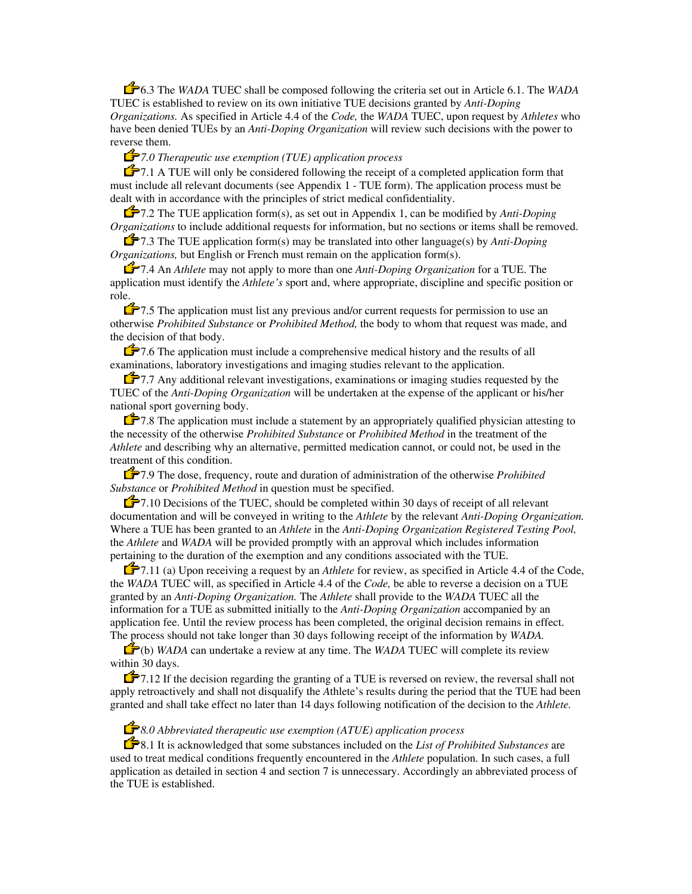6.3 The *WADA* TUEC shall be composed following the criteria set out in Article 6.1. The *WADA* TUEC is established to review on its own initiative TUE decisions granted by *Anti-Doping Organizations.* As specified in Article 4.4 of the *Code,* the *WADA* TUEC, upon request by *Athletes* who have been denied TUEs by an *Anti-Doping Organization* will review such decisions with the power to reverse them.

### *7.0 Therapeutic use exemption (TUE) application process*

7.1 A TUE will only be considered following the receipt of a completed application form that must include all relevant documents (see Appendix 1 - TUE form). The application process must be dealt with in accordance with the principles of strict medical confidentiality.

7.2 The TUE application form(s), as set out in Appendix 1, can be modified by *Anti-Doping Organizations* to include additional requests for information, but no sections or items shall be removed.

7.3 The TUE application form(s) may be translated into other language(s) by *Anti-Doping Organizations,* but English or French must remain on the application form(s).

7.4 An *Athlete* may not apply to more than one *Anti-Doping Organization* for a TUE. The application must identify the *Athlete's* sport and, where appropriate, discipline and specific position or role.

7.5 The application must list any previous and/or current requests for permission to use an otherwise *Prohibited Substance* or *Prohibited Method,* the body to whom that request was made, and the decision of that body.

7.6 The application must include a comprehensive medical history and the results of all examinations, laboratory investigations and imaging studies relevant to the application.

7.7 Any additional relevant investigations, examinations or imaging studies requested by the TUEC of the *Anti-Doping Organization* will be undertaken at the expense of the applicant or his/her national sport governing body.

7.8 The application must include a statement by an appropriately qualified physician attesting to the necessity of the otherwise *Prohibited Substance* or *Prohibited Method* in the treatment of the *Athlete* and describing why an alternative, permitted medication cannot, or could not, be used in the treatment of this condition.

7.9 The dose, frequency, route and duration of administration of the otherwise *Prohibited Substance* or *Prohibited Method* in question must be specified.

7.10 Decisions of the TUEC, should be completed within 30 days of receipt of all relevant documentation and will be conveyed in writing to the *Athlete* by the relevant *Anti-Doping Organization.* Where a TUE has been granted to an *Athlete* in the *Anti-Doping Organization Registered Testing Pool,* the *Athlete* and *WADA* will be provided promptly with an approval which includes information pertaining to the duration of the exemption and any conditions associated with the TUE.

7.11 (a) Upon receiving a request by an *Athlete* for review, as specified in Article 4.4 of the Code, the *WADA* TUEC will, as specified in Article 4.4 of the *Code,* be able to reverse a decision on a TUE granted by an *Anti-Doping Organization.* The *Athlete* shall provide to the *WADA* TUEC all the information for a TUE as submitted initially to the *Anti-Doping Organization* accompanied by an application fee. Until the review process has been completed, the original decision remains in effect. The process should not take longer than 30 days following receipt of the information by *WADA.*

(b) *WADA* can undertake a review at any time. The *WADA* TUEC will complete its review within 30 days.

7.12 If the decision regarding the granting of a TUE is reversed on review, the reversal shall not apply retroactively and shall not disqualify the Athlete's results during the period that the TUE had been granted and shall take effect no later than 14 days following notification of the decision to the *Athlete.*

### *8.0 Abbreviated therapeutic use exemption (ATUE) application process*

8.1 It is acknowledged that some substances included on the *List of Prohibited Substances* are used to treat medical conditions frequently encountered in the *Athlete* population. In such cases, a full application as detailed in section 4 and section 7 is unnecessary. Accordingly an abbreviated process of the TUE is established.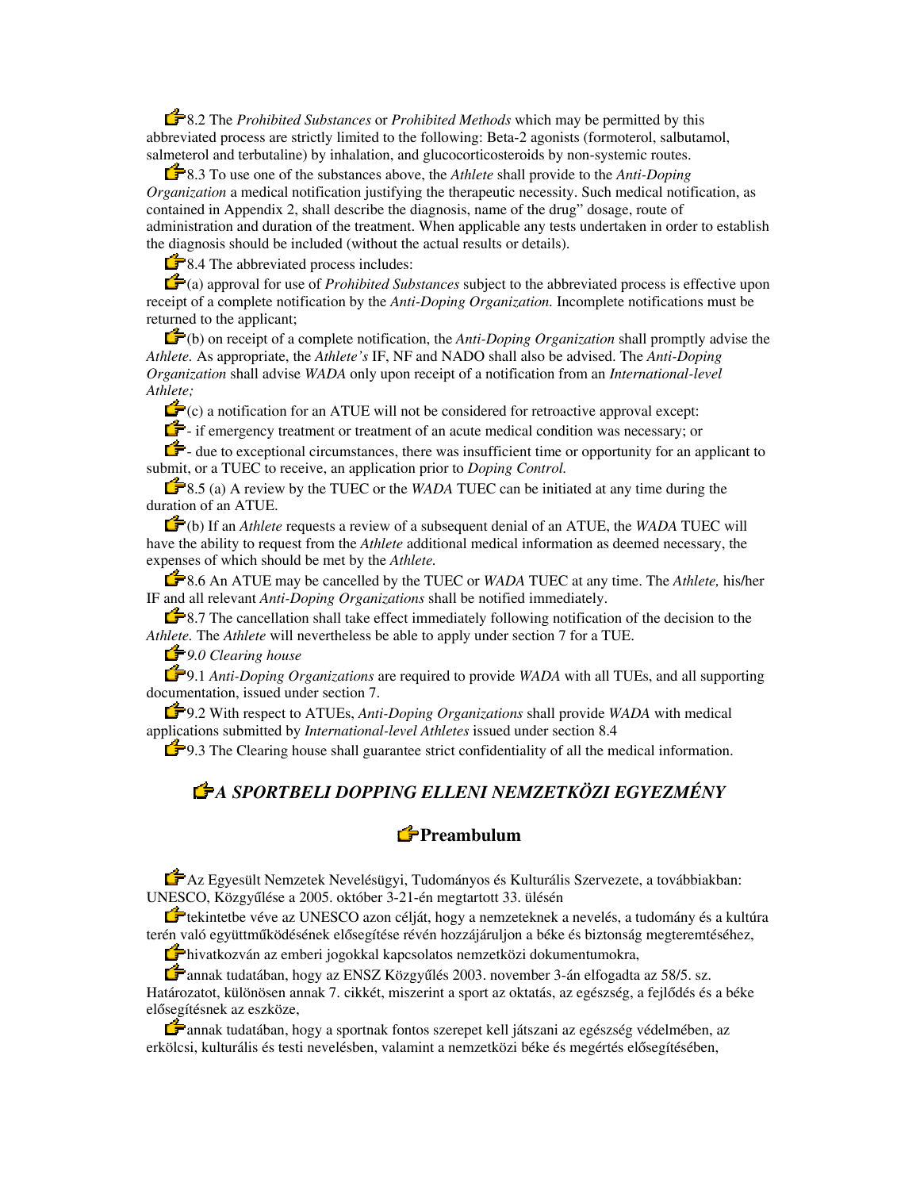8.2 The *Prohibited Substances* or *Prohibited Methods* which may be permitted by this abbreviated process are strictly limited to the following: Beta-2 agonists (formoterol, salbutamol, salmeterol and terbutaline) by inhalation, and glucocorticosteroids by non-systemic routes.

8.3 To use one of the substances above, the *Athlete* shall provide to the *Anti-Doping Organization* a medical notification justifying the therapeutic necessity. Such medical notification, as contained in Appendix 2, shall describe the diagnosis, name of the drug" dosage, route of administration and duration of the treatment. When applicable any tests undertaken in order to establish the diagnosis should be included (without the actual results or details).

8.4 The abbreviated process includes:

(a) approval for use of *Prohibited Substances* subject to the abbreviated process is effective upon receipt of a complete notification by the *Anti-Doping Organization.* Incomplete notifications must be returned to the applicant;

(b) on receipt of a complete notification, the *Anti-Doping Organization* shall promptly advise the *Athlete.* As appropriate, the *Athlete's* IF, NF and NADO shall also be advised. The *Anti-Doping Organization* shall advise *WADA* only upon receipt of a notification from an *International-level Athlete;*

(c) a notification for an ATUE will not be considered for retroactive approval except:

- if emergency treatment or treatment of an acute medical condition was necessary; or

- due to exceptional circumstances, there was insufficient time or opportunity for an applicant to submit, or a TUEC to receive, an application prior to *Doping Control.*

8.5 (a) A review by the TUEC or the *WADA* TUEC can be initiated at any time during the duration of an ATUE.

(b) If an *Athlete* requests a review of a subsequent denial of an ATUE, the *WADA* TUEC will have the ability to request from the *Athlete* additional medical information as deemed necessary, the expenses of which should be met by the *Athlete.*

8.6 An ATUE may be cancelled by the TUEC or *WADA* TUEC at any time. The *Athlete,* his/her IF and all relevant *Anti-Doping Organizations* shall be notified immediately.

8.7 The cancellation shall take effect immediately following notification of the decision to the *Athlete.* The *Athlete* will nevertheless be able to apply under section 7 for a TUE.

*9.0 Clearing house*

9.1 *Anti-Doping Organizations* are required to provide *WADA* with all TUEs, and all supporting documentation, issued under section 7.

9.2 With respect to ATUEs, *Anti-Doping Organizations* shall provide *WADA* with medical applications submitted by *International-level Athletes* issued under section 8.4

9.3 The Clearing house shall guarantee strict confidentiality of all the medical information.

## *A SPORTBELI DOPPING ELLENI NEMZETKÖZI EGYEZMÉNY*

## Preambulum

Az Egyesült Nemzetek Nevelésügyi, Tudományos és Kulturális Szervezete, a továbbiakban: UNESCO, Közgyűlése a 2005. október 3-21-én megtartott 33. ülésén

tekintetbe véve az UNESCO azon célját, hogy a nemzeteknek a nevelés, a tudomány és a kultúra terén való együttműködésének elősegítése révén hozzájáruljon a béke és biztonság megteremtéséhez,

hivatkozván az emberi jogokkal kapcsolatos nemzetközi dokumentumokra,

annak tudatában, hogy az ENSZ Közgyűlés 2003. november 3-án elfogadta az 58/5. sz. Határozatot, különösen annak 7. cikkét, miszerint a sport az oktatás, az egészség, a fejlődés és a béke elősegítésnek az eszköze,

annak tudatában, hogy a sportnak fontos szerepet kell játszani az egészség védelmében, az erkölcsi, kulturális és testi nevelésben, valamint a nemzetközi béke és megértés elősegítésében,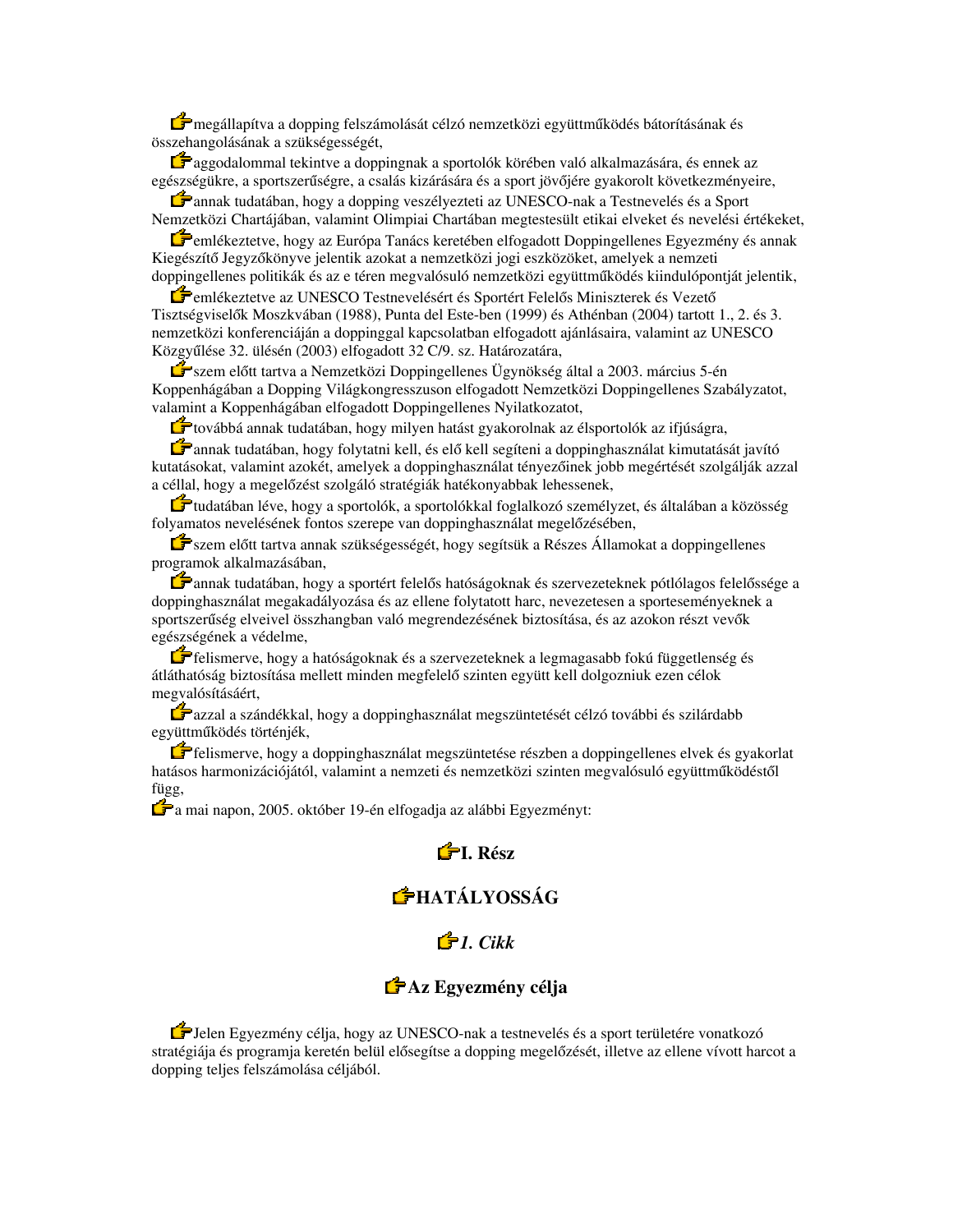megállapítva a dopping felszámolását célzó nemzetközi együttműködés bátorításának és összehangolásának a szükségességét,

aggodalommal tekintve a doppingnak a sportolók körében való alkalmazására, és ennek az egészségükre, a sportszerűségre, a csalás kizárására és a sport jövőjére gyakorolt következményeire,

annak tudatában, hogy a dopping veszélyezteti az UNESCO-nak a Testnevelés és a Sport Nemzetközi Chartájában, valamint Olimpiai Chartában megtestesült etikai elveket és nevelési értékeket,

emlékeztetve, hogy az Európa Tanács keretében elfogadott Doppingellenes Egyezmény és annak Kiegészítő Jegyzőkönyve jelentik azokat a nemzetközi jogi eszközöket, amelyek a nemzeti doppingellenes politikák és az e téren megvalósuló nemzetközi együttműködés kiindulópontját jelentik,

emlékeztetve az UNESCO Testnevelésért és Sportért Felelős Miniszterek és Vezető Tisztségviselők Moszkvában (1988), Punta del Este-ben (1999) és Athénban (2004) tartott 1., 2. és 3. nemzetközi konferenciáján a doppinggal kapcsolatban elfogadott ajánlásaira, valamint az UNESCO Közgyűlése 32. ülésén (2003) elfogadott 32 C/9. sz. Határozatára,

szem előtt tartva a Nemzetközi Doppingellenes Ügynökség által a 2003. március 5-én Koppenhágában a Dopping Világkongresszuson elfogadott Nemzetközi Doppingellenes Szabályzatot, valamint a Koppenhágában elfogadott Doppingellenes Nyilatkozatot,

továbbá annak tudatában, hogy milyen hatást gyakorolnak az élsportolók az ifjúságra,

annak tudatában, hogy folytatni kell, és elő kell segíteni a doppinghasználat kimutatását javító kutatásokat, valamint azokét, amelyek a doppinghasználat tényezőinek jobb megértését szolgálják azzal a céllal, hogy a megelőzést szolgáló stratégiák hatékonyabbak lehessenek,

tudatában léve, hogy a sportolók, a sportolókkal foglalkozó személyzet, és általában a közösség folyamatos nevelésének fontos szerepe van doppinghasználat megelőzésében,

szem előtt tartva annak szükségességét, hogy segítsük a Részes Államokat a doppingellenes programok alkalmazásában,

annak tudatában, hogy a sportért felelős hatóságoknak és szervezeteknek pótlólagos felelőssége a doppinghasználat megakadályozása és az ellene folytatott harc, nevezetesen a sporteseményeknek a sportszerűség elveivel összhangban való megrendezésének biztosítása, és az azokon részt vevők egészségének a védelme,

felismerve, hogy a hatóságoknak és a szervezeteknek a legmagasabb fokú függetlenség és átláthatóság biztosítása mellett minden megfelelő szinten együtt kell dolgozniuk ezen célok megvalósításáért,

azzal a szándékkal, hogy a doppinghasználat megszüntetését célzó további és szilárdabb együttműködés történjék,

felismerve, hogy a doppinghasználat megszüntetése részben a doppingellenes elvek és gyakorlat hatásos harmonizációjától, valamint a nemzeti és nemzetközi szinten megvalósuló együttműködéstől függ,

a mai napon, 2005. október 19-én elfogadja az alábbi Egyezményt:

## I. Rész

## HATÁLYOSSÁG

### *1. Cikk*

### Az Egyezmény célja

Jelen Egyezmény célja, hogy az UNESCO-nak a testnevelés és a sport területére vonatkozó stratégiája és programja keretén belül elősegítse a dopping megelőzését, illetve az ellene vívott harcot a dopping teljes felszámolása céljából.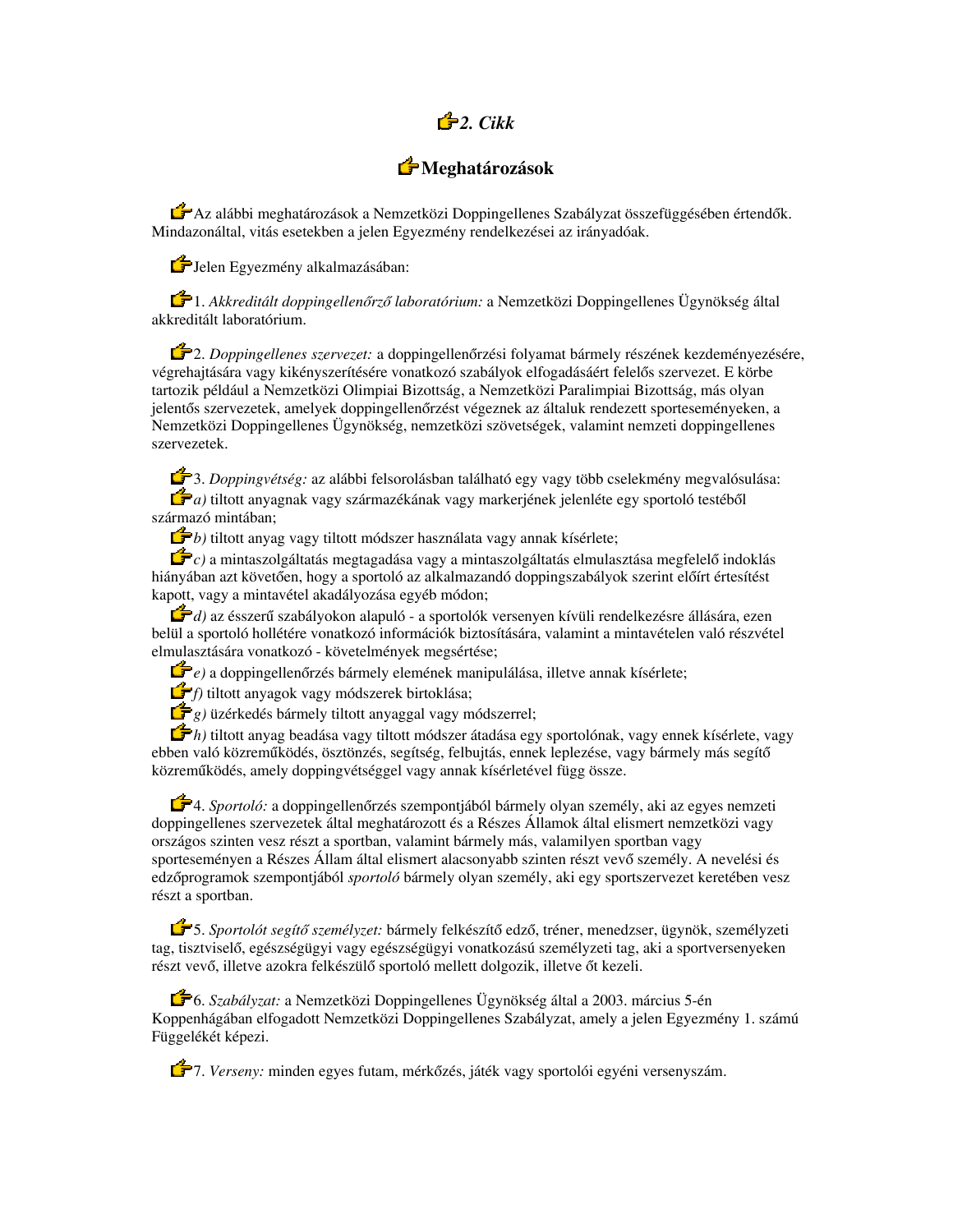## *2. Cikk*

## Meghatározások

Az alábbi meghatározások a Nemzetközi Doppingellenes Szabályzat összefüggésében értendők. Mindazonáltal, vitás esetekben a jelen Egyezmény rendelkezései az irányadóak.

Jelen Egyezmény alkalmazásában:

1. *Akkreditált doppingellenőrző laboratórium:* a Nemzetközi Doppingellenes Ügynökség által akkreditált laboratórium.

2. *Doppingellenes szervezet:* a doppingellenőrzési folyamat bármely részének kezdeményezésére, végrehajtására vagy kikényszerítésére vonatkozó szabályok elfogadásáért felelős szervezet. E körbe tartozik például a Nemzetközi Olimpiai Bizottság, a Nemzetközi Paralimpiai Bizottság, más olyan jelentős szervezetek, amelyek doppingellenőrzést végeznek az általuk rendezett sporteseményeken, a Nemzetközi Doppingellenes Ügynökség, nemzetközi szövetségek, valamint nemzeti doppingellenes szervezetek.

3. *Doppingvétség:* az alábbi felsorolásban található egy vagy több cselekmény megvalósulása:

*a)* tiltott anyagnak vagy származékának vagy markerjének jelenléte egy sportoló testéből származó mintában;

*b)* tiltott anyag vagy tiltott módszer használata vagy annak kísérlete;

*c)* a mintaszolgáltatás megtagadása vagy a mintaszolgáltatás elmulasztása megfelelő indoklás hiányában azt követően, hogy a sportoló az alkalmazandó doppingszabályok szerint előírt értesítést kapott, vagy a mintavétel akadályozása egyéb módon;

*d)* az ésszerű szabályokon alapuló - a sportolók versenyen kívüli rendelkezésre állására, ezen belül a sportoló hollétére vonatkozó információk biztosítására, valamint a mintavételen való részvétel elmulasztására vonatkozó - követelmények megsértése;

*e)* a doppingellenőrzés bármely elemének manipulálása, illetve annak kísérlete;

*f)* tiltott anyagok vagy módszerek birtoklása;

*g)* üzérkedés bármely tiltott anyaggal vagy módszerrel;

*h)* tiltott anyag beadása vagy tiltott módszer átadása egy sportolónak, vagy ennek kísérlete, vagy ebben való közreműködés, ösztönzés, segítség, felbujtás, ennek leplezése, vagy bármely más segítő közreműködés, amely doppingvétséggel vagy annak kísérletével függ össze.

4. *Sportoló:* a doppingellenőrzés szempontjából bármely olyan személy, aki az egyes nemzeti doppingellenes szervezetek által meghatározott és a Részes Államok által elismert nemzetközi vagy országos szinten vesz részt a sportban, valamint bármely más, valamilyen sportban vagy sporteseményen a Részes Állam által elismert alacsonyabb szinten részt vevő személy. A nevelési és edzőprogramok szempontjából *sportoló* bármely olyan személy, aki egy sportszervezet keretében vesz részt a sportban.

5. *Sportolót segítő személyzet:* bármely felkészítő edző, tréner, menedzser, ügynök, személyzeti tag, tisztviselő, egészségügyi vagy egészségügyi vonatkozású személyzeti tag, aki a sportversenyeken részt vevő, illetve azokra felkészülő sportoló mellett dolgozik, illetve őt kezeli.

6. *Szabályzat:* a Nemzetközi Doppingellenes Ügynökség által a 2003. március 5-én Koppenhágában elfogadott Nemzetközi Doppingellenes Szabályzat, amely a jelen Egyezmény 1. számú Függelékét képezi.

7. *Verseny:* minden egyes futam, mérkőzés, játék vagy sportolói egyéni versenyszám.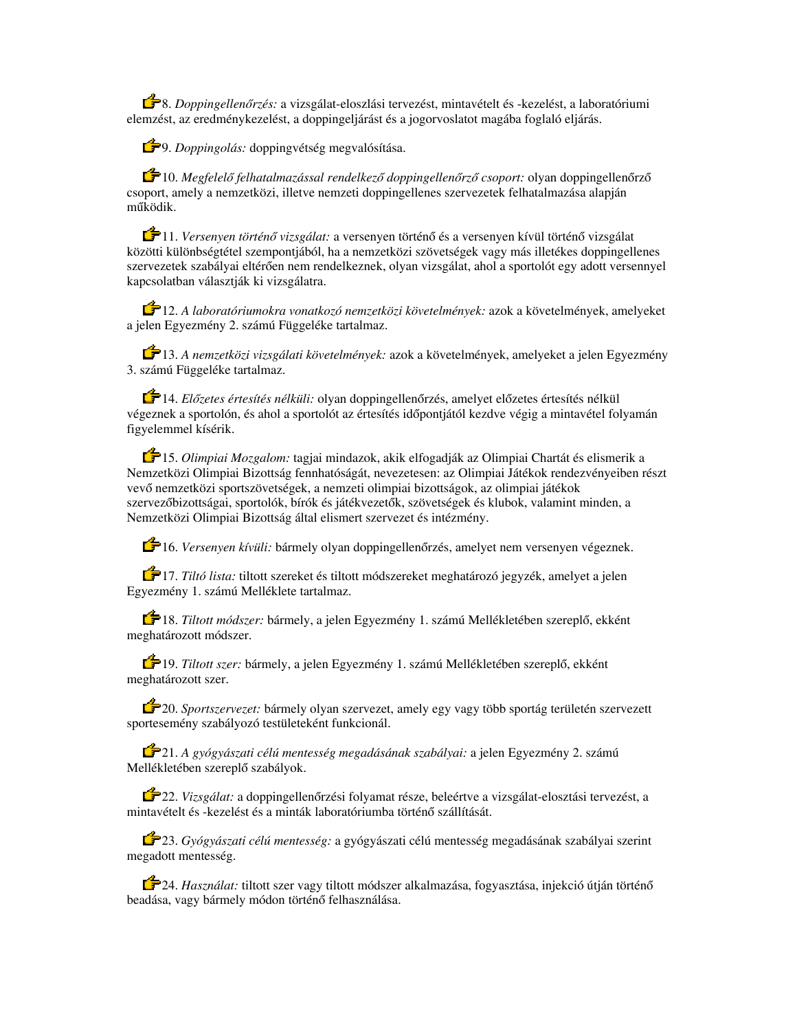8. *Doppingellenőrzés:* a vizsgálat-eloszlási tervezést, mintavételt és -kezelést, a laboratóriumi elemzést, az eredménykezelést, a doppingeljárást és a jogorvoslatot magába foglaló eljárás.

9. *Doppingolás:* doppingvétség megvalósítása.

10. *Megfelelő felhatalmazással rendelkező doppingellenőrző csoport:* olyan doppingellenőrző csoport, amely a nemzetközi, illetve nemzeti doppingellenes szervezetek felhatalmazása alapján működik.

11. *Versenyen történő vizsgálat:* a versenyen történő és a versenyen kívül történő vizsgálat közötti különbségtétel szempontjából, ha a nemzetközi szövetségek vagy más illetékes doppingellenes szervezetek szabályai eltérően nem rendelkeznek, olyan vizsgálat, ahol a sportolót egy adott versennyel kapcsolatban választják ki vizsgálatra.

12. *A laboratóriumokra vonatkozó nemzetközi követelmények:* azok a követelmények, amelyeket a jelen Egyezmény 2. számú Függeléke tartalmaz.

13. *A nemzetközi vizsgálati követelmények:* azok a követelmények, amelyeket a jelen Egyezmény 3. számú Függeléke tartalmaz.

14. *Előzetes értesítés nélküli:* olyan doppingellenőrzés, amelyet előzetes értesítés nélkül végeznek a sportolón, és ahol a sportolót az értesítés időpontjától kezdve végig a mintavétel folyamán figyelemmel kísérik.

15. *Olimpiai Mozgalom:* tagjai mindazok, akik elfogadják az Olimpiai Chartát és elismerik a Nemzetközi Olimpiai Bizottság fennhatóságát, nevezetesen: az Olimpiai Játékok rendezvényeiben részt vevő nemzetközi sportszövetségek, a nemzeti olimpiai bizottságok, az olimpiai játékok szervezőbizottságai, sportolók, bírók és játékvezetők, szövetségek és klubok, valamint minden, a Nemzetközi Olimpiai Bizottság által elismert szervezet és intézmény.

16. *Versenyen kívüli:* bármely olyan doppingellenőrzés, amelyet nem versenyen végeznek.

17. *Tiltó lista:* tiltott szereket és tiltott módszereket meghatározó jegyzék, amelyet a jelen Egyezmény 1. számú Melléklete tartalmaz.

18. *Tiltott módszer:* bármely, a jelen Egyezmény 1. számú Mellékletében szereplő, ekként meghatározott módszer.

19. *Tiltott szer:* bármely, a jelen Egyezmény 1. számú Mellékletében szereplő, ekként meghatározott szer.

20. *Sportszervezet:* bármely olyan szervezet, amely egy vagy több sportág területén szervezett sportesemény szabályozó testületeként funkcionál.

21. *A gyógyászati célú mentesség megadásának szabályai:* a jelen Egyezmény 2. számú Mellékletében szereplő szabályok.

22. *Vizsgálat:* a doppingellenőrzési folyamat része, beleértve a vizsgálat-elosztási tervezést, a mintavételt és -kezelést és a minták laboratóriumba történő szállítását.

23. *Gyógyászati célú mentesség:* a gyógyászati célú mentesség megadásának szabályai szerint megadott mentesség.

24. *Használat:* tiltott szer vagy tiltott módszer alkalmazása, fogyasztása, injekció útján történő beadása, vagy bármely módon történő felhasználása.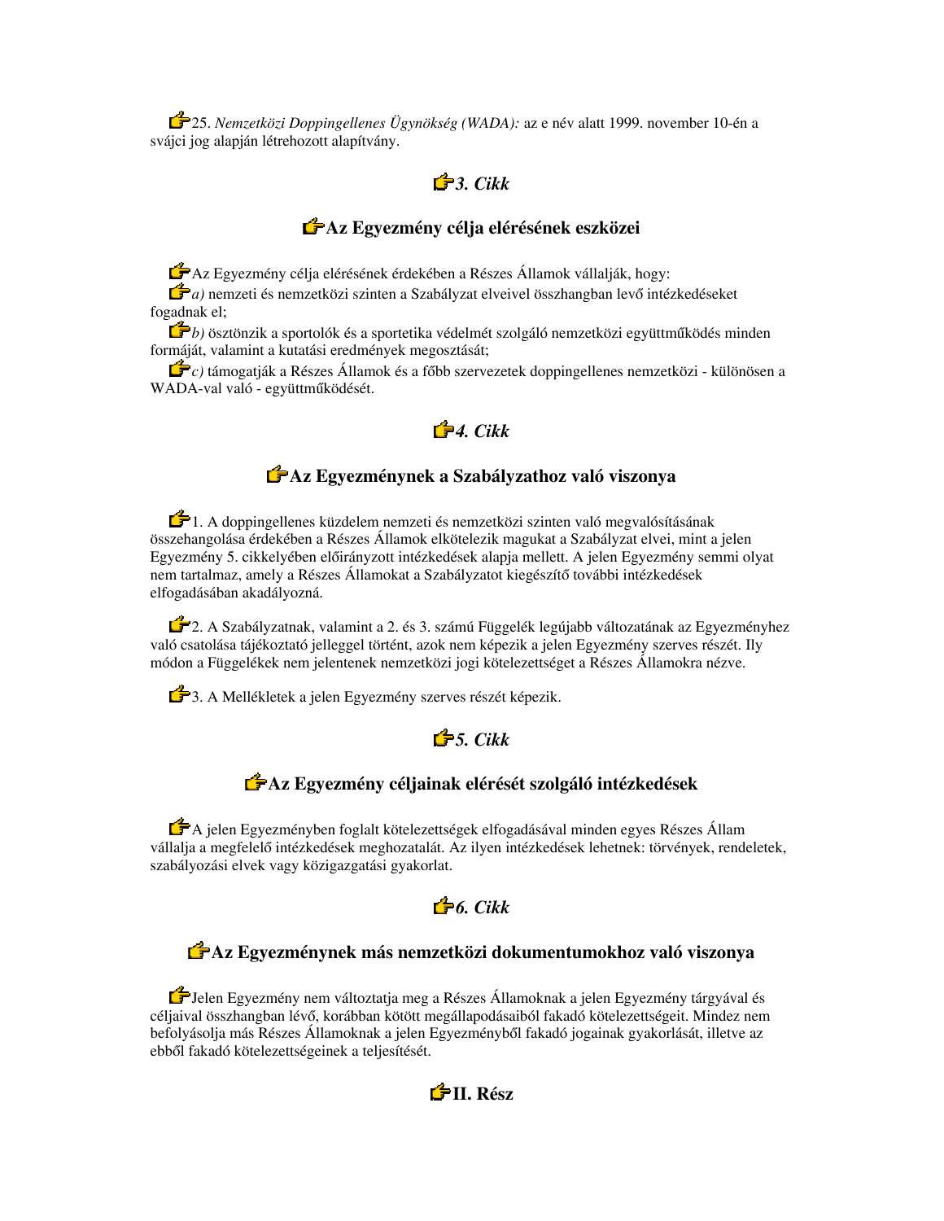25. *Nemzetközi Doppingellenes Ügynökség (WADA):* az e név alatt 1999. november 10-én a svájci jog alapján létrehozott alapítvány.

### *3. Cikk*

### Az Egyezmény célja elérésének eszközei

Az Egyezmény célja elérésének érdekében a Részes Államok vállalják, hogy:

*a)* nemzeti és nemzetközi szinten a Szabályzat elveivel összhangban levő intézkedéseket fogadnak el;

*b)* ösztönzik a sportolók és a sportetika védelmét szolgáló nemzetközi együttműködés minden formáját, valamint a kutatási eredmények megosztását;

*c)* támogatják a Részes Államok és a főbb szervezetek doppingellenes nemzetközi - különösen a WADA-val való - együttműködését.

### *4. Cikk*

### Az Egyezménynek a Szabályzathoz való viszonya

1. A doppingellenes küzdelem nemzeti és nemzetközi szinten való megvalósításának összehangolása érdekében a Részes Államok elkötelezik magukat a Szabályzat elvei, mint a jelen Egyezmény 5. cikkelyében előirányzott intézkedések alapja mellett. A jelen Egyezmény semmi olyat nem tartalmaz, amely a Részes Államokat a Szabályzatot kiegészítő további intézkedések elfogadásában akadályozná.

2. A Szabályzatnak, valamint a 2. és 3. számú Függelék legújabb változatának az Egyezményhez való csatolása tájékoztató jelleggel történt, azok nem képezik a jelen Egyezmény szerves részét. Ily módon a Függelékek nem jelentenek nemzetközi jogi kötelezettséget a Részes Államokra nézve.

3. A Mellékletek a jelen Egyezmény szerves részét képezik.

### *5. Cikk*

### Az Egyezmény céljainak elérését szolgáló intézkedések

A jelen Egyezményben foglalt kötelezettségek elfogadásával minden egyes Részes Állam vállalja a megfelelő intézkedések meghozatalát. Az ilyen intézkedések lehetnek: törvények, rendeletek, szabályozási elvek vagy közigazgatási gyakorlat.

### *6. Cikk*

### Az Egyezménynek más nemzetközi dokumentumokhoz való viszonya

Jelen Egyezmény nem változtatja meg a Részes Államoknak a jelen Egyezmény tárgyával és céljaival összhangban lévő, korábban kötött megállapodásaiból fakadó kötelezettségeit. Mindez nem befolyásolja más Részes Államoknak a jelen Egyezményből fakadó jogainak gyakorlását, illetve az ebből fakadó kötelezettségeinek a teljesítését.

## II. Rész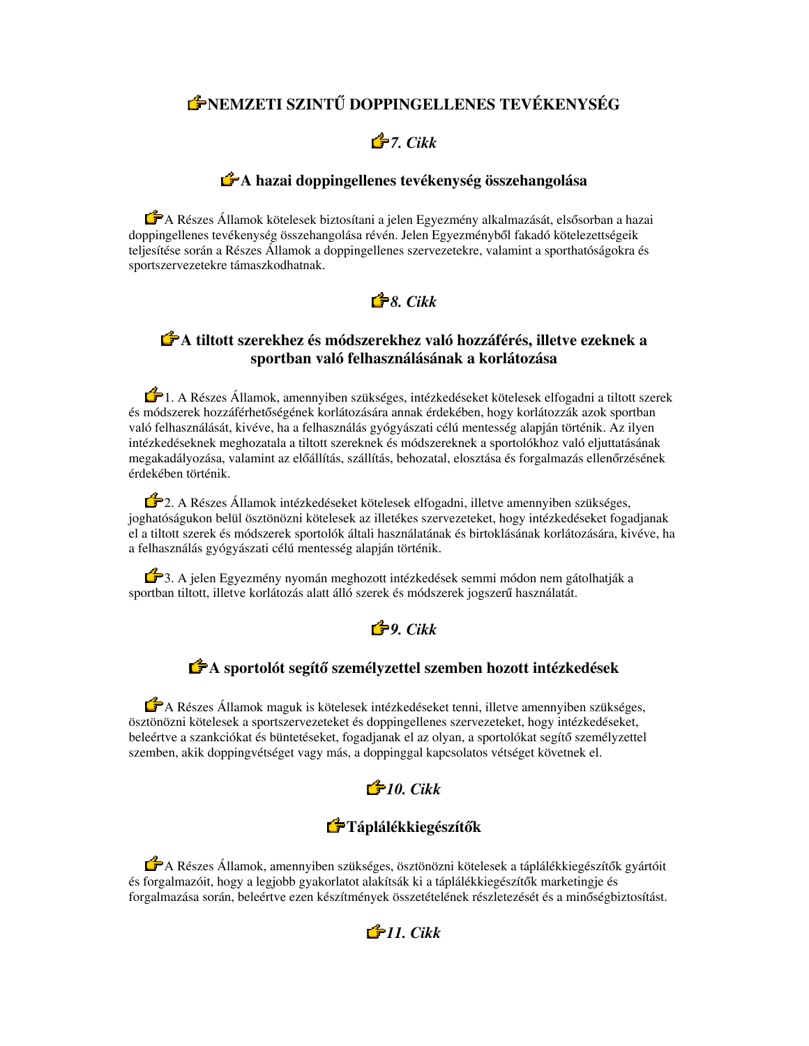## NEMZETI SZINTŰ DOPPINGELLENES TEVÉKENYSÉG

### *7. Cikk*

### A hazai doppingellenes tevékenység összehangolása

A Részes Államok kötelesek biztosítani a jelen Egyezmény alkalmazását, elsősorban a hazai doppingellenes tevékenység összehangolása révén. Jelen Egyezményből fakadó kötelezettségeik teljesítése során a Részes Államok a doppingellenes szervezetekre, valamint a sporthatóságokra és sportszervezetekre támaszkodhatnak.

### *8. Cikk*

### A tiltott szerekhez és módszerekhez való hozzáférés, illetve ezeknek a sportban való felhasználásának a korlátozása

1. A Részes Államok, amennyiben szükséges, intézkedéseket kötelesek elfogadni a tiltott szerek és módszerek hozzáférhetőségének korlátozására annak érdekében, hogy korlátozzák azok sportban való felhasználását, kivéve, ha a felhasználás gyógyászati célú mentesség alapján történik. Az ilyen intézkedéseknek meghozatala a tiltott szereknek és módszereknek a sportolókhoz való eljuttatásának megakadályozása, valamint az előállítás, szállítás, behozatal, elosztása és forgalmazás ellenőrzésének érdekében történik.

2. A Részes Államok intézkedéseket kötelesek elfogadni, illetve amennyiben szükséges, joghatóságukon belül ösztönözni kötelesek az illetékes szervezeteket, hogy intézkedéseket fogadjanak el a tiltott szerek és módszerek sportolók általi használatának és birtoklásának korlátozására, kivéve, ha a felhasználás gyógyászati célú mentesség alapján történik.

3. A jelen Egyezmény nyomán meghozott intézkedések semmi módon nem gátolhatják a sportban tiltott, illetve korlátozás alatt álló szerek és módszerek jogszerű használatát.

### *9. Cikk*

### A sportolót segítő személyzettel szemben hozott intézkedések

A Részes Államok maguk is kötelesek intézkedéseket tenni, illetve amennyiben szükséges, ösztönözni kötelesek a sportszervezeteket és doppingellenes szervezeteket, hogy intézkedéseket, beleértve a szankciókat és büntetéseket, fogadjanak el az olyan, a sportolókat segítő személyzettel szemben, akik doppingvétséget vagy más, a doppinggal kapcsolatos vétséget követnek el.

### *10. Cikk*

### Táplálékkiegészítők

A Részes Államok, amennyiben szükséges, ösztönözni kötelesek a táplálékkiegészítők gyártóit és forgalmazóit, hogy a legjobb gyakorlatot alakítsák ki a táplálékkiegészítők marketingje és forgalmazása során, beleértve ezen készítmények összetételének részletezését és a minőségbiztosítást.

### *11. Cikk*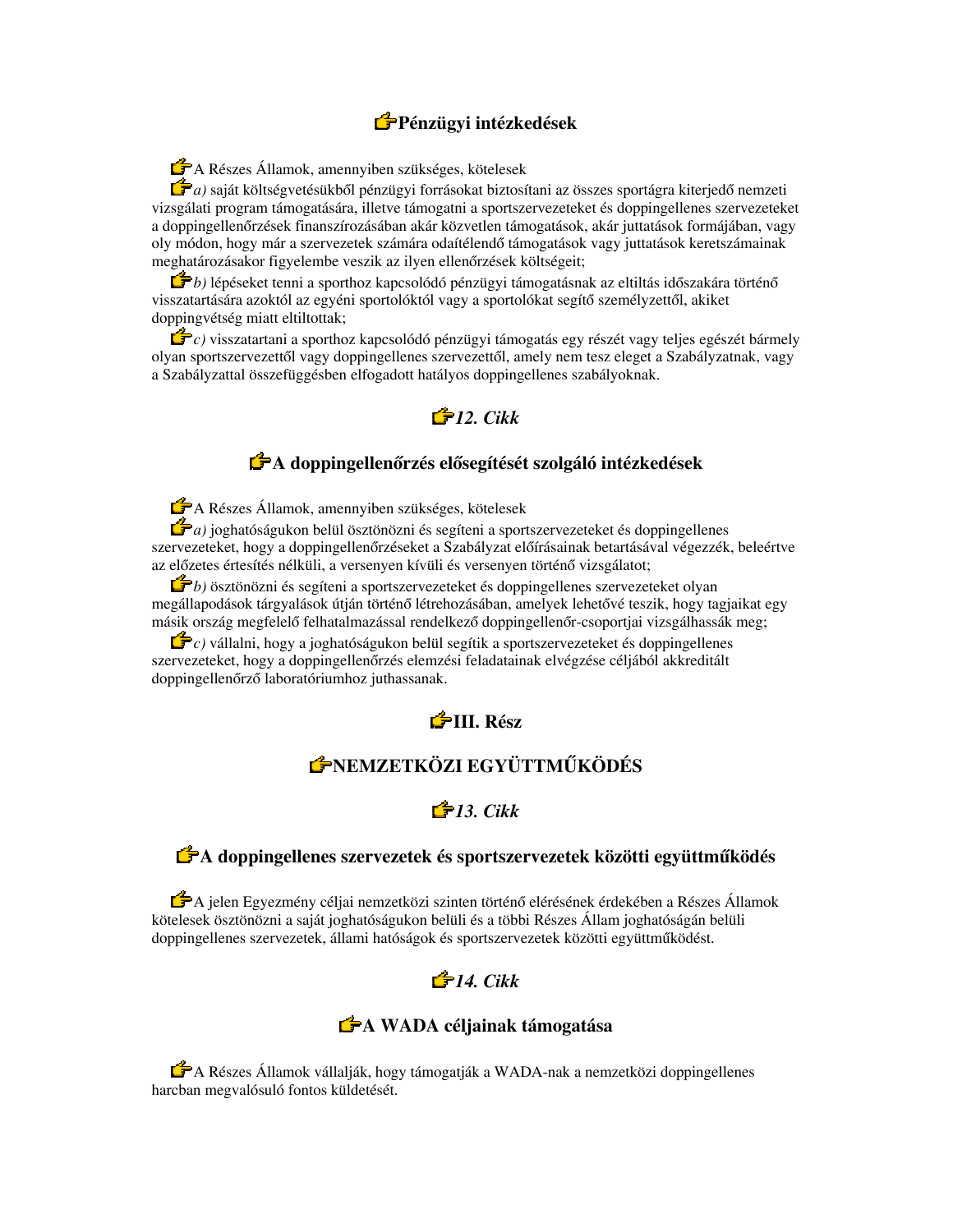### Pénzügyi intézkedések

A Részes Államok, amennyiben szükséges, kötelesek

*a)* saját költségvetésükből pénzügyi forrásokat biztosítani az összes sportágra kiterjedő nemzeti vizsgálati program támogatására, illetve támogatni a sportszervezeteket és doppingellenes szervezeteket a doppingellenőrzések finanszírozásában akár közvetlen támogatások, akár juttatások formájában, vagy oly módon, hogy már a szervezetek számára odaítélendő támogatások vagy juttatások keretszámainak meghatározásakor figyelembe veszik az ilyen ellenőrzések költségeit;

*b)* lépéseket tenni a sporthoz kapcsolódó pénzügyi támogatásnak az eltiltás időszakára történő visszatartására azoktól az egyéni sportolóktól vagy a sportolókat segítő személyzettől, akiket doppingvétség miatt eltiltottak;

*c)* visszatartani a sporthoz kapcsolódó pénzügyi támogatás egy részét vagy teljes egészét bármely olyan sportszervezettől vagy doppingellenes szervezettől, amely nem tesz eleget a Szabályzatnak, vagy a Szabályzattal összefüggésben elfogadott hatályos doppingellenes szabályoknak.

### *12. Cikk*

### A doppingellenőrzés elősegítését szolgáló intézkedések

A Részes Államok, amennyiben szükséges, kötelesek

*a)* joghatóságukon belül ösztönözni és segíteni a sportszervezeteket és doppingellenes szervezeteket, hogy a doppingellenőrzéseket a Szabályzat előírásainak betartásával végezzék, beleértve az előzetes értesítés nélküli, a versenyen kívüli és versenyen történő vizsgálatot;

*b)* ösztönözni és segíteni a sportszervezeteket és doppingellenes szervezeteket olyan megállapodások tárgyalások útján történő létrehozásában, amelyek lehetővé teszik, hogy tagjaikat egy másik ország megfelelő felhatalmazással rendelkező doppingellenőr-csoportjai vizsgálhassák meg;

*c)* vállalni, hogy a joghatóságukon belül segítik a sportszervezeteket és doppingellenes szervezeteket, hogy a doppingellenőrzés elemzési feladatainak elvégzése céljából akkreditált doppingellenőrző laboratóriumhoz juthassanak.

## III. Rész

## NEMZETKÖZI EGYÜTTMŰKÖDÉS

### *13. Cikk*

### A doppingellenes szervezetek és sportszervezetek közötti együttműködés

A jelen Egyezmény céljai nemzetközi szinten történő elérésének érdekében a Részes Államok kötelesek ösztönözni a saját joghatóságukon belüli és a többi Részes Állam joghatóságán belüli doppingellenes szervezetek, állami hatóságok és sportszervezetek közötti együttműködést.

### *14. Cikk*

### A WADA céljainak támogatása

A Részes Államok vállalják, hogy támogatják a WADA-nak a nemzetközi doppingellenes harcban megvalósuló fontos küldetését.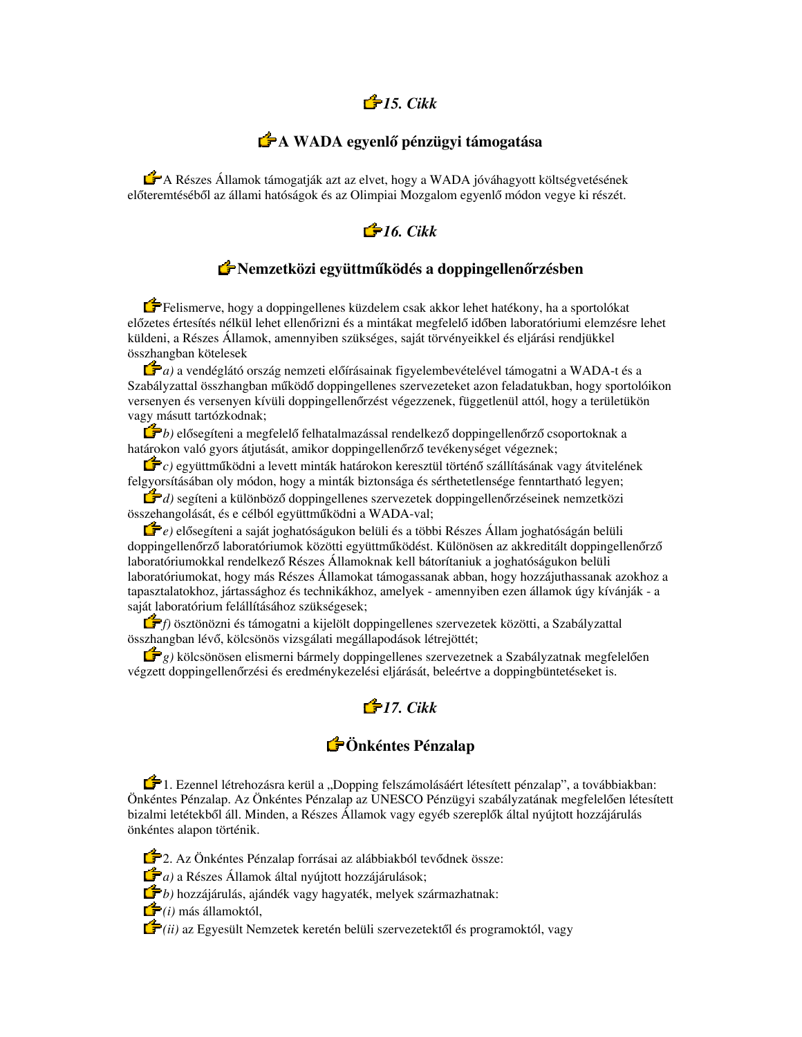## *15. Cikk*

## A WADA egyenlő pénzügyi támogatása

A Részes Államok támogatják azt az elvet, hogy a WADA jóváhagyott költségvetésének előteremtéséből az állami hatóságok és az Olimpiai Mozgalom egyenlő módon vegye ki részét.

## *16. Cikk*

## Nemzetközi együttműködés a doppingellenőrzésben

Felismerve, hogy a doppingellenes küzdelem csak akkor lehet hatékony, ha a sportolókat előzetes értesítés nélkül lehet ellenőrizni és a mintákat megfelelő időben laboratóriumi elemzésre lehet küldeni, a Részes Államok, amennyiben szükséges, saját törvényeikkel és eljárási rendjükkel összhangban kötelesek

*a)* a vendéglátó ország nemzeti előírásainak figyelembevételével támogatni a WADA-t és a Szabályzattal összhangban működő doppingellenes szervezeteket azon feladatukban, hogy sportolóikon versenyen és versenyen kívüli doppingellenőrzést végezzenek, függetlenül attól, hogy a területükön vagy másutt tartózkodnak;

*b)* elősegíteni a megfelelő felhatalmazással rendelkező doppingellenőrző csoportoknak a határokon való gyors átjutását, amikor doppingellenőrző tevékenységet végeznek;

*c)* együttműködni a levett minták határokon keresztül történő szállításának vagy átvitelének felgyorsításában oly módon, hogy a minták biztonsága és sérthetetlensége fenntartható legyen;

*d)* segíteni a különböző doppingellenes szervezetek doppingellenőrzéseinek nemzetközi összehangolását, és e célból együttműködni a WADA-val;

*e)* elősegíteni a saját joghatóságukon belüli és a többi Részes Állam joghatóságán belüli doppingellenőrző laboratóriumok közötti együttműködést. Különösen az akkreditált doppingellenőrző laboratóriumokkal rendelkező Részes Államoknak kell bátorítaniuk a joghatóságukon belüli laboratóriumokat, hogy más Részes Államokat támogassanak abban, hogy hozzájuthassanak azokhoz a tapasztalatokhoz, jártassághoz és technikákhoz, amelyek - amennyiben ezen államok úgy kívánják - a saját laboratórium felállításához szükségesek;

*f)* ösztönözni és támogatni a kijelölt doppingellenes szervezetek közötti, a Szabályzattal összhangban lévő, kölcsönös vizsgálati megállapodások létrejöttét;

*g)* kölcsönösen elismerni bármely doppingellenes szervezetnek a Szabályzatnak megfelelően végzett doppingellenőrzési és eredménykezelési eljárását, beleértve a doppingbüntetéseket is.

## *17. Cikk*

## Önkéntes Pénzalap

1. Ezennel létrehozásra kerül a „Dopping felszámolásáért létesített pénzalap”, a továbbiakban: Önkéntes Pénzalap. Az Önkéntes Pénzalap az UNESCO Pénzügyi szabályzatának megfelelően létesített bizalmi letétekből áll. Minden, a Részes Államok vagy egyéb szereplők által nyújtott hozzájárulás önkéntes alapon történik.

2. Az Önkéntes Pénzalap forrásai az alábbiakból tevődnek össze:

*a)* a Részes Államok által nyújtott hozzájárulások;

*b)* hozzájárulás, ajándék vagy hagyaték, melyek származhatnak:

*(i)* más államoktól,

*(ii)* az Egyesült Nemzetek keretén belüli szervezetektől és programoktól, vagy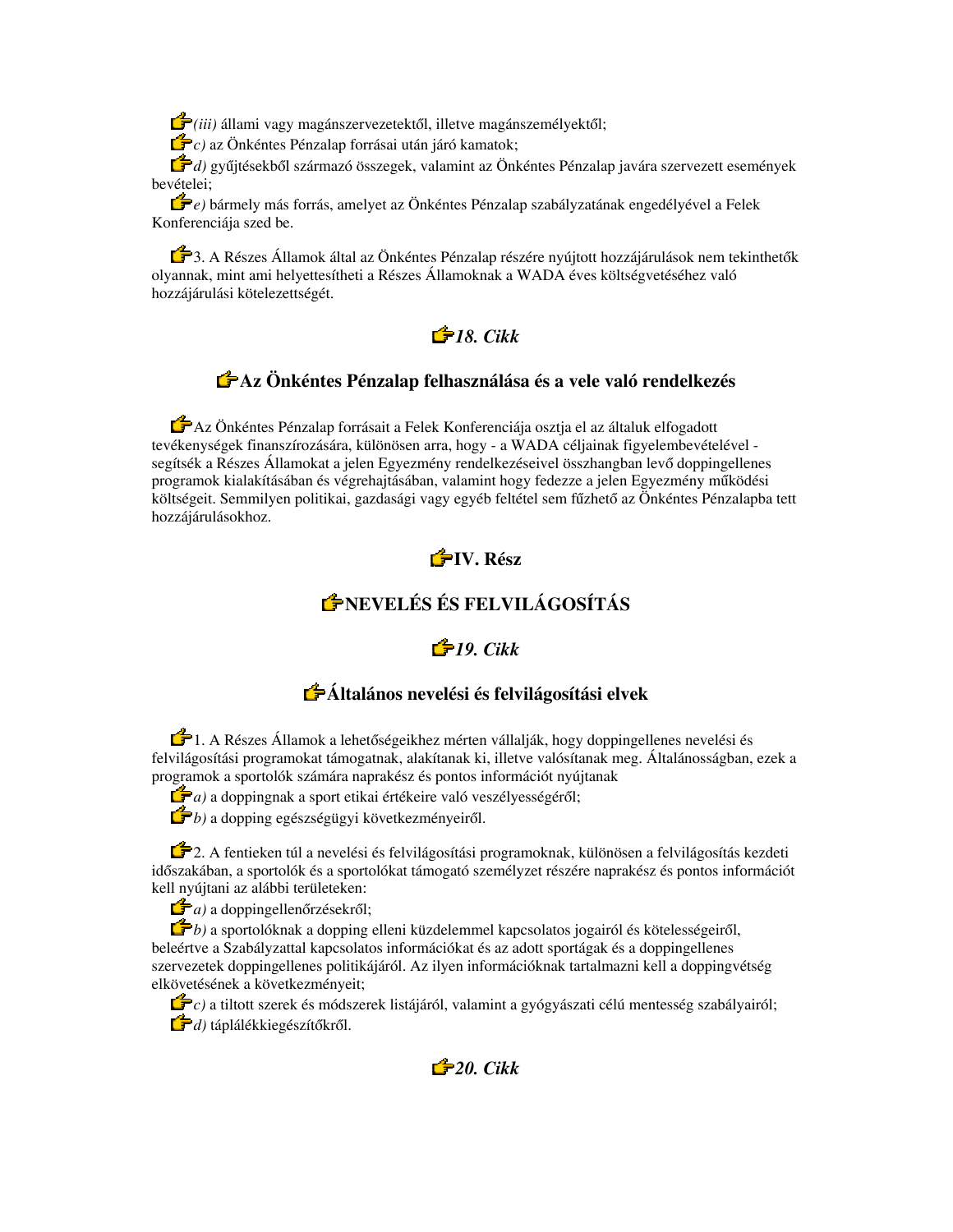*(iii)* állami vagy magánszervezetektől, illetve magánszemélyektől;

*c)* az Önkéntes Pénzalap forrásai után járó kamatok;

*d)* gyűjtésekből származó összegek, valamint az Önkéntes Pénzalap javára szervezett események bevételei;

*e)* bármely más forrás, amelyet az Önkéntes Pénzalap szabályzatának engedélyével a Felek Konferenciája szed be.

3. A Részes Államok által az Önkéntes Pénzalap részére nyújtott hozzájárulások nem tekinthetők olyannak, mint ami helyettesítheti a Részes Államoknak a WADA éves költségvetéséhez való hozzájárulási kötelezettségét.

## *18. Cikk*

## Az Önkéntes Pénzalap felhasználása és a vele való rendelkezés

Az Önkéntes Pénzalap forrásait a Felek Konferenciája osztja el az általuk elfogadott tevékenységek finanszírozására, különösen arra, hogy - a WADA céljainak figyelembevételével - segítsék a Részes Államokat a jelen Egyezmény rendelkezéseivel összhangban levő doppingellenes programok kialakításában és végrehajtásában, valamint hogy fedezze a jelen Egyezmény működési költségeit. Semmilyen politikai, gazdasági vagy egyéb feltétel sem fűzhető az Önkéntes Pénzalapba tett hozzájárulásokhoz.

# IV. Rész

# NEVELÉS ÉS FELVILÁGOSÍTÁS

## *19. Cikk*

## Általános nevelési és felvilágosítási elvek

1. A Részes Államok a lehetőségeikhez mérten vállalják, hogy doppingellenes nevelési és felvilágosítási programokat támogatnak, alakítanak ki, illetve valósítanak meg. Általánosságban, ezek a programok a sportolók számára naprakész és pontos információt nyújtanak

*a)* a doppingnak a sport etikai értékeire való veszélyességéről;

*b)* a dopping egészségügyi következményeiről.

2. A fentieken túl a nevelési és felvilágosítási programoknak, különösen a felvilágosítás kezdeti időszakában, a sportolók és a sportolókat támogató személyzet részére naprakész és pontos információt kell nyújtani az alábbi területeken:

*a)* a doppingellenőrzésekről;

*b)* a sportolóknak a dopping elleni küzdelemmel kapcsolatos jogairól és kötelességeiről, beleértve a Szabályzattal kapcsolatos információkat és az adott sportágak és a doppingellenes szervezetek doppingellenes politikájáról. Az ilyen információknak tartalmazni kell a doppingvétség elkövetésének a következményeit;

*c)* a tiltott szerek és módszerek listájáról, valamint a gyógyászati célú mentesség szabályairól;

*d)* táplálékkiegészítőkről.

## *20. Cikk*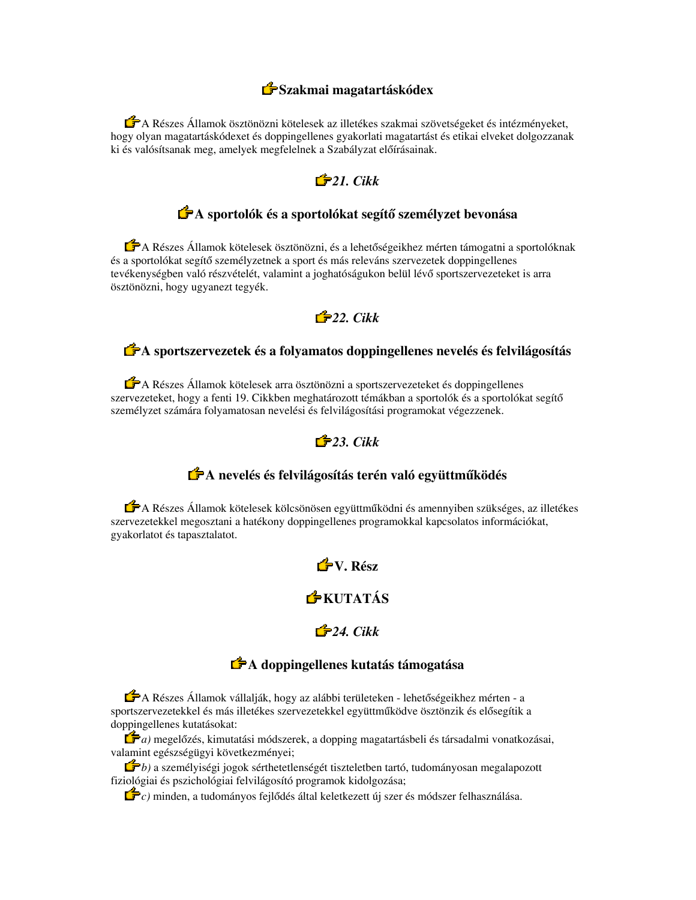### Szakmai magatartáskódex

A Részes Államok ösztönözni kötelesek az illetékes szakmai szövetségeket és intézményeket, hogy olyan magatartáskódexet és doppingellenes gyakorlati magatartást és etikai elveket dolgozzanak ki és valósítsanak meg, amelyek megfelelnek a Szabályzat előírásainak.

### *21. Cikk*

### A sportolók és a sportolókat segítő személyzet bevonása

A Részes Államok kötelesek ösztönözni, és a lehetőségeikhez mérten támogatni a sportolóknak és a sportolókat segítő személyzetnek a sport és más releváns szervezetek doppingellenes tevékenységben való részvételét, valamint a joghatóságukon belül lévő sportszervezeteket is arra ösztönözni, hogy ugyanezt tegyék.

### *22. Cikk*

### A sportszervezetek és a folyamatos doppingellenes nevelés és felvilágosítás

A Részes Államok kötelesek arra ösztönözni a sportszervezeteket és doppingellenes szervezeteket, hogy a fenti 19. Cikkben meghatározott témákban a sportolók és a sportolókat segítő személyzet számára folyamatosan nevelési és felvilágosítási programokat végezzenek.

### *23. Cikk*

### A nevelés és felvilágosítás terén való együttműködés

A Részes Államok kötelesek kölcsönösen együttműködni és amennyiben szükséges, az illetékes szervezetekkel megosztani a hatékony doppingellenes programokkal kapcsolatos információkat, gyakorlatot és tapasztalatot.

## V. Rész

## KUTATÁS

### *24. Cikk*

### A doppingellenes kutatás támogatása

A Részes Államok vállalják, hogy az alábbi területeken - lehetőségeikhez mérten - a sportszervezetekkel és más illetékes szervezetekkel együttműködve ösztönzik és elősegítik a doppingellenes kutatásokat:

*a)* megelőzés, kimutatási módszerek, a dopping magatartásbeli és társadalmi vonatkozásai, valamint egészségügyi következményei;

*b)* a személyiségi jogok sérthetetlenségét tiszteletben tartó, tudományosan megalapozott fiziológiai és pszichológiai felvilágosító programok kidolgozása;

*c)* minden, a tudományos fejlődés által keletkezett új szer és módszer felhasználása.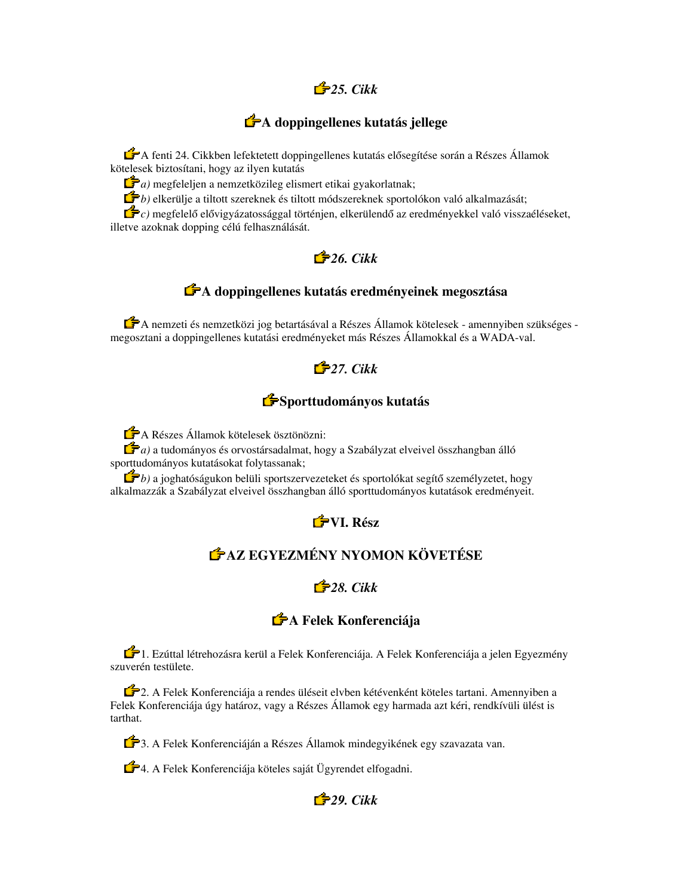### *25. Cikk*

### A doppingellenes kutatás jellege

A fenti 24. Cikkben lefektetett doppingellenes kutatás elősegítése során a Részes Államok kötelesek biztosítani, hogy az ilyen kutatás

*a)* megfeleljen a nemzetközileg elismert etikai gyakorlatnak;

*b)* elkerülje a tiltott szereknek és tiltott módszereknek sportolókon való alkalmazását;

*c)* megfelelő elővigyázatossággal történjen, elkerülendő az eredményekkel való visszaéléseket, illetve azoknak dopping célú felhasználását.

### *26. Cikk*

### A doppingellenes kutatás eredményeinek megosztása

A nemzeti és nemzetközi jog betartásával a Részes Államok kötelesek - amennyiben szükséges - megosztani a doppingellenes kutatási eredményeket más Részes Államokkal és a WADA-val.

### *27. Cikk*

### Sporttudományos kutatás

A Részes Államok kötelesek ösztönözni:

*a)* a tudományos és orvostársadalmat, hogy a Szabályzat elveivel összhangban álló sporttudományos kutatásokat folytassanak;

*b)* a joghatóságukon belüli sportszervezeteket és sportolókat segítő személyzetet, hogy alkalmazzák a Szabályzat elveivel összhangban álló sporttudományos kutatások eredményeit.

## VI. Rész

## AZ EGYEZMÉNY NYOMON KÖVETÉSE

### *28. Cikk*

### A Felek Konferenciája

1. Ezúttal létrehozásra kerül a Felek Konferenciája. A Felek Konferenciája a jelen Egyezmény szuverén testülete.

2. A Felek Konferenciája a rendes üléseit elvben kétévenként köteles tartani. Amennyiben a Felek Konferenciája úgy határoz, vagy a Részes Államok egy harmada azt kéri, rendkívüli ülést is tarthat.

3. A Felek Konferenciáján a Részes Államok mindegyikének egy szavazata van.

4. A Felek Konferenciája köteles saját Ügyrendet elfogadni.

### *29. Cikk*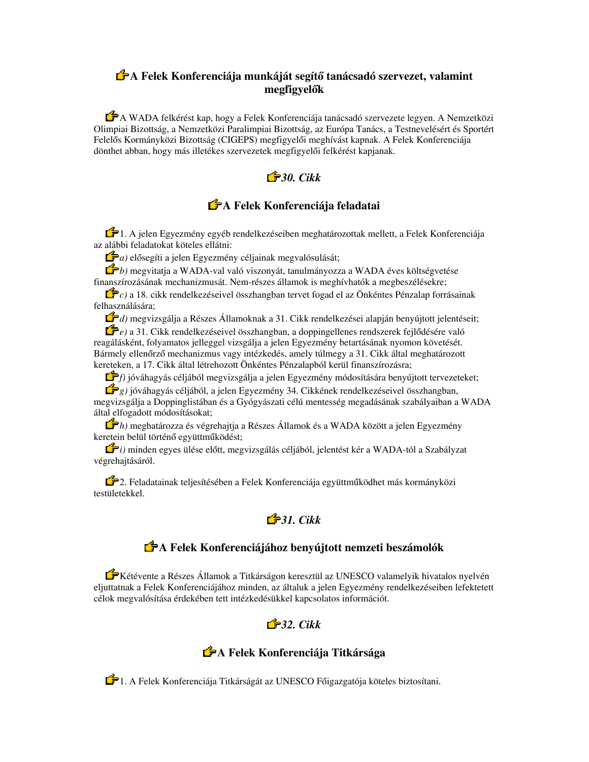### A Felek Konferenciája munkáját segítő tanácsadó szervezet, valamint megfigyelők

A WADA felkérést kap, hogy a Felek Konferenciája tanácsadó szervezete legyen. A Nemzetközi Olimpiai Bizottság, a Nemzetközi Paralimpiai Bizottság, az Európa Tanács, a Testnevelésért és Sportért Felelős Kormányközi Bizottság (CIGEPS) megfigyelői meghívást kapnak. A Felek Konferenciája dönthet abban, hogy más illetékes szervezetek megfigyelői felkérést kapjanak.

### *30. Cikk*

### A Felek Konferenciája feladatai

1. A jelen Egyezmény egyéb rendelkezéseiben meghatározottak mellett, a Felek Konferenciája az alábbi feladatokat köteles ellátni:

*a)* elősegíti a jelen Egyezmény céljainak megvalósulását;

*b)* megvitatja a WADA-val való viszonyát, tanulmányozza a WADA éves költségvetése finanszírozásának mechanizmusát. Nem-részes államok is meghívhatók a megbeszélésekre;

*c)* a 18. cikk rendelkezéseivel összhangban tervet fogad el az Önkéntes Pénzalap forrásainak felhasználására;

*d)* megvizsgálja a Részes Államoknak a 31. Cikk rendelkezései alapján benyújtott jelentéseit;

*e)* a 31. Cikk rendelkezéseivel összhangban, a doppingellenes rendszerek fejlődésére való reagálásként, folyamatos jelleggel vizsgálja a jelen Egyezmény betartásának nyomon követését. Bármely ellenőrző mechanizmus vagy intézkedés, amely túlmegy a 31. Cikk által meghatározott kereteken, a 17. Cikk által létrehozott Önkéntes Pénzalapból kerül finanszírozásra;

*f)* jóváhagyás céljából megvizsgálja a jelen Egyezmény módosítására benyújtott tervezeteket;

*g)* jóváhagyás céljából, a jelen Egyezmény 34. Cikkének rendelkezéseivel összhangban, megvizsgálja a Doppinglistában és a Gyógyászati célú mentesség megadásának szabályaiban a WADA által elfogadott módosításokat;

*h)* meghatározza és végrehajtja a Részes Államok és a WADA között a jelen Egyezmény keretein belül történő együttműködést;

*i)* minden egyes ülése előtt, megvizsgálás céljából, jelentést kér a WADA-tól a Szabályzat végrehajtásáról.

2. Feladatainak teljesítésében a Felek Konferenciája együttműködhet más kormányközi testületekkel.

### *31. Cikk*

### A Felek Konferenciájához benyújtott nemzeti beszámolók

Kétévente a Részes Államok a Titkárságon keresztül az UNESCO valamelyik hivatalos nyelvén eljuttatnak a Felek Konferenciájához minden, az általuk a jelen Egyezmény rendelkezéseiben lefektetett célok megvalósítása érdekében tett intézkedésükkel kapcsolatos információt.

### *32. Cikk*

### A Felek Konferenciája Titkársága

1. A Felek Konferenciája Titkárságát az UNESCO Főigazgatója köteles biztosítani.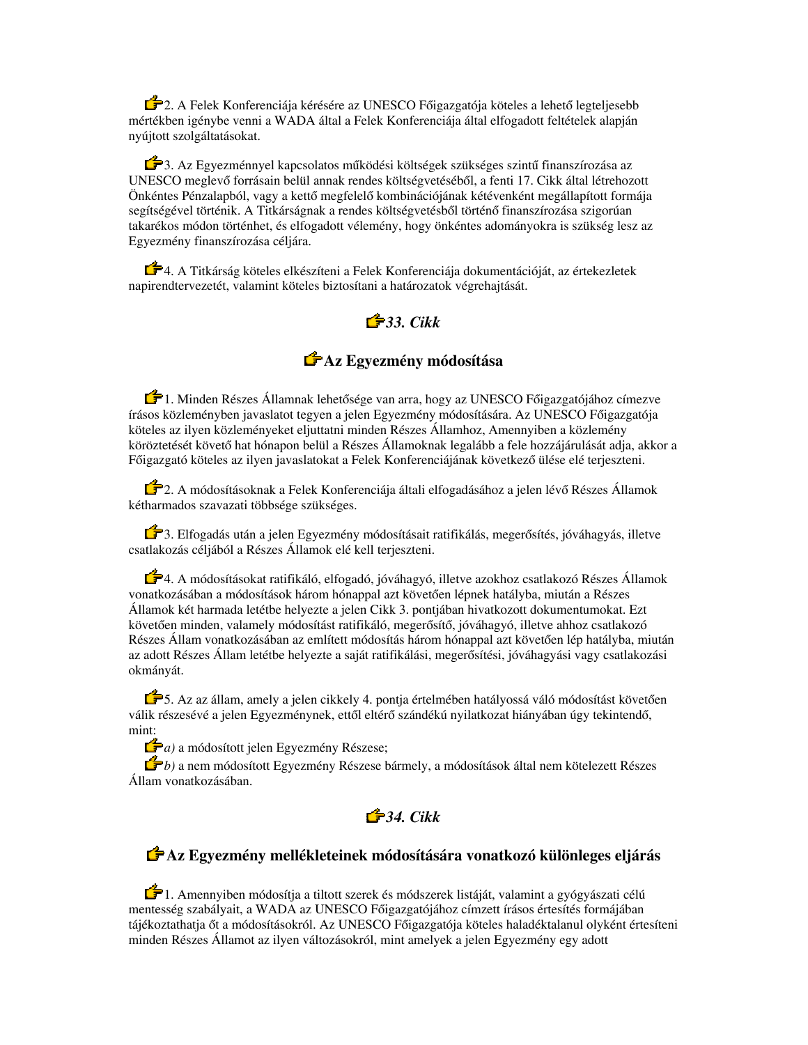2. A Felek Konferenciája kérésére az UNESCO Főigazgatója köteles a lehető legteljesebb mértékben igénybe venni a WADA által a Felek Konferenciája által elfogadott feltételek alapján nyújtott szolgáltatásokat.

3. Az Egyezménnyel kapcsolatos működési költségek szükséges szintű finanszírozása az UNESCO meglevő forrásain belül annak rendes költségvetéséből, a fenti 17. Cikk által létrehozott Önkéntes Pénzalapból, vagy a kettő megfelelő kombinációjának kétévenként megállapított formája segítségével történik. A Titkárságnak a rendes költségvetésből történő finanszírozása szigorúan takarékos módon történhet, és elfogadott vélemény, hogy önkéntes adományokra is szükség lesz az Egyezmény finanszírozása céljára.

4. A Titkárság köteles elkészíteni a Felek Konferenciája dokumentációját, az értekezletek napirendtervezetét, valamint köteles biztosítani a határozatok végrehajtását.

### *33. Cikk*

### Az Egyezmény módosítása

1. Minden Részes Államnak lehetősége van arra, hogy az UNESCO Főigazgatójához címezve írásos közleményben javaslatot tegyen a jelen Egyezmény módosítására. Az UNESCO Főigazgatója köteles az ilyen közleményeket eljuttatni minden Részes Államhoz, Amennyiben a közlemény köröztetését követő hat hónapon belül a Részes Államoknak legalább a fele hozzájárulását adja, akkor a Főigazgató köteles az ilyen javaslatokat a Felek Konferenciájának következő ülése elé terjeszteni.

2. A módosításoknak a Felek Konferenciája általi elfogadásához a jelen lévő Részes Államok kétharmados szavazati többsége szükséges.

3. Elfogadás után a jelen Egyezmény módosításait ratifikálás, megerősítés, jóváhagyás, illetve csatlakozás céljából a Részes Államok elé kell terjeszteni.

4. A módosításokat ratifikáló, elfogadó, jóváhagyó, illetve azokhoz csatlakozó Részes Államok vonatkozásában a módosítások három hónappal azt követően lépnek hatályba, miután a Részes Államok két harmada letétbe helyezte a jelen Cikk 3. pontjában hivatkozott dokumentumokat. Ezt követően minden, valamely módosítást ratifikáló, megerősítő, jóváhagyó, illetve ahhoz csatlakozó Részes Állam vonatkozásában az említett módosítás három hónappal azt követően lép hatályba, miután az adott Részes Állam letétbe helyezte a saját ratifikálási, megerősítési, jóváhagyási vagy csatlakozási okmányát.

5. Az az állam, amely a jelen cikkely 4. pontja értelmében hatályossá váló módosítást követően válik részesévé a jelen Egyezménynek, ettől eltérő szándékú nyilatkozat hiányában úgy tekintendő, mint:

*a)* a módosított jelen Egyezmény Részese;

*b)* a nem módosított Egyezmény Részese bármely, a módosítások által nem kötelezett Részes Állam vonatkozásában.

### *34. Cikk*

### Az Egyezmény mellékleteinek módosítására vonatkozó különleges eljárás

1. Amennyiben módosítja a tiltott szerek és módszerek listáját, valamint a gyógyászati célú mentesség szabályait, a WADA az UNESCO Főigazgatójához címzett írásos értesítés formájában tájékoztathatja őt a módosításokról. Az UNESCO Főigazgatója köteles haladéktalanul olyként értesíteni minden Részes Államot az ilyen változásokról, mint amelyek a jelen Egyezmény egy adott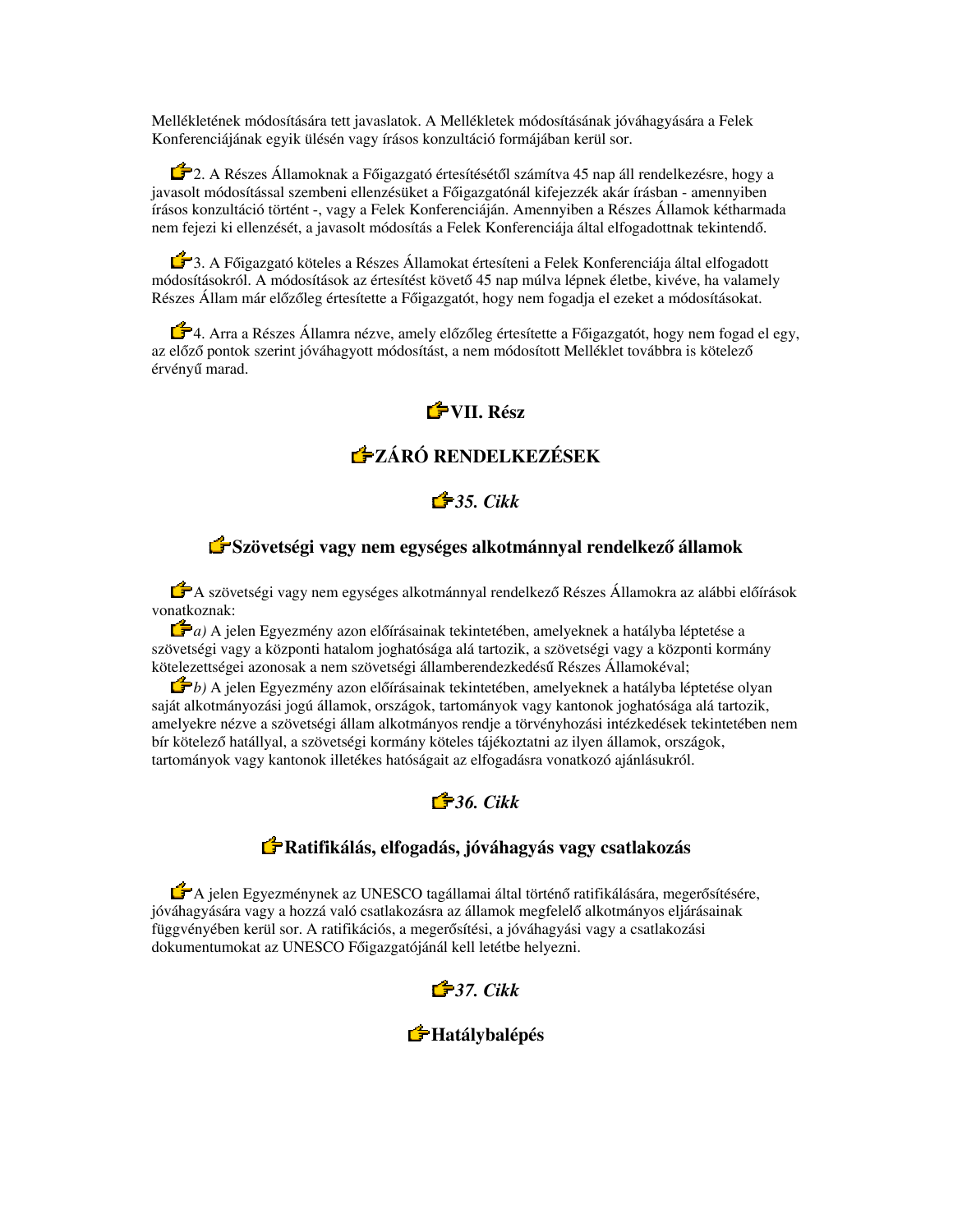Mellékletének módosítására tett javaslatok. A Mellékletek módosításának jóváhagyására a Felek Konferenciájának egyik ülésén vagy írásos konzultáció formájában kerül sor.

2. A Részes Államoknak a Főigazgató értesítésétől számítva 45 nap áll rendelkezésre, hogy a javasolt módosítással szembeni ellenzésüket a Főigazgatónál kifejezzék akár írásban - amennyiben írásos konzultáció történt -, vagy a Felek Konferenciáján. Amennyiben a Részes Államok kétharmada nem fejezi ki ellenzését, a javasolt módosítás a Felek Konferenciája által elfogadottnak tekintendő.

3. A Főigazgató köteles a Részes Államokat értesíteni a Felek Konferenciája által elfogadott módosításokról. A módosítások az értesítést követő 45 nap múlva lépnek életbe, kivéve, ha valamely Részes Állam már előzőleg értesítette a Főigazgatót, hogy nem fogadja el ezeket a módosításokat.

4. Arra a Részes Államra nézve, amely előzőleg értesítette a Főigazgatót, hogy nem fogad el egy, az előző pontok szerint jóváhagyott módosítást, a nem módosított Melléklet továbbra is kötelező érvényű marad.

## VII. Rész

## ZÁRÓ RENDELKEZÉSEK

### *35. Cikk*

### Szövetségi vagy nem egységes alkotmánnyal rendelkező államok

A szövetségi vagy nem egységes alkotmánnyal rendelkező Részes Államokra az alábbi előírások vonatkoznak:

*a)* A jelen Egyezmény azon előírásainak tekintetében, amelyeknek a hatályba léptetése a szövetségi vagy a központi hatalom joghatósága alá tartozik, a szövetségi vagy a központi kormány kötelezettségei azonosak a nem szövetségi államberendezkedésű Részes Államokéval;

*b)* A jelen Egyezmény azon előírásainak tekintetében, amelyeknek a hatályba léptetése olyan saját alkotmányozási jogú államok, országok, tartományok vagy kantonok joghatósága alá tartozik, amelyekre nézve a szövetségi állam alkotmányos rendje a törvényhozási intézkedések tekintetében nem bír kötelező hatállyal, a szövetségi kormány köteles tájékoztatni az ilyen államok, országok, tartományok vagy kantonok illetékes hatóságait az elfogadásra vonatkozó ajánlásukról.

### *36. Cikk*

### Ratifikálás, elfogadás, jóváhagyás vagy csatlakozás

A jelen Egyezménynek az UNESCO tagállamai által történő ratifikálására, megerősítésére, jóváhagyására vagy a hozzá való csatlakozásra az államok megfelelő alkotmányos eljárásainak függvényében kerül sor. A ratifikációs, a megerősítési, a jóváhagyási vagy a csatlakozási dokumentumokat az UNESCO Főigazgatójánál kell letétbe helyezni.

### *37. Cikk*

### Hatálybalépés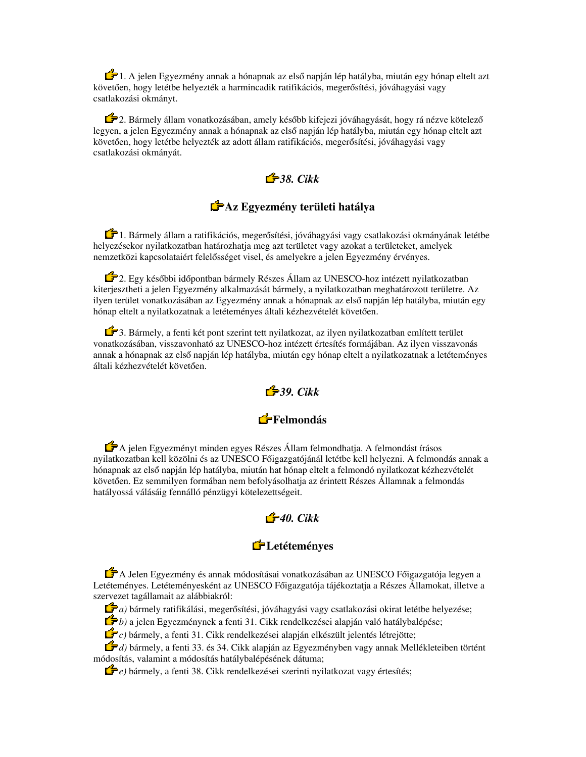1. A jelen Egyezmény annak a hónapnak az első napján lép hatályba, miután egy hónap eltelt azt követően, hogy letétbe helyezték a harmincadik ratifikációs, megerősítési, jóváhagyási vagy csatlakozási okmányt.

2. Bármely állam vonatkozásában, amely később kifejezi jóváhagyását, hogy rá nézve kötelező legyen, a jelen Egyezmény annak a hónapnak az első napján lép hatályba, miután egy hónap eltelt azt követően, hogy letétbe helyezték az adott állam ratifikációs, megerősítési, jóváhagyási vagy csatlakozási okmányát.

### *38. Cikk*

### Az Egyezmény területi hatálya

1. Bármely állam a ratifikációs, megerősítési, jóváhagyási vagy csatlakozási okmányának letétbe helyezésekor nyilatkozatban határozhatja meg azt területet vagy azokat a területeket, amelyek nemzetközi kapcsolataiért felelősséget visel, és amelyekre a jelen Egyezmény érvényes.

2. Egy későbbi időpontban bármely Részes Állam az UNESCO-hoz intézett nyilatkozatban kiterjesztheti a jelen Egyezmény alkalmazását bármely, a nyilatkozatban meghatározott területre. Az ilyen terület vonatkozásában az Egyezmény annak a hónapnak az első napján lép hatályba, miután egy hónap eltelt a nyilatkozatnak a letéteményes általi kézhezvételét követően.

3. Bármely, a fenti két pont szerint tett nyilatkozat, az ilyen nyilatkozatban említett terület vonatkozásában, visszavonható az UNESCO-hoz intézett értesítés formájában. Az ilyen visszavonás annak a hónapnak az első napján lép hatályba, miután egy hónap eltelt a nyilatkozatnak a letéteményes általi kézhezvételét követően.

### *39. Cikk*

### Felmondás

A jelen Egyezményt minden egyes Részes Állam felmondhatja. A felmondást írásos nyilatkozatban kell közölni és az UNESCO Főigazgatójánál letétbe kell helyezni. A felmondás annak a hónapnak az első napján lép hatályba, miután hat hónap eltelt a felmondó nyilatkozat kézhezvételét követően. Ez semmilyen formában nem befolyásolhatja az érintett Részes Államnak a felmondás hatályossá válásáig fennálló pénzügyi kötelezettségeit.

### *40. Cikk*

### Letéteményes

A Jelen Egyezmény és annak módosításai vonatkozásában az UNESCO Főigazgatója legyen a Letéteményes. Letéteményesként az UNESCO Főigazgatója tájékoztatja a Részes Államokat, illetve a szervezet tagállamait az alábbiakról:

*a)* bármely ratifikálási, megerősítési, jóváhagyási vagy csatlakozási okirat letétbe helyezése;

*b)* a jelen Egyezménynek a fenti 31. Cikk rendelkezései alapján való hatálybalépése;

*c)* bármely, a fenti 31. Cikk rendelkezései alapján elkészült jelentés létrejötte;

*d)* bármely, a fenti 33. és 34. Cikk alapján az Egyezményben vagy annak Mellékleteiben történt módosítás, valamint a módosítás hatálybalépésének dátuma;

*e)* bármely, a fenti 38. Cikk rendelkezései szerinti nyilatkozat vagy értesítés;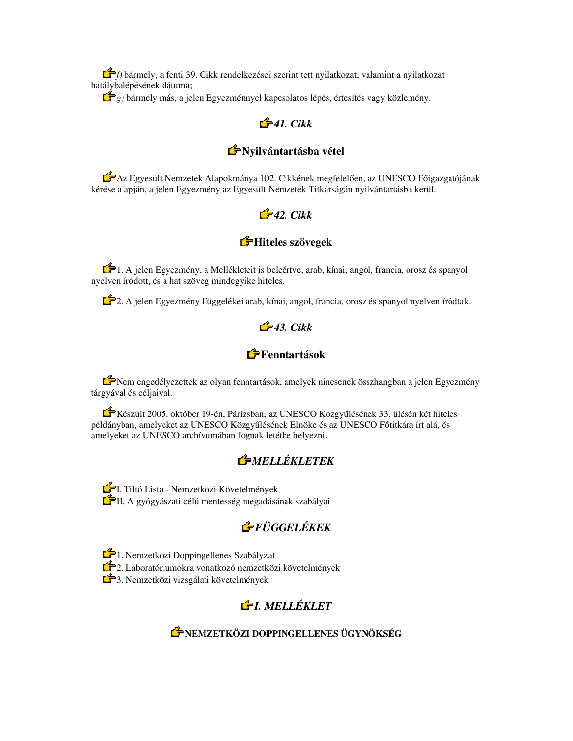*f)* bármely, a fenti 39. Cikk rendelkezései szerint tett nyilatkozat, valamint a nyilatkozat hatálybalépésének dátuma;
*g)* bármely más, a jelen Egyezménnyel kapcsolatos lépés, értesítés vagy közlemény.

## *41. Cikk*

## Nyilvántartásba vétel

Az Egyesült Nemzetek Alapokmánya 102. Cikkének megfelelően, az UNESCO Főigazgatójának kérése alapján, a jelen Egyezmény az Egyesült Nemzetek Titkárságán nyilvántartásba kerül.

## *42. Cikk*

## Hiteles szövegek

1. A jelen Egyezmény, a Mellékleteit is beleértve, arab, kínai, angol, francia, orosz és spanyol nyelven íródott, és a hat szöveg mindegyike hiteles.

2. A jelen Egyezmény Függelékei arab, kínai, angol, francia, orosz és spanyol nyelven íródtak.

## *43. Cikk*

## Fenntartások

Nem engedélyezettek az olyan fenntartások, amelyek nincsenek összhangban a jelen Egyezmény tárgyával és céljaival.

Készült 2005. október 19-én, Párizsban, az UNESCO Közgyűlésének 33. ülésén két hiteles példányban, amelyeket az UNESCO Közgyűlésének Elnöke és az UNESCO Főtitkára írt alá, és amelyeket az UNESCO archívumában fognak letétbe helyezni.

## *MELLÉKLETEK*

I. Tiltó Lista - Nemzetközi Követelmények
II. A gyógyászati célú mentesség megadásának szabályai

## *FÜGGELÉKEK*

1. Nemzetközi Doppingellenes Szabályzat
2. Laboratóriumokra vonatkozó nemzetközi követelmények
3. Nemzetközi vizsgálati követelmények

## *I. MELLÉKLET*

### NEMZETKÖZI DOPPINGELLENES ÜGYNÖKSÉG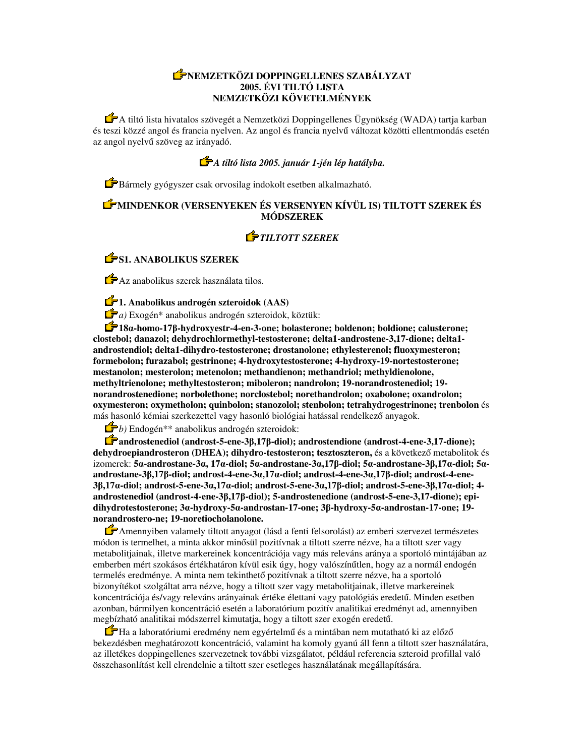# NEMZETKÖZI DOPPINGELLENES SZABÁLYZAT
# 2005. ÉVI TILTÓ LISTA
# NEMZETKÖZI KÖVETELMÉNYEK

A tiltó lista hivatalos szövegét a Nemzetközi Doppingellenes Ügynökség (WADA) tartja karban és teszi közzé angol és francia nyelven. Az angol és francia nyelvű változat közötti ellentmondás esetén az angol nyelvű szöveg az irányadó.

***A tiltó lista 2005. január 1-jén lép hatályba.***

Bármely gyógyszer csak orvosilag indokolt esetben alkalmazható.

## MINDENKOR (VERSENYEKEN ÉS VERSENYEN KÍVÜL IS) TILTOTT SZEREK ÉS MÓDSZEREK

### *TILTOTT SZEREK*

### S1. ANABOLIKUS SZEREK

Az anabolikus szerek használata tilos.

**1. Anabolikus androgén szteroidok (AAS)**

*a)* Exogén* anabolikus androgén szteroidok, köztük:

**18α-homo-17β-hydroxyestr-4-en-3-one; bolasterone; boldenon; boldione; calusterone; clostebol; danazol; dehydrochlormethyl-testosterone; delta1-androstene-3,17-dione; delta1-androstendiol; delta1-dihydro-testosterone; drostanolone; ethylesterenol; fluoxymesteron; formebolon; furazabol; gestrinone; 4-hydroxytestosterone; 4-hydroxy-19-nortestosterone; mestanolon; mesterolon; metenolon; methandienon; methandriol; methyldienolone, methyltrienolone; methyltestosteron; miboleron; nandrolon; 19-norandrostenediol; 19-norandrostenedione; norbolethone; norclostebol; norethandrolon; oxabolone; oxandrolon; oxymesteron; oxymetholon; quinbolon; stanozolol; stenbolon; tetrahydrogestrinone; trenbolon** és más hasonló kémiai szerkezettel vagy hasonló biológiai hatással rendelkező anyagok.

*b)* Endogén** anabolikus androgén szteroidok:

**androstenediol (androst-5-ene-3β,17β-diol); androstendione (androst-4-ene-3,17-dione); dehydroepiandrosteron (DHEA); dihydro-testosteron; tesztoszteron,** és a következő metabolitok és izomerek: **5α-androstane-3α, 17α-diol; 5α-androstane-3α,17β-diol; 5α-androstane-3β,17α-diol; 5α-androstane-3β,17β-diol; androst-4-ene-3α,17α-diol; androst-4-ene-3α,17β-diol; androst-4-ene-3β,17α-diol; androst-5-ene-3α,17α-diol; androst-5-ene-3α,17β-diol; androst-5-ene-3β,17α-diol; 4-androstenediol (androst-4-ene-3β,17β-diol); 5-androstenedione (androst-5-ene-3,17-dione); epi-dihydrotestosterone; 3α-hydroxy-5α-androstan-17-one; 3β-hydroxy-5α-androstan-17-one; 19-norandrostero-ne; 19-noretiocholanolone.**

Amennyiben valamely tiltott anyagot (lásd a fenti felsorolást) az emberi szervezet természetes módon is termelhet, a minta akkor minősül pozitívnak a tiltott szerre nézve, ha a tiltott szer vagy metabolitjainak, illetve markereinek koncentrációja vagy más releváns aránya a sportoló mintájában az emberben mért szokásos értékhatáron kívül esik úgy, hogy valószínűtlen, hogy az a normál endogén termelés eredménye. A minta nem tekinthető pozitívnak a tiltott szerre nézve, ha a sportoló bizonyítékot szolgáltat arra nézve, hogy a tiltott szer vagy metabolitjainak, illetve markereinek koncentrációja és/vagy releváns arányainak értéke élettani vagy patológiás eredetű. Minden esetben azonban, bármilyen koncentráció esetén a laboratórium pozitív analitikai eredményt ad, amennyiben megbízható analitikai módszerrel kimutatja, hogy a tiltott szer exogén eredetű.

Ha a laboratóriumi eredmény nem egyértelmű és a mintában nem mutatható ki az előző bekezdésben meghatározott koncentráció, valamint ha komoly gyanú áll fenn a tiltott szer használatára, az illetékes doppingellenes szervezetnek további vizsgálatot, például referencia szteroid profillal való összehasonlítást kell elrendelnie a tiltott szer esetleges használatának megállapítására.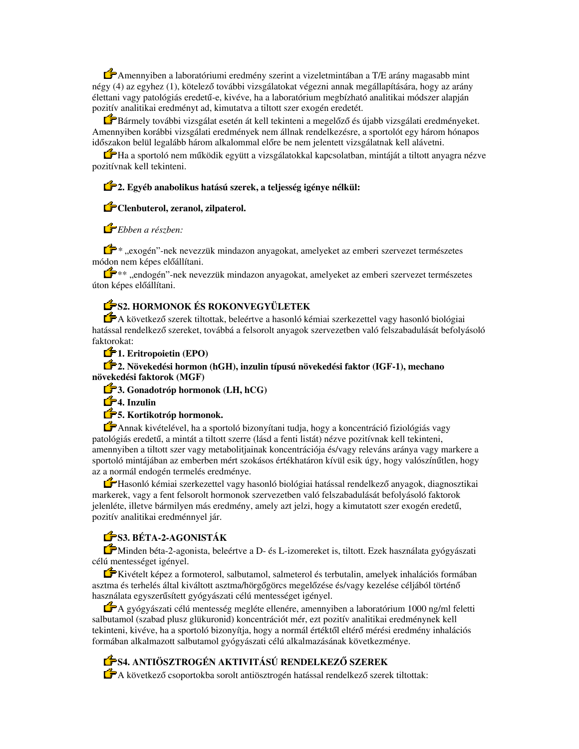Amennyiben a laboratóriumi eredmény szerint a vizeletmintában a T/E arány magasabb mint négy (4) az egyhez (1), kötelező további vizsgálatokat végezni annak megállapítására, hogy az arány élettani vagy patológiás eredetű-e, kivéve, ha a laboratórium megbízható analitikai módszer alapján pozitív analitikai eredményt ad, kimutatva a tiltott szer exogén eredetét.

Bármely további vizsgálat esetén át kell tekinteni a megelőző és újabb vizsgálati eredményeket. Amennyiben korábbi vizsgálati eredmények nem állnak rendelkezésre, a sportolót egy három hónapos időszakon belül legalább három alkalommal előre be nem jelentett vizsgálatnak kell alávetni.

Ha a sportoló nem működik együtt a vizsgálatokkal kapcsolatban, mintáját a tiltott anyagra nézve pozitívnak kell tekinteni.

**2. Egyéb anabolikus hatású szerek, a teljesség igénye nélkül:**

**Clenbuterol, zeranol, zilpaterol.**

*Ebben a részben:*

* „exogén"-nek nevezzük mindazon anyagokat, amelyeket az emberi szervezet természetes módon nem képes előállítani.

** „endogén"-nek nevezzük mindazon anyagokat, amelyeket az emberi szervezet természetes úton képes előállítani.

## S2. HORMONOK ÉS ROKONVEGYÜLETEK

A következő szerek tiltottak, beleértve a hasonló kémiai szerkezettel vagy hasonló biológiai hatással rendelkező szereket, továbbá a felsorolt anyagok szervezetben való felszabadulását befolyásoló faktorokat:

**1. Eritropoietin (EPO)**

**2. Növekedési hormon (hGH), inzulin típusú növekedési faktor (IGF-1), mechano növekedési faktorok (MGF)**

**3. Gonadotróp hormonok (LH, hCG)**

**4. Inzulin**

**5. Kortikotróp hormonok.**

Annak kivételével, ha a sportoló bizonyítani tudja, hogy a koncentráció fiziológiás vagy patológiás eredetű, a mintát a tiltott szerre (lásd a fenti listát) nézve pozitívnak kell tekinteni, amennyiben a tiltott szer vagy metabolitjainak koncentrációja és/vagy releváns aránya vagy markere a sportoló mintájában az emberben mért szokásos értékhatáron kívül esik úgy, hogy valószínűtlen, hogy az a normál endogén termelés eredménye.

Hasonló kémiai szerkezettel vagy hasonló biológiai hatással rendelkező anyagok, diagnosztikai markerek, vagy a fent felsorolt hormonok szervezetben való felszabadulását befolyásoló faktorok jelenléte, illetve bármilyen más eredmény, amely azt jelzi, hogy a kimutatott szer exogén eredetű, pozitív analitikai eredménnyel jár.

## S3. BÉTA-2-AGONISTÁK

Minden béta-2-agonista, beleértve a D- és L-izomereket is, tiltott. Ezek használata gyógyászati célú mentességet igényel.

Kivételt képez a formoterol, salbutamol, salmeterol és terbutalin, amelyek inhalációs formában asztma és terhelés által kiváltott asztma/hörgőgörcs megelőzése és/vagy kezelése céljából történő használata egyszerűsített gyógyászati célú mentességet igényel.

A gyógyászati célú mentesség megléte ellenére, amennyiben a laboratórium 1000 ng/ml feletti salbutamol (szabad plusz glükuronid) koncentrációt mér, ezt pozitív analitikai eredménynek kell tekinteni, kivéve, ha a sportoló bizonyítja, hogy a normál értéktől eltérő mérési eredmény inhalációs formában alkalmazott salbutamol gyógyászati célú alkalmazásának következménye.

## S4. ANTIÖSZTROGÉN AKTIVITÁSÚ RENDELKEZŐ SZEREK

A következő csoportokba sorolt antiösztrogén hatással rendelkező szerek tiltottak: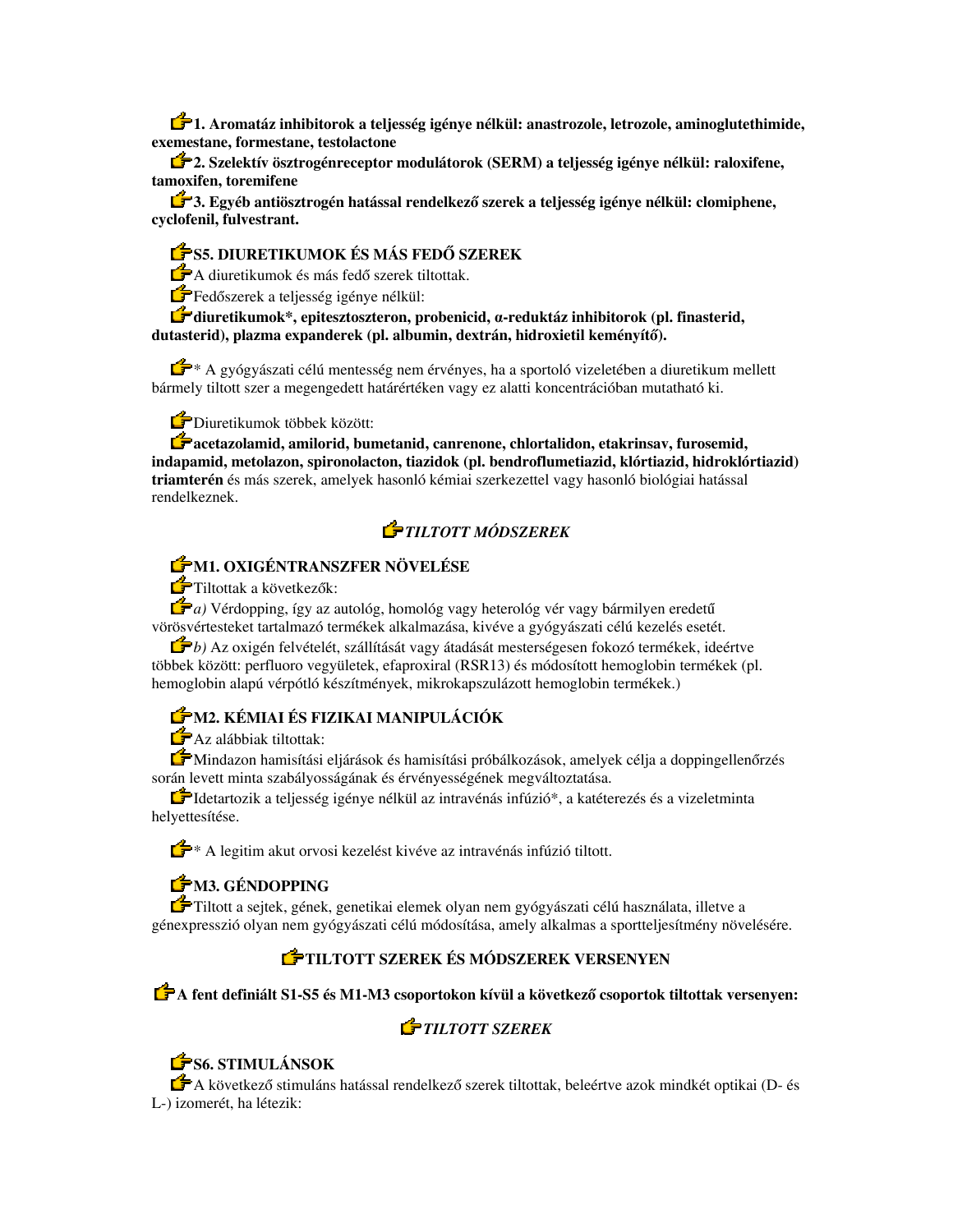**1. Aromatáz inhibitorok a teljesség igénye nélkül: anastrozole, letrozole, aminoglutethimide, exemestane, formestane, testolactone**

**2. Szelektív ösztrogénreceptor modulátorok (SERM) a teljesség igénye nélkül: raloxifene, tamoxifen, toremifene**

**3. Egyéb antiösztrogén hatással rendelkező szerek a teljesség igénye nélkül: clomiphene, cyclofenil, fulvestrant.**

**S5. DIURETIKUMOK ÉS MÁS FEDŐ SZEREK**

A diuretikumok és más fedő szerek tiltottak.

Fedőszerek a teljesség igénye nélkül:

**diuretikumok*, epitesztoszteron, probenicid, α-reduktáz inhibitorok (pl. finasterid, dutasterid), plazma expanderek (pl. albumin, dextrán, hidroxietil keményítő).**

* A gyógyászati célú mentesség nem érvényes, ha a sportoló vizeletében a diuretikum mellett bármely tiltott szer a megengedett határértéken vagy ez alatti koncentrációban mutatható ki.

Diuretikumok többek között:

**acetazolamid, amilorid, bumetanid, canrenone, chlortalidon, etakrinsav, furosemid, indapamid, metolazon, spironolacton, tiazidok (pl. bendroflumetiazid, klórtiazid, hidroklórtiazid) triamterén** és más szerek, amelyek hasonló kémiai szerkezettel vagy hasonló biológiai hatással rendelkeznek.

***TILTOTT MÓDSZEREK***

**M1. OXIGÉNTRANSZFER NÖVELÉSE**

Tiltottak a következők:

*a)* Vérdopping, így az autológ, homológ vagy heterológ vér vagy bármilyen eredetű vörösvértesteket tartalmazó termékek alkalmazása, kivéve a gyógyászati célú kezelés esetét.

*b)* Az oxigén felvételét, szállítását vagy átadását mesterségesen fokozó termékek, ideértve többek között: perfluoro vegyületek, efaproxiral (RSR13) és módosított hemoglobin termékek (pl. hemoglobin alapú vérpótló készítmények, mikrokapszulázott hemoglobin termékek.)

**M2. KÉMIAI ÉS FIZIKAI MANIPULÁCIÓK**

Az alábbiak tiltottak:

Mindazon hamisítási eljárások és hamisítási próbálkozások, amelyek célja a doppingellenőrzés során levett minta szabályosságának és érvényességének megváltoztatása.

Idetartozik a teljesség igénye nélkül az intravénás infúzió*, a katéterezés és a vizeletminta helyettesítése.

* A legitim akut orvosi kezelést kivéve az intravénás infúzió tiltott.

**M3. GÉNDOPPING**

Tiltott a sejtek, gének, genetikai elemek olyan nem gyógyászati célú használata, illetve a génexpresszió olyan nem gyógyászati célú módosítása, amely alkalmas a sportteljesítmény növelésére.

**TILTOTT SZEREK ÉS MÓDSZEREK VERSENYEN**

**A fent definiált S1-S5 és M1-M3 csoportokon kívül a következő csoportok tiltottak versenyen:**

***TILTOTT SZEREK***

**S6. STIMULÁNSOK**

A következő stimuláns hatással rendelkező szerek tiltottak, beleértve azok mindkét optikai (D- és L-) izomerét, ha létezik: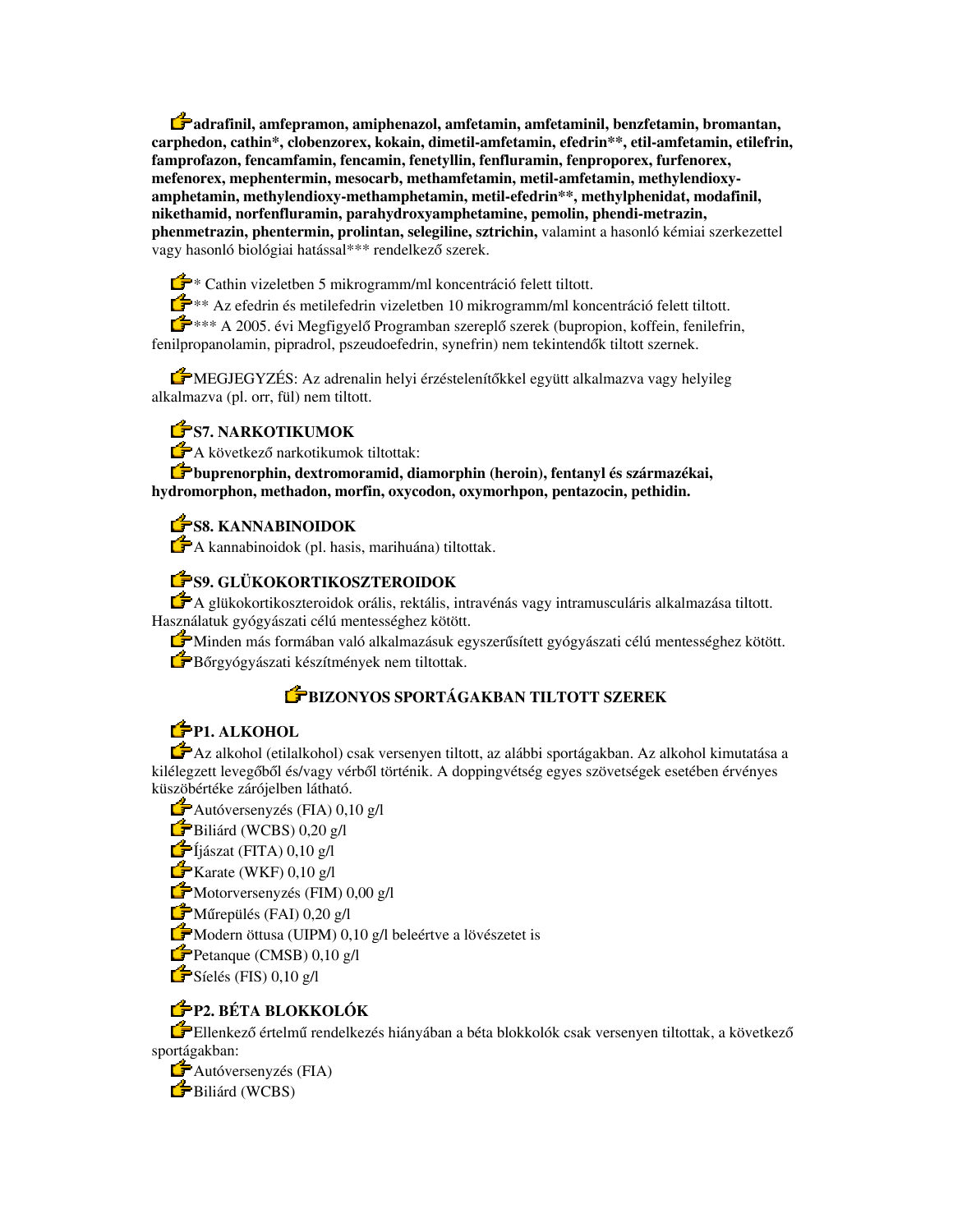**adrafinil, amfepramon, amiphenazol, amfetamin, amfetaminil, benzfetamin, bromantan, carphedon, cathin*, clobenzorex, kokain, dimetil-amfetamin, efedrin**, etil-amfetamin, etilefrin, famprofazon, fencamfamin, fencamin, fenetyllin, fenfluramin, fenproporex, furfenorex, mefenorex, mephentermin, mesocarb, methamfetamin, metil-amfetamin, methylendioxy-amphetamin, methylendioxy-methamphetamin, metil-efedrin**, methylphenidat, modafinil, nikethamid, norfenfluramin, parahydroxyamphetamine, pemolin, phendi-metrazin, phenmetrazin, phentermin, prolintan, selegiline, sztrichin,** valamint a hasonló kémiai szerkezettel vagy hasonló biológiai hatással*** rendelkező szerek.

* Cathin vizeletben 5 mikrogramm/ml koncentráció felett tiltott.

** Az efedrin és metilefedrin vizeletben 10 mikrogramm/ml koncentráció felett tiltott.

*** A 2005. évi Megfigyelő Programban szereplő szerek (bupropion, koffein, fenilefrin, fenilpropanolamin, pipradrol, pszeudoefedrin, synefrin) nem tekintendők tiltott szernek.

MEGJEGYZÉS: Az adrenalin helyi érzéstelenítőkkel együtt alkalmazva vagy helyileg alkalmazva (pl. orr, fül) nem tiltott.

## S7. NARKOTIKUMOK

A következő narkotikumok tiltottak:

**buprenorphin, dextromoramid, diamorphin (heroin), fentanyl és származékai, hydromorphon, methadon, morfin, oxycodon, oxymorhpon, pentazocin, pethidin.**

## S8. KANNABINOIDOK

A kannabinoidok (pl. hasis, marihuána) tiltottak.

## S9. GLÜKOKORTIKOSZTEROIDOK

A glükokortikoszteroidok orális, rektális, intravénás vagy intramusculáris alkalmazása tiltott. Használatuk gyógyászati célú mentességhez kötött.

Minden más formában való alkalmazásuk egyszerűsített gyógyászati célú mentességhez kötött.

Bőrgyógyászati készítmények nem tiltottak.

## BIZONYOS SPORTÁGAKBAN TILTOTT SZEREK

## P1. ALKOHOL

Az alkohol (etilalkohol) csak versenyen tiltott, az alábbi sportágakban. Az alkohol kimutatása a kilélegzett levegőből és/vagy vérből történik. A doppingvétség egyes szövetségek esetében érvényes küszöbértéke zárójelben látható.

- Autóversenyzés (FIA) 0,10 g/l
- Biliárd (WCBS) 0,20 g/l
- Íjászat (FITA) 0,10 g/l
- Karate (WKF) 0,10 g/l
- Motorversenyzés (FIM) 0,00 g/l
- Műrepülés (FAI) 0,20 g/l
- Modern öttusa (UIPM) 0,10 g/l beleértve a lövészetet is
- Petanque (CMSB) 0,10 g/l
- Síelés (FIS) 0,10 g/l

## P2. BÉTA BLOKKOLÓK

Ellenkező értelmű rendelkezés hiányában a béta blokkolók csak versenyen tiltottak, a következő sportágakban:

- Autóversenyzés (FIA)
- Biliárd (WCBS)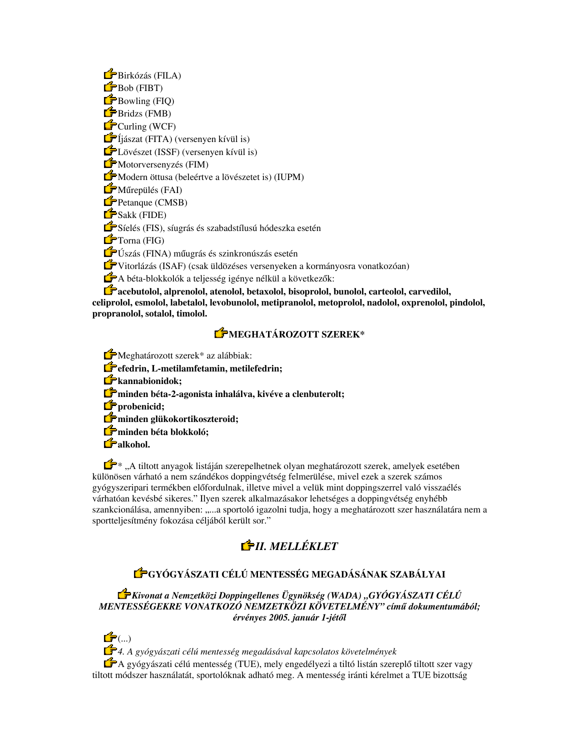- Birkózás (FILA)
- Bob (FIBT)
- Bowling (FIQ)
- Bridzs (FMB)
- Curling (WCF)
- Íjászat (FITA) (versenyen kívül is)
- Lövészet (ISSF) (versenyen kívül is)
- Motorversenyzés (FIM)
- Modern öttusa (beleértve a lövészetet is) (IUPM)
- Műrepülés (FAI)
- Petanque (CMSB)
- Sakk (FIDE)
- Síelés (FIS), síugrás és szabadstílusú hódeszka esetén
- Torna (FIG)
- Úszás (FINA) műugrás és szinkronúszás esetén
- Vitorlázás (ISAF) (csak üldözéses versenyeken a kormányosra vonatkozóan)

A béta-blokkolók a teljesség igénye nélkül a következők:

**acebutolol, alprenolol, atenolol, betaxolol, bisoprolol, bunolol, carteolol, carvedilol, celiprolol, esmolol, labetalol, levobunolol, metipranolol, metoprolol, nadolol, oxprenolol, pindolol, propranolol, sotalol, timolol.**

### MEGHATÁROZOTT SZEREK*

Meghatározott szerek* az alábbiak:

- **efedrin, L-metilamfetamin, metilefedrin;**
- **kannabionidok;**
- **minden béta-2-agonista inhalálva, kivéve a clenbuterolt;**
- **probenicid;**
- **minden glükokortikoszteroid;**
- **minden béta blokkoló;**
- **alkohol.**

* „A tiltott anyagok listáján szerepelhetnek olyan meghatározott szerek, amelyek esetében különösen várható a nem szándékos doppingvétség felmerülése, mivel ezek a szerek számos gyógyszeripari termékben előfordulnak, illetve mivel a velük mint doppingszerrel való visszaélés várhatóan kevésbé sikeres." Ilyen szerek alkalmazásakor lehetséges a doppingvétség enyhébb szankcionálása, amennyiben: „...a sportoló igazolni tudja, hogy a meghatározott szer használatára nem a sportteljesítmény fokozása céljából került sor."

## *II. MELLÉKLET*

### GYÓGYÁSZATI CÉLÚ MENTESSÉG MEGADÁSÁNAK SZABÁLYAI

***Kivonat a Nemzetközi Doppingellenes Ügynökség (WADA) „GYÓGYÁSZATI CÉLÚ MENTESSÉGEKRE VONATKOZÓ NEMZETKÖZI KÖVETELMÉNY" című dokumentumából; érvényes 2005. január 1-jétől***

(...)

*4. A gyógyászati célú mentesség megadásával kapcsolatos követelmények*

A gyógyászati célú mentesség (TUE), mely engedélyezi a tiltó listán szereplő tiltott szer vagy tiltott módszer használatát, sportolóknak adható meg. A mentesség iránti kérelmet a TUE bizottság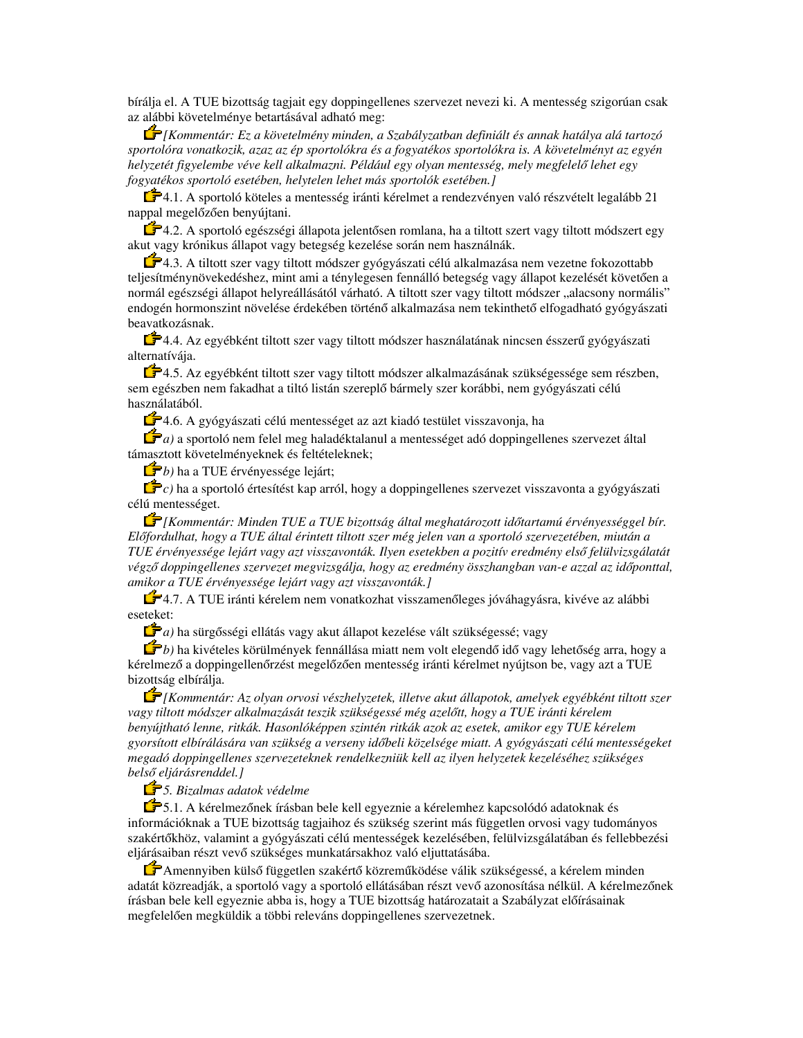bírálja el. A TUE bizottság tagjait egy doppingellenes szervezet nevezi ki. A mentesség szigorúan csak az alábbi követelménye betartásával adható meg:

*[Kommentár: Ez a követelmény minden, a Szabályzatban definiált és annak hatálya alá tartozó sportolóra vonatkozik, azaz az ép sportolókra és a fogyatékos sportolókra is. A követelményt az egyén helyzetét figyelembe véve kell alkalmazni. Például egy olyan mentesség, mely megfelelő lehet egy fogyatékos sportoló esetében, helytelen lehet más sportolók esetében.]*

4.1. A sportoló köteles a mentesség iránti kérelmet a rendezvényen való részvételt legalább 21 nappal megelőzően benyújtani.

4.2. A sportoló egészségi állapota jelentősen romlana, ha a tiltott szert vagy tiltott módszert egy akut vagy krónikus állapot vagy betegség kezelése során nem használnák.

4.3. A tiltott szer vagy tiltott módszer gyógyászati célú alkalmazása nem vezetne fokozottabb teljesítménynövekedéshez, mint ami a ténylegesen fennálló betegség vagy állapot kezelését követően a normál egészségi állapot helyreállításától várható. A tiltott szer vagy tiltott módszer „alacsony normális" endogén hormonszint növelése érdekében történő alkalmazása nem tekinthető elfogadható gyógyászati beavatkozásnak.

4.4. Az egyébként tiltott szer vagy tiltott módszer használatának nincsen ésszerű gyógyászati alternatívája.

4.5. Az egyébként tiltott szer vagy tiltott módszer alkalmazásának szükségessége sem részben, sem egészben nem fakadhat a tiltó listán szereplő bármely szer korábbi, nem gyógyászati célú használatából.

4.6. A gyógyászati célú mentességet az azt kiadó testület visszavonja, ha

*a)* a sportoló nem felel meg haladéktalanul a mentességet adó doppingellenes szervezet által támasztott követelményeknek és feltételeknek;

*b)* ha a TUE érvényessége lejárt;

*c)* ha a sportoló értesítést kap arról, hogy a doppingellenes szervezet visszavonta a gyógyászati célú mentességet.

*[Kommentár: Minden TUE a TUE bizottság által meghatározott időtartamú érvényességgel bír. Előfordulhat, hogy a TUE által érintett tiltott szer még jelen van a sportoló szervezetében, miután a TUE érvényessége lejárt vagy azt visszavonták. Ilyen esetekben a pozitív eredmény első felülvizsgálatát végző doppingellenes szervezet megvizsgálja, hogy az eredmény összhangban van-e azzal az időponttal, amikor a TUE érvényessége lejárt vagy azt visszavonták.]*

4.7. A TUE iránti kérelem nem vonatkozhat visszamenőleges jóváhagyásra, kivéve az alábbi eseteket:

*a)* ha sürgősségi ellátás vagy akut állapot kezelése vált szükségessé; vagy

*b)* ha kivételes körülmények fennállása miatt nem volt elegendő idő vagy lehetőség arra, hogy a kérelmező a doppingellenőrzést megelőzően mentesség iránti kérelmet nyújtson be, vagy azt a TUE bizottság elbírálja.

*[Kommentár: Az olyan orvosi vészhelyzetek, illetve akut állapotok, amelyek egyébként tiltott szer vagy tiltott módszer alkalmazását teszik szükségessé még azelőtt, hogy a TUE iránti kérelem benyújtható lenne, ritkák. Hasonlóképpen szintén ritkák azok az esetek, amikor egy TUE kérelem gyorsított elbírálására van szükség a verseny időbeli közelsége miatt. A gyógyászati célú mentességeket megadó doppingellenes szervezeteknek rendelkezniük kell az ilyen helyzetek kezeléséhez szükséges belső eljárásrenddel.]*

*5. Bizalmas adatok védelme*

5.1. A kérelmezőnek írásban bele kell egyeznie a kérelemhez kapcsolódó adatoknak és információknak a TUE bizottság tagjaihoz és szükség szerint más független orvosi vagy tudományos szakértőkhöz, valamint a gyógyászati célú mentességek kezelésében, felülvizsgálatában és fellebbezési eljárásaiban részt vevő szükséges munkatársakhoz való eljuttatásába.

Amennyiben külső független szakértő közreműködése válik szükségessé, a kérelem minden adatát közreadják, a sportoló vagy a sportoló ellátásában részt vevő azonosítása nélkül. A kérelmezőnek írásban bele kell egyeznie abba is, hogy a TUE bizottság határozatait a Szabályzat előírásainak megfelelően megküldik a többi releváns doppingellenes szervezetnek.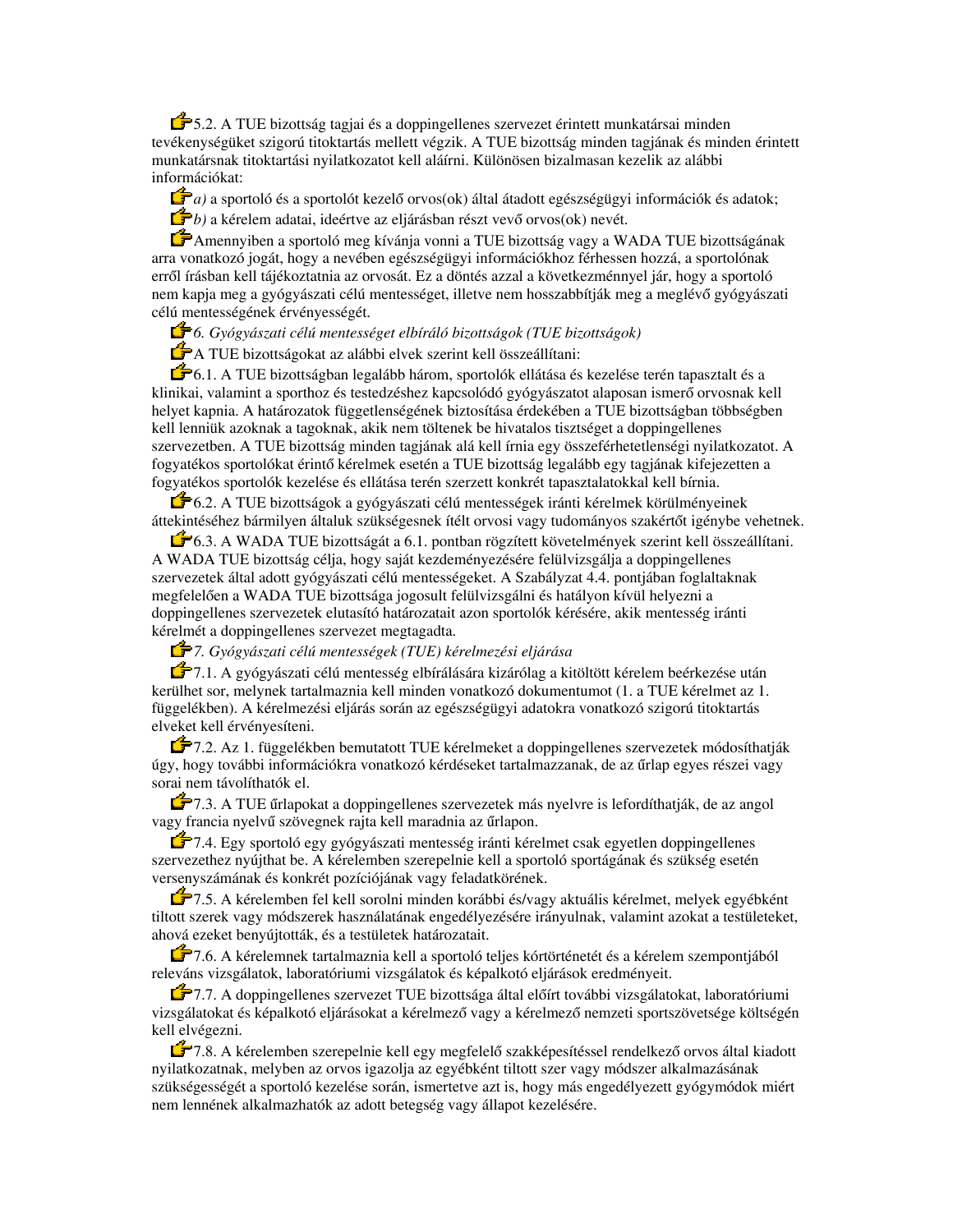5.2. A TUE bizottság tagjai és a doppingellenes szervezet érintett munkatársai minden tevékenységüket szigorú titoktartás mellett végzik. A TUE bizottság minden tagjának és minden érintett munkatársnak titoktartási nyilatkozatot kell aláírni. Különösen bizalmasan kezelik az alábbi információkat:

*a)* a sportoló és a sportolót kezelő orvos(ok) által átadott egészségügyi információk és adatok;

*b)* a kérelem adatai, ideértve az eljárásban részt vevő orvos(ok) nevét.

Amennyiben a sportoló meg kívánja vonni a TUE bizottság vagy a WADA TUE bizottságának arra vonatkozó jogát, hogy a nevében egészségügyi információkhoz férhessen hozzá, a sportolónak erről írásban kell tájékoztatnia az orvosát. Ez a döntés azzal a következménnyel jár, hogy a sportoló nem kapja meg a gyógyászati célú mentességet, illetve nem hosszabbítják meg a meglévő gyógyászati célú mentességének érvényességét.

*6. Gyógyászati célú mentességet elbíráló bizottságok (TUE bizottságok)*

A TUE bizottságokat az alábbi elvek szerint kell összeállítani:

6.1. A TUE bizottságban legalább három, sportolók ellátása és kezelése terén tapasztalt és a klinikai, valamint a sporthoz és testedzéshez kapcsolódó gyógyászatot alaposan ismerő orvosnak kell helyet kapnia. A határozatok függetlenségének biztosítása érdekében a TUE bizottságban többségben kell lenniük azoknak a tagoknak, akik nem töltenek be hivatalos tisztséget a doppingellenes szervezetben. A TUE bizottság minden tagjának alá kell írnia egy összeférhetetlenségi nyilatkozatot. A fogyatékos sportolókat érintő kérelmek esetén a TUE bizottság legalább egy tagjának kifejezetten a fogyatékos sportolók kezelése és ellátása terén szerzett konkrét tapasztalatokkal kell bírnia.

6.2. A TUE bizottságok a gyógyászati célú mentességek iránti kérelmek körülményeinek áttekintéséhez bármilyen általuk szükségesnek ítélt orvosi vagy tudományos szakértőt igénybe vehetnek.

6.3. A WADA TUE bizottságát a 6.1. pontban rögzített követelmények szerint kell összeállítani. A WADA TUE bizottság célja, hogy saját kezdeményezésére felülvizsgálja a doppingellenes szervezetek által adott gyógyászati célú mentességeket. A Szabályzat 4.4. pontjában foglaltaknak megfelelően a WADA TUE bizottsága jogosult felülvizsgálni és hatályon kívül helyezni a doppingellenes szervezetek elutasító határozatait azon sportolók kérésére, akik mentesség iránti kérelmét a doppingellenes szervezet megtagadta.

*7. Gyógyászati célú mentességek (TUE) kérelmezési eljárása*

7.1. A gyógyászati célú mentesség elbírálására kizárólag a kitöltött kérelem beérkezése után kerülhet sor, melynek tartalmaznia kell minden vonatkozó dokumentumot (1. a TUE kérelmet az 1. függelékben). A kérelmezési eljárás során az egészségügyi adatokra vonatkozó szigorú titoktartás elveket kell érvényesíteni.

7.2. Az 1. függelékben bemutatott TUE kérelmeket a doppingellenes szervezetek módosíthatják úgy, hogy további információkra vonatkozó kérdéseket tartalmazzanak, de az űrlap egyes részei vagy sorai nem távolíthatók el.

7.3. A TUE űrlapokat a doppingellenes szervezetek más nyelvre is lefordíthatják, de az angol vagy francia nyelvű szövegnek rajta kell maradnia az űrlapon.

7.4. Egy sportoló egy gyógyászati mentesség iránti kérelmet csak egyetlen doppingellenes szervezethez nyújthat be. A kérelemben szerepelnie kell a sportoló sportágának és szükség esetén versenyszámának és konkrét pozíciójának vagy feladatkörének.

7.5. A kérelemben fel kell sorolni minden korábbi és/vagy aktuális kérelmet, melyek egyébként tiltott szerek vagy módszerek használatának engedélyezésére irányulnak, valamint azokat a testületeket, ahová ezeket benyújtották, és a testületek határozatait.

7.6. A kérelemnek tartalmaznia kell a sportoló teljes kórtörténetét és a kérelem szempontjából releváns vizsgálatok, laboratóriumi vizsgálatok és képalkotó eljárások eredményeit.

7.7. A doppingellenes szervezet TUE bizottsága által előírt további vizsgálatokat, laboratóriumi vizsgálatokat és képalkotó eljárásokat a kérelmező vagy a kérelmező nemzeti sportszövetsége költségén kell elvégezni.

7.8. A kérelemben szerepelnie kell egy megfelelő szakképesítéssel rendelkező orvos által kiadott nyilatkozatnak, melyben az orvos igazolja az egyébként tiltott szer vagy módszer alkalmazásának szükségességét a sportoló kezelése során, ismertetve azt is, hogy más engedélyezett gyógymódok miért nem lennének alkalmazhatók az adott betegség vagy állapot kezelésére.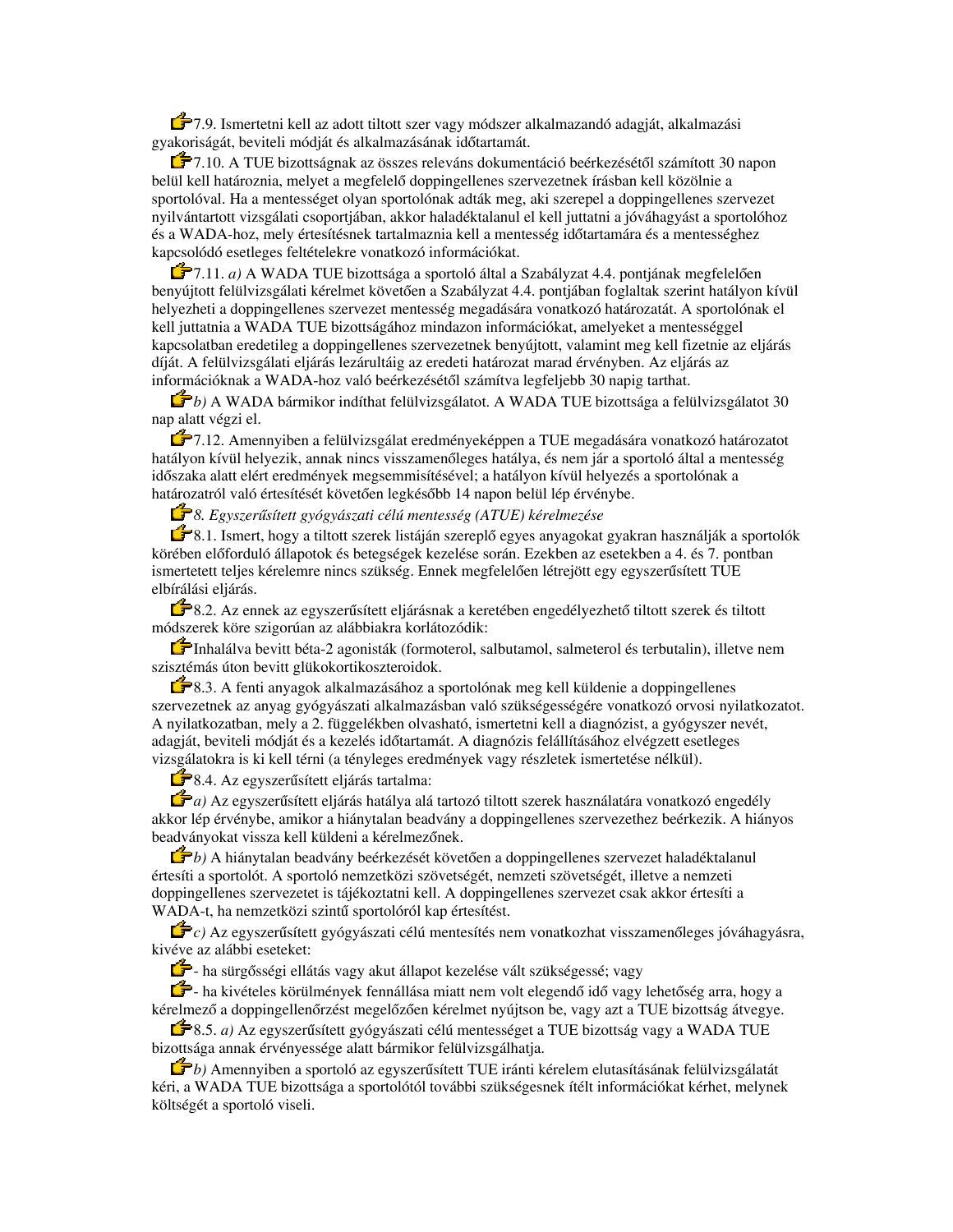7.9. Ismertetni kell az adott tiltott szer vagy módszer alkalmazandó adagját, alkalmazási gyakoriságát, beviteli módját és alkalmazásának időtartamát.

7.10. A TUE bizottságnak az összes releváns dokumentáció beérkezésétől számított 30 napon belül kell határoznia, melyet a megfelelő doppingellenes szervezetnek írásban kell közölnie a sportolóval. Ha a mentességet olyan sportolónak adták meg, aki szerepel a doppingellenes szervezet nyilvántartott vizsgálati csoportjában, akkor haladéktalanul el kell juttatni a jóváhagyást a sportolóhoz és a WADA-hoz, mely értesítésnek tartalmaznia kell a mentesség időtartamára és a mentességhez kapcsolódó esetleges feltételekre vonatkozó információkat.

7.11. *a)* A WADA TUE bizottsága a sportoló által a Szabályzat 4.4. pontjának megfelelően benyújtott felülvizsgálati kérelmet követően a Szabályzat 4.4. pontjában foglaltak szerint hatályon kívül helyezheti a doppingellenes szervezet mentesség megadására vonatkozó határozatát. A sportolónak el kell juttatnia a WADA TUE bizottságához mindazon információkat, amelyeket a mentességgel kapcsolatban eredetileg a doppingellenes szervezetnek benyújtott, valamint meg kell fizetnie az eljárás díját. A felülvizsgálati eljárás lezárultáig az eredeti határozat marad érvényben. Az eljárás az információknak a WADA-hoz való beérkezésétől számítva legfeljebb 30 napig tarthat.

*b)* A WADA bármikor indíthat felülvizsgálatot. A WADA TUE bizottsága a felülvizsgálatot 30 nap alatt végzi el.

7.12. Amennyiben a felülvizsgálat eredményeképpen a TUE megadására vonatkozó határozatot hatályon kívül helyezik, annak nincs visszamenőleges hatálya, és nem jár a sportoló által a mentesség időszaka alatt elért eredmények megsemmisítésével; a hatályon kívül helyezés a sportolónak a határozatról való értesítését követően legkésőbb 14 napon belül lép érvénybe.

*8. Egyszerűsített gyógyászati célú mentesség (ATUE) kérelmezése*

8.1. Ismert, hogy a tiltott szerek listáján szereplő egyes anyagokat gyakran használják a sportolók körében előforduló állapotok és betegségek kezelése során. Ezekben az esetekben a 4. és 7. pontban ismertetett teljes kérelemre nincs szükség. Ennek megfelelően létrejött egy egyszerűsített TUE elbírálási eljárás.

8.2. Az ennek az egyszerűsített eljárásnak a keretében engedélyezhető tiltott szerek és tiltott módszerek köre szigorúan az alábbiakra korlátozódik:

Inhalálva bevitt béta-2 agonisták (formoterol, salbutamol, salmeterol és terbutalin), illetve nem szisztémás úton bevitt glükokortikoszteroidok.

8.3. A fenti anyagok alkalmazásához a sportolónak meg kell küldenie a doppingellenes szervezetnek az anyag gyógyászati alkalmazásban való szükségességére vonatkozó orvosi nyilatkozatot. A nyilatkozatban, mely a 2. függelékben olvasható, ismertetni kell a diagnózist, a gyógyszer nevét, adagját, beviteli módját és a kezelés időtartamát. A diagnózis felállításához elvégzett esetleges vizsgálatokra is ki kell térni (a tényleges eredmények vagy részletek ismertetése nélkül).

8.4. Az egyszerűsített eljárás tartalma:

*a)* Az egyszerűsített eljárás hatálya alá tartozó tiltott szerek használatára vonatkozó engedély akkor lép érvénybe, amikor a hiánytalan beadvány a doppingellenes szervezethez beérkezik. A hiányos beadványokat vissza kell küldeni a kérelmezőnek.

*b)* A hiánytalan beadvány beérkezését követően a doppingellenes szervezet haladéktalanul értesíti a sportolót. A sportoló nemzetközi szövetségét, nemzeti szövetségét, illetve a nemzeti doppingellenes szervezetet is tájékoztatni kell. A doppingellenes szervezet csak akkor értesíti a WADA-t, ha nemzetközi szintű sportolóról kap értesítést.

*c)* Az egyszerűsített gyógyászati célú mentesítés nem vonatkozhat visszamenőleges jóváhagyásra, kivéve az alábbi eseteket:

- ha sürgősségi ellátás vagy akut állapot kezelése vált szükségessé; vagy
- ha kivételes körülmények fennállása miatt nem volt elegendő idő vagy lehetőség arra, hogy a kérelmező a doppingellenőrzést megelőzően kérelmet nyújtson be, vagy azt a TUE bizottság átvegye.

8.5. *a)* Az egyszerűsített gyógyászati célú mentességet a TUE bizottság vagy a WADA TUE bizottsága annak érvényessége alatt bármikor felülvizsgálhatja.

*b)* Amennyiben a sportoló az egyszerűsített TUE iránti kérelem elutasításának felülvizsgálatát kéri, a WADA TUE bizottsága a sportolótól további szükségesnek ítélt információkat kérhet, melynek költségét a sportoló viseli.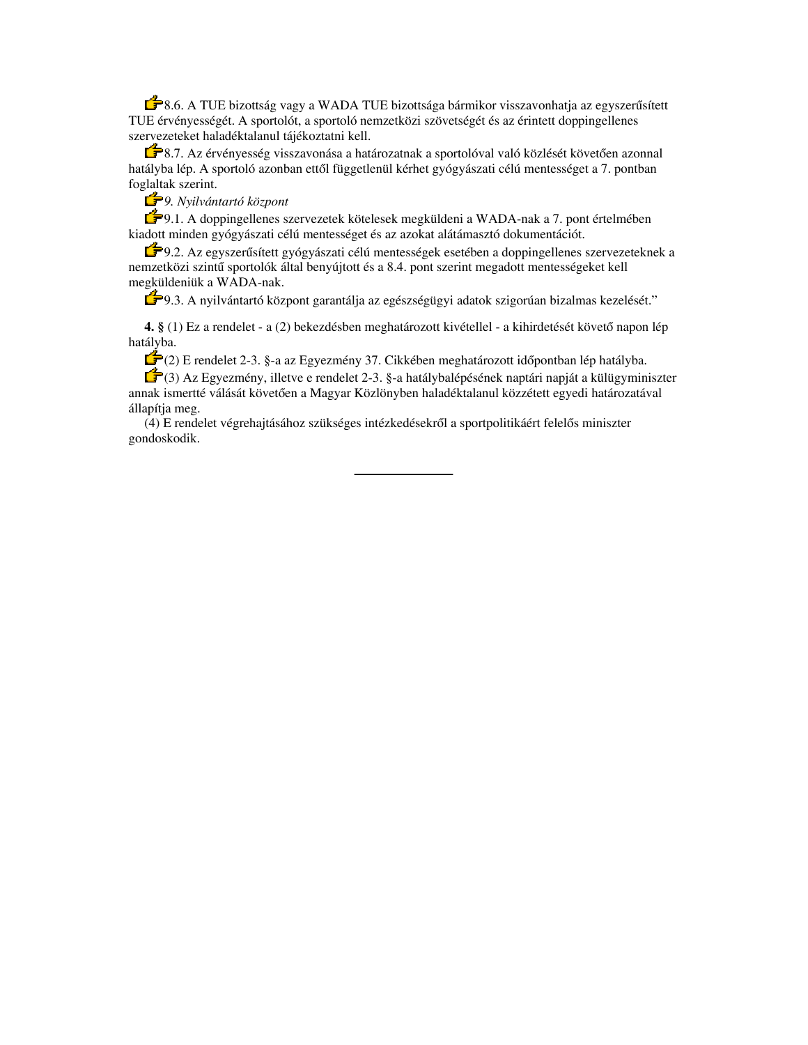8.6. A TUE bizottság vagy a WADA TUE bizottsága bármikor visszavonhatja az egyszerűsített TUE érvényességét. A sportolót, a sportoló nemzetközi szövetségét és az érintett doppingellenes szervezeteket haladéktalanul tájékoztatni kell.

8.7. Az érvényesség visszavonása a határozatnak a sportolóval való közlését követően azonnal hatályba lép. A sportoló azonban ettől függetlenül kérhet gyógyászati célú mentességet a 7. pontban foglaltak szerint.

*9. Nyilvántartó központ*

9.1. A doppingellenes szervezetek kötelesek megküldeni a WADA-nak a 7. pont értelmében kiadott minden gyógyászati célú mentességet és az azokat alátámasztó dokumentációt.

9.2. Az egyszerűsített gyógyászati célú mentességek esetében a doppingellenes szervezeteknek a nemzetközi szintű sportolók által benyújtott és a 8.4. pont szerint megadott mentességeket kell megküldeniük a WADA-nak.

9.3. A nyilvántartó központ garantálja az egészségügyi adatok szigorúan bizalmas kezelését.”

**4. §** (1) Ez a rendelet - a (2) bekezdésben meghatározott kivétellel - a kihirdetését követő napon lép hatályba.

(2) E rendelet 2-3. §-a az Egyezmény 37. Cikkében meghatározott időpontban lép hatályba.

(3) Az Egyezmény, illetve e rendelet 2-3. §-a hatálybalépésének naptári napját a külügyminiszter annak ismertté válását követően a Magyar Közlönyben haladéktalanul közzétett egyedi határozatával állapítja meg.

(4) E rendelet végrehajtásához szükséges intézkedésekről a sportpolitikáért felelős miniszter gondoskodik.

---